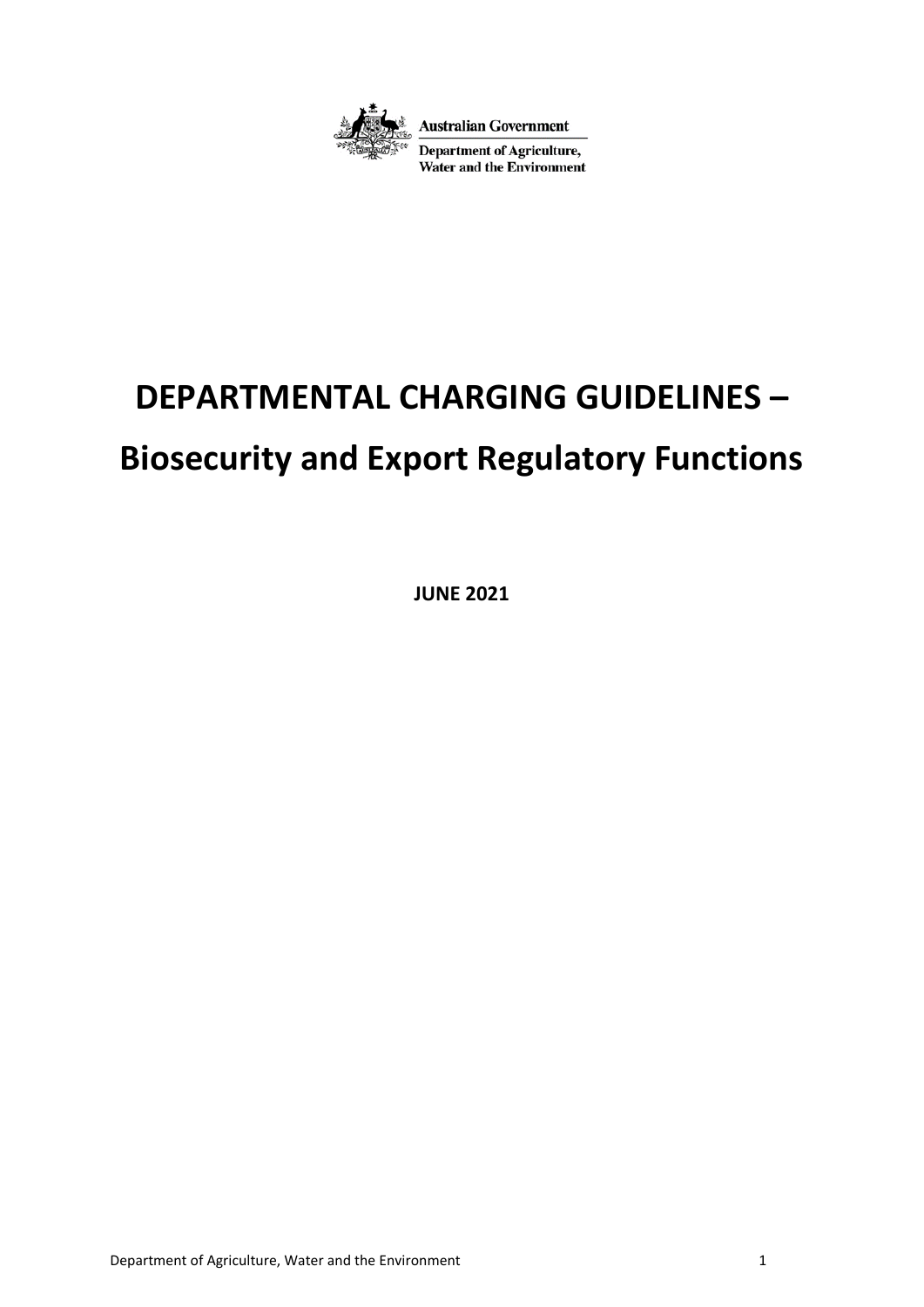Australian Government

Department of Agriculture, Water and the Environment

# DEPARTMENTAL CHARGING GUIDELINES – Biosecurity and Export Regulatory Functions

**JUNE 2021**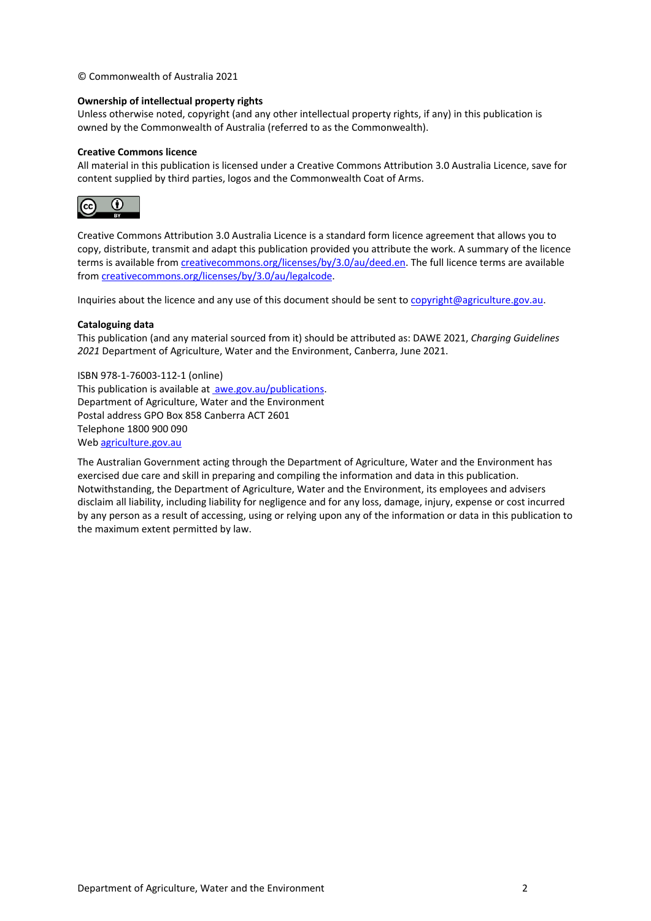© Commonwealth of Australia 2021

**Ownership of intellectual property rights**

Unless otherwise noted, copyright (and any other intellectual property rights, if any) in this publication is owned by the Commonwealth of Australia (referred to as the Commonwealth).

**Creative Commons licence**

All material in this publication is licensed under a Creative Commons Attribution 3.0 Australia Licence, save for content supplied by third parties, logos and the Commonwealth Coat of Arms.

Creative Commons Attribution 3.0 Australia Licence is a standard form licence agreement that allows you to copy, distribute, transmit and adapt this publication provided you attribute the work. A summary of the licence terms is available from [creativecommons.org/licenses/by/3.0/au/deed.en](creativecommons.org/licenses/by/3.0/au/deed.en). The full licence terms are available from [creativecommons.org/licenses/by/3.0/au/legalcode](creativecommons.org/licenses/by/3.0/au/legalcode).

Inquiries about the licence and any use of this document should be sent to [copyright@agriculture.gov.au](mailto:copyright@agriculture.gov.au).

**Cataloguing data**

This publication (and any material sourced from it) should be attributed as: DAWE 2021, *Charging Guidelines 2021* Department of Agriculture, Water and the Environment, Canberra, June 2021.

ISBN 978-1-76003-112-1 (online)
This publication is available at [awe.gov.au/publications](awe.gov.au/publications).
Department of Agriculture, Water and the Environment
Postal address GPO Box 858 Canberra ACT 2601
Telephone 1800 900 090
Web [agriculture.gov.au](agriculture.gov.au)

The Australian Government acting through the Department of Agriculture, Water and the Environment has exercised due care and skill in preparing and compiling the information and data in this publication. Notwithstanding, the Department of Agriculture, Water and the Environment, its employees and advisers disclaim all liability, including liability for negligence and for any loss, damage, injury, expense or cost incurred by any person as a result of accessing, using or relying upon any of the information or data in this publication to the maximum extent permitted by law.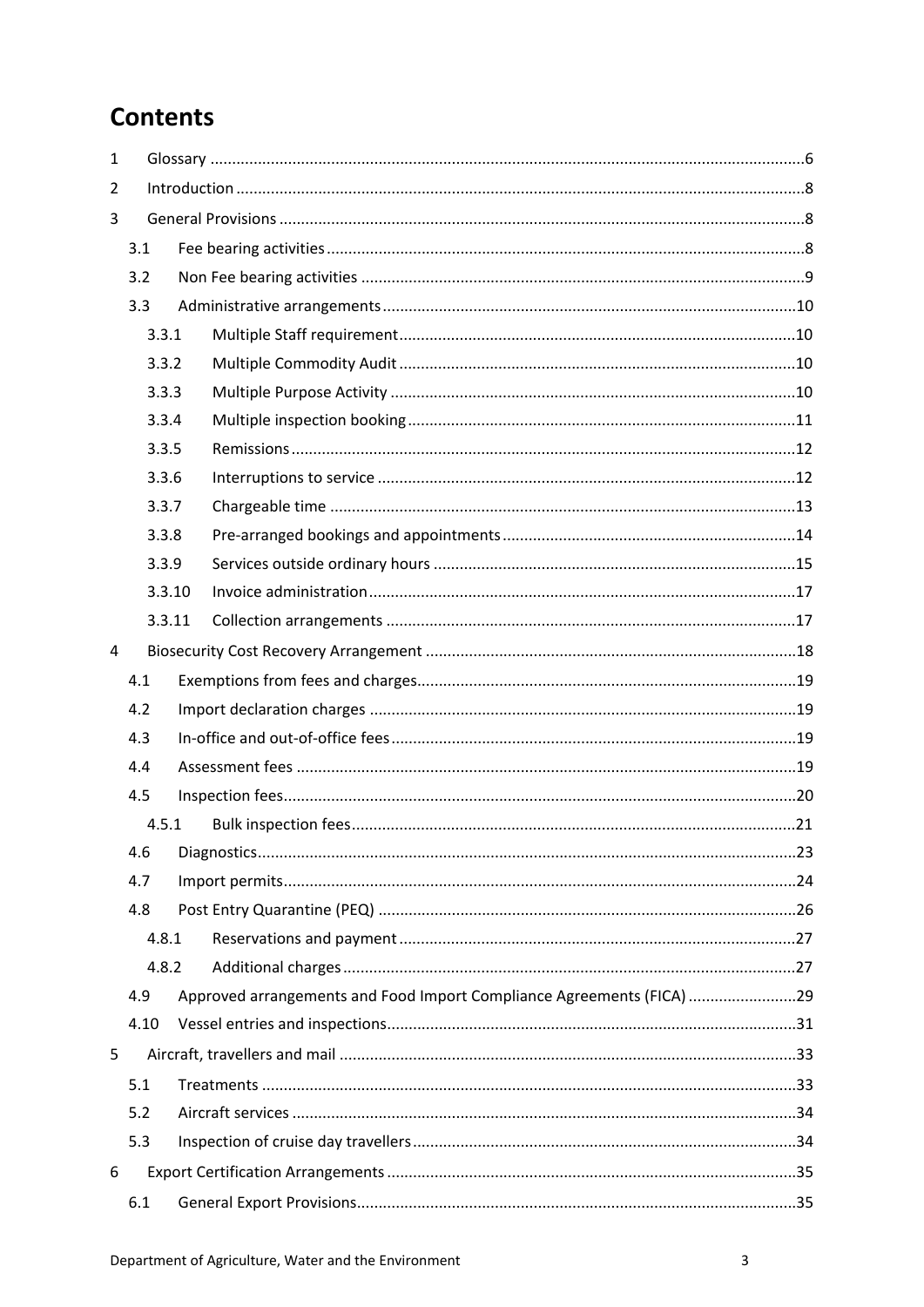# Contents

- 1 Glossary ... 6
- 2 Introduction ... 8
- 3 General Provisions ... 8
  - 3.1 Fee bearing activities ... 8
  - 3.2 Non Fee bearing activities ... 9
  - 3.3 Administrative arrangements ... 10
    - 3.3.1 Multiple Staff requirement ... 10
    - 3.3.2 Multiple Commodity Audit ... 10
    - 3.3.3 Multiple Purpose Activity ... 10
    - 3.3.4 Multiple inspection booking ... 11
    - 3.3.5 Remissions ... 12
    - 3.3.6 Interruptions to service ... 12
    - 3.3.7 Chargeable time ... 13
    - 3.3.8 Pre-arranged bookings and appointments ... 14
    - 3.3.9 Services outside ordinary hours ... 15
    - 3.3.10 Invoice administration ... 17
    - 3.3.11 Collection arrangements ... 17
- 4 Biosecurity Cost Recovery Arrangement ... 18
  - 4.1 Exemptions from fees and charges ... 19
  - 4.2 Import declaration charges ... 19
  - 4.3 In-office and out-of-office fees ... 19
  - 4.4 Assessment fees ... 19
  - 4.5 Inspection fees ... 20
    - 4.5.1 Bulk inspection fees ... 21
  - 4.6 Diagnostics ... 23
  - 4.7 Import permits ... 24
  - 4.8 Post Entry Quarantine (PEQ) ... 26
    - 4.8.1 Reservations and payment ... 27
    - 4.8.2 Additional charges ... 27
  - 4.9 Approved arrangements and Food Import Compliance Agreements (FICA) ... 29
  - 4.10 Vessel entries and inspections ... 31
- 5 Aircraft, travellers and mail ... 33
  - 5.1 Treatments ... 33
  - 5.2 Aircraft services ... 34
  - 5.3 Inspection of cruise day travellers ... 34
- 6 Export Certification Arrangements ... 35
  - 6.1 General Export Provisions ... 35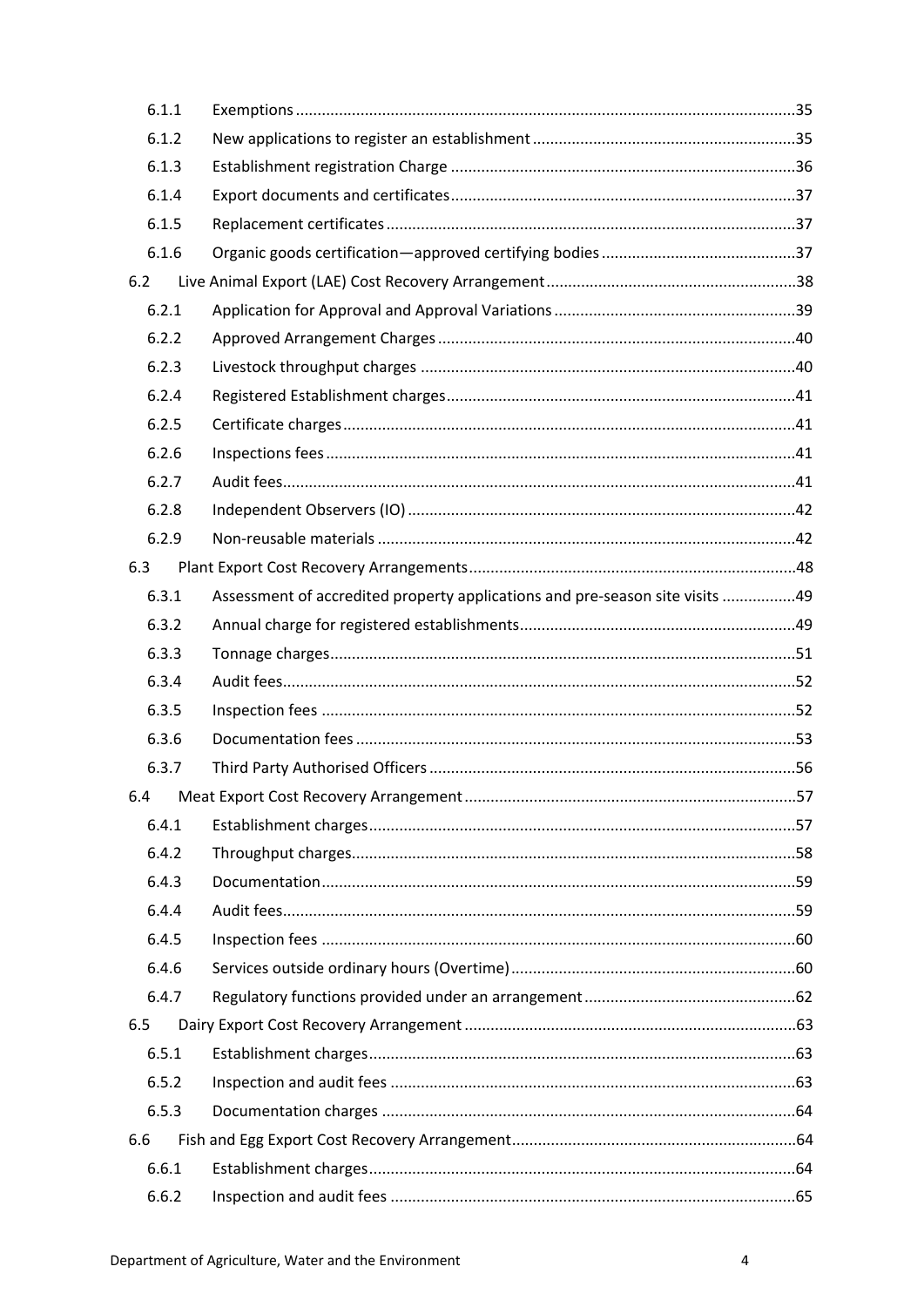6.1.1 Exemptions .......... 35

6.1.2 New applications to register an establishment .......... 35

6.1.3 Establishment registration Charge .......... 36

6.1.4 Export documents and certificates .......... 37

6.1.5 Replacement certificates .......... 37

6.1.6 Organic goods certification—approved certifying bodies .......... 37

6.2 Live Animal Export (LAE) Cost Recovery Arrangement .......... 38

6.2.1 Application for Approval and Approval Variations .......... 39

6.2.2 Approved Arrangement Charges .......... 40

6.2.3 Livestock throughput charges .......... 40

6.2.4 Registered Establishment charges .......... 41

6.2.5 Certificate charges .......... 41

6.2.6 Inspections fees .......... 41

6.2.7 Audit fees .......... 41

6.2.8 Independent Observers (IO) .......... 42

6.2.9 Non-reusable materials .......... 42

6.3 Plant Export Cost Recovery Arrangements .......... 48

6.3.1 Assessment of accredited property applications and pre-season site visits .......... 49

6.3.2 Annual charge for registered establishments .......... 49

6.3.3 Tonnage charges .......... 51

6.3.4 Audit fees .......... 52

6.3.5 Inspection fees .......... 52

6.3.6 Documentation fees .......... 53

6.3.7 Third Party Authorised Officers .......... 56

6.4 Meat Export Cost Recovery Arrangement .......... 57

6.4.1 Establishment charges .......... 57

6.4.2 Throughput charges .......... 58

6.4.3 Documentation .......... 59

6.4.4 Audit fees .......... 59

6.4.5 Inspection fees .......... 60

6.4.6 Services outside ordinary hours (Overtime) .......... 60

6.4.7 Regulatory functions provided under an arrangement .......... 62

6.5 Dairy Export Cost Recovery Arrangement .......... 63

6.5.1 Establishment charges .......... 63

6.5.2 Inspection and audit fees .......... 63

6.5.3 Documentation charges .......... 64

6.6 Fish and Egg Export Cost Recovery Arrangement .......... 64

6.6.1 Establishment charges .......... 64

6.6.2 Inspection and audit fees .......... 65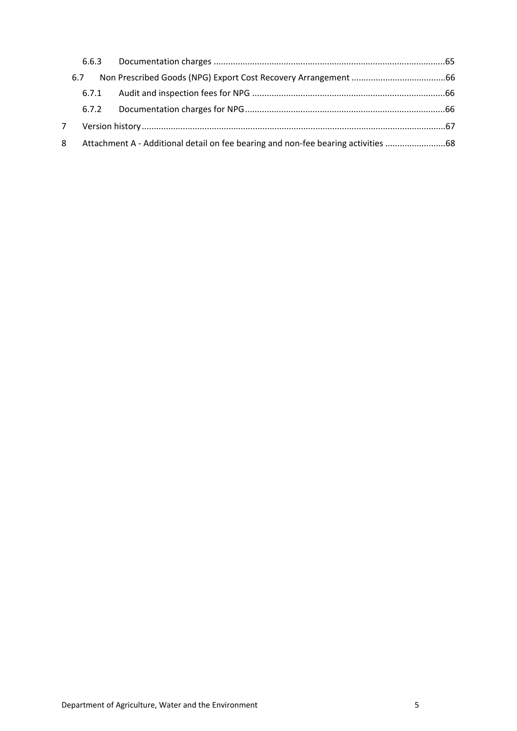6.6.3 Documentation charges ..............................................................................................65

6.7 Non Prescribed Goods (NPG) Export Cost Recovery Arrangement .......................................66

6.7.1 Audit and inspection fees for NPG ...............................................................................66

6.7.2 Documentation charges for NPG..................................................................................66

7 Version history.............................................................................................................................67

8 Attachment A - Additional detail on fee bearing and non-fee bearing activities .........................68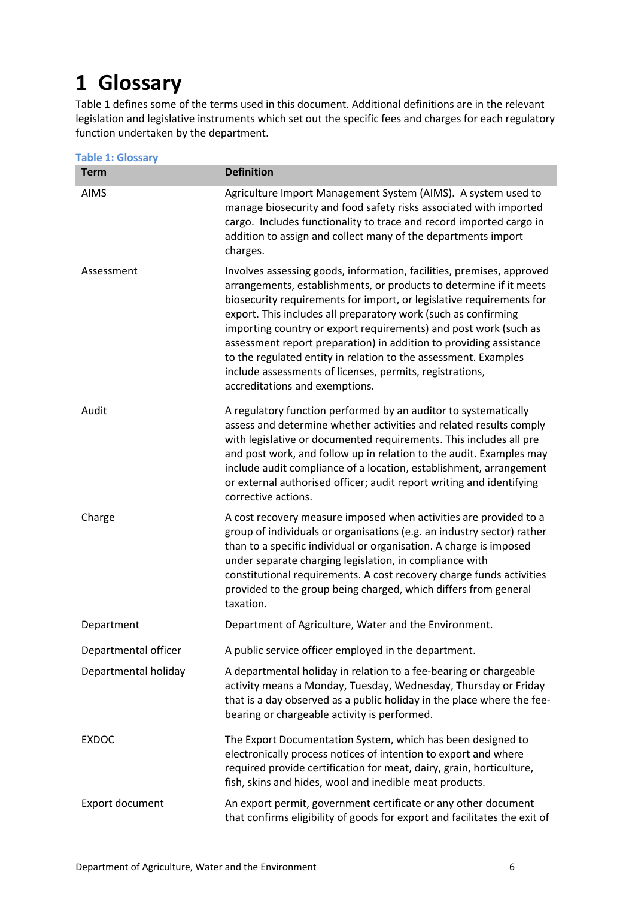# 1 Glossary

Table 1 defines some of the terms used in this document. Additional definitions are in the relevant legislation and legislative instruments which set out the specific fees and charges for each regulatory function undertaken by the department.

**Table 1: Glossary**

| Term | Definition |
|---|---|
| AIMS | Agriculture Import Management System (AIMS). A system used to manage biosecurity and food safety risks associated with imported cargo. Includes functionality to trace and record imported cargo in addition to assign and collect many of the departments import charges. |
| Assessment | Involves assessing goods, information, facilities, premises, approved arrangements, establishments, or products to determine if it meets biosecurity requirements for import, or legislative requirements for export. This includes all preparatory work (such as confirming importing country or export requirements) and post work (such as assessment report preparation) in addition to providing assistance to the regulated entity in relation to the assessment. Examples include assessments of licenses, permits, registrations, accreditations and exemptions. |
| Audit | A regulatory function performed by an auditor to systematically assess and determine whether activities and related results comply with legislative or documented requirements. This includes all pre and post work, and follow up in relation to the audit. Examples may include audit compliance of a location, establishment, arrangement or external authorised officer; audit report writing and identifying corrective actions. |
| Charge | A cost recovery measure imposed when activities are provided to a group of individuals or organisations (e.g. an industry sector) rather than to a specific individual or organisation. A charge is imposed under separate charging legislation, in compliance with constitutional requirements. A cost recovery charge funds activities provided to the group being charged, which differs from general taxation. |
| Department | Department of Agriculture, Water and the Environment. |
| Departmental officer | A public service officer employed in the department. |
| Departmental holiday | A departmental holiday in relation to a fee-bearing or chargeable activity means a Monday, Tuesday, Wednesday, Thursday or Friday that is a day observed as a public holiday in the place where the fee-bearing or chargeable activity is performed. |
| EXDOC | The Export Documentation System, which has been designed to electronically process notices of intention to export and where required provide certification for meat, dairy, grain, horticulture, fish, skins and hides, wool and inedible meat products. |
| Export document | An export permit, government certificate or any other document that confirms eligibility of goods for export and facilitates the exit of |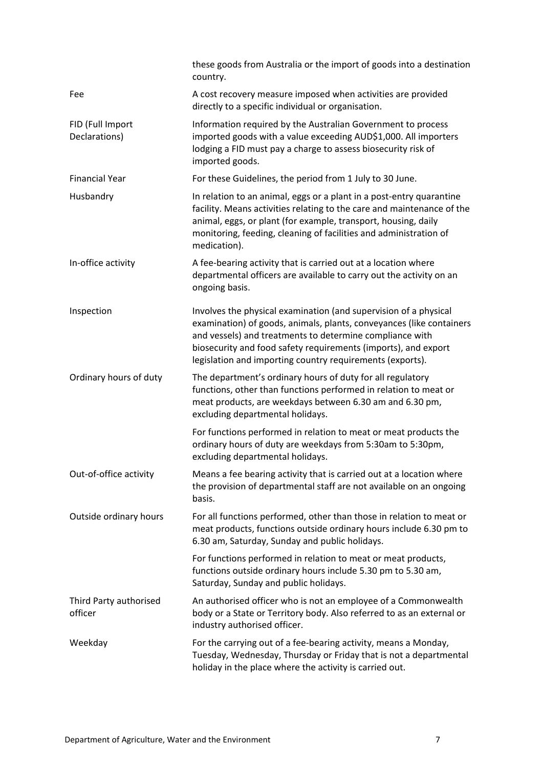| | |
|---|---|
| | these goods from Australia or the import of goods into a destination country. |
| Fee | A cost recovery measure imposed when activities are provided directly to a specific individual or organisation. |
| FID (Full Import Declarations) | Information required by the Australian Government to process imported goods with a value exceeding AUD$1,000. All importers lodging a FID must pay a charge to assess biosecurity risk of imported goods. |
| Financial Year | For these Guidelines, the period from 1 July to 30 June. |
| Husbandry | In relation to an animal, eggs or a plant in a post-entry quarantine facility. Means activities relating to the care and maintenance of the animal, eggs, or plant (for example, transport, housing, daily monitoring, feeding, cleaning of facilities and administration of medication). |
| In-office activity | A fee-bearing activity that is carried out at a location where departmental officers are available to carry out the activity on an ongoing basis. |
| Inspection | Involves the physical examination (and supervision of a physical examination) of goods, animals, plants, conveyances (like containers and vessels) and treatments to determine compliance with biosecurity and food safety requirements (imports), and export legislation and importing country requirements (exports). |
| Ordinary hours of duty | The department's ordinary hours of duty for all regulatory functions, other than functions performed in relation to meat or meat products, are weekdays between 6.30 am and 6.30 pm, excluding departmental holidays.<br><br>For functions performed in relation to meat or meat products the ordinary hours of duty are weekdays from 5:30am to 5:30pm, excluding departmental holidays. |
| Out-of-office activity | Means a fee bearing activity that is carried out at a location where the provision of departmental staff are not available on an ongoing basis. |
| Outside ordinary hours | For all functions performed, other than those in relation to meat or meat products, functions outside ordinary hours include 6.30 pm to 6.30 am, Saturday, Sunday and public holidays.<br><br>For functions performed in relation to meat or meat products, functions outside ordinary hours include 5.30 pm to 5.30 am, Saturday, Sunday and public holidays. |
| Third Party authorised officer | An authorised officer who is not an employee of a Commonwealth body or a State or Territory body. Also referred to as an external or industry authorised officer. |
| Weekday | For the carrying out of a fee-bearing activity, means a Monday, Tuesday, Wednesday, Thursday or Friday that is not a departmental holiday in the place where the activity is carried out. |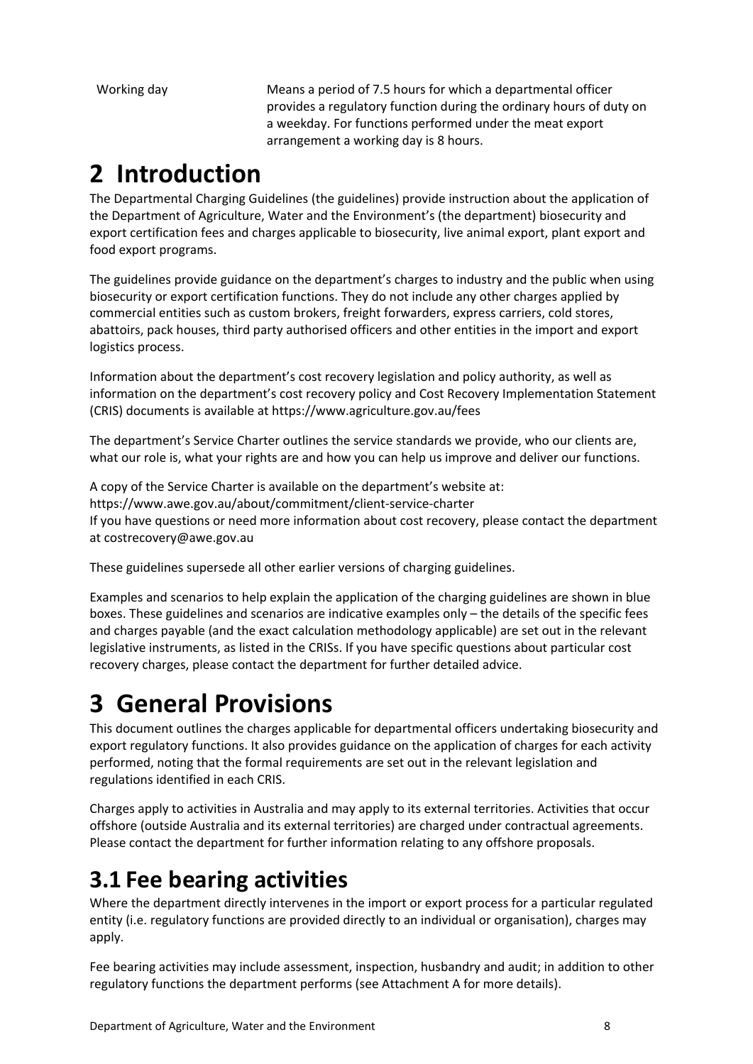| | |
|---|---|
| Working day | Means a period of 7.5 hours for which a departmental officer provides a regulatory function during the ordinary hours of duty on a weekday. For functions performed under the meat export arrangement a working day is 8 hours. |

# 2 Introduction

The Departmental Charging Guidelines (the guidelines) provide instruction about the application of the Department of Agriculture, Water and the Environment's (the department) biosecurity and export certification fees and charges applicable to biosecurity, live animal export, plant export and food export programs.

The guidelines provide guidance on the department's charges to industry and the public when using biosecurity or export certification functions. They do not include any other charges applied by commercial entities such as custom brokers, freight forwarders, express carriers, cold stores, abattoirs, pack houses, third party authorised officers and other entities in the import and export logistics process.

Information about the department's cost recovery legislation and policy authority, as well as information on the department's cost recovery policy and Cost Recovery Implementation Statement (CRIS) documents is available at https://www.agriculture.gov.au/fees

The department's Service Charter outlines the service standards we provide, who our clients are, what our role is, what your rights are and how you can help us improve and deliver our functions.

A copy of the Service Charter is available on the department's website at:
https://www.awe.gov.au/about/commitment/client-service-charter
If you have questions or need more information about cost recovery, please contact the department at costrecovery@awe.gov.au

These guidelines supersede all other earlier versions of charging guidelines.

Examples and scenarios to help explain the application of the charging guidelines are shown in blue boxes. These guidelines and scenarios are indicative examples only – the details of the specific fees and charges payable (and the exact calculation methodology applicable) are set out in the relevant legislative instruments, as listed in the CRISs. If you have specific questions about particular cost recovery charges, please contact the department for further detailed advice.

# 3 General Provisions

This document outlines the charges applicable for departmental officers undertaking biosecurity and export regulatory functions. It also provides guidance on the application of charges for each activity performed, noting that the formal requirements are set out in the relevant legislation and regulations identified in each CRIS.

Charges apply to activities in Australia and may apply to its external territories. Activities that occur offshore (outside Australia and its external territories) are charged under contractual agreements. Please contact the department for further information relating to any offshore proposals.

## 3.1 Fee bearing activities

Where the department directly intervenes in the import or export process for a particular regulated entity (i.e. regulatory functions are provided directly to an individual or organisation), charges may apply.

Fee bearing activities may include assessment, inspection, husbandry and audit; in addition to other regulatory functions the department performs (see Attachment A for more details).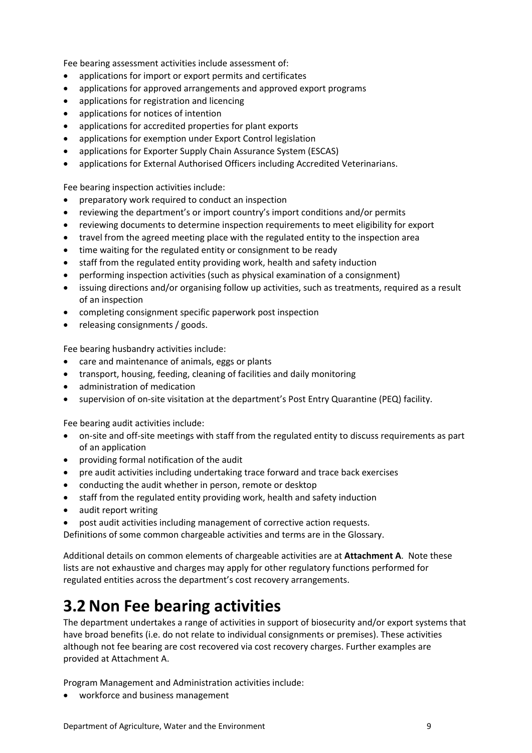Fee bearing assessment activities include assessment of:

- applications for import or export permits and certificates
- applications for approved arrangements and approved export programs
- applications for registration and licencing
- applications for notices of intention
- applications for accredited properties for plant exports
- applications for exemption under Export Control legislation
- applications for Exporter Supply Chain Assurance System (ESCAS)
- applications for External Authorised Officers including Accredited Veterinarians.

Fee bearing inspection activities include:

- preparatory work required to conduct an inspection
- reviewing the department's or import country's import conditions and/or permits
- reviewing documents to determine inspection requirements to meet eligibility for export
- travel from the agreed meeting place with the regulated entity to the inspection area
- time waiting for the regulated entity or consignment to be ready
- staff from the regulated entity providing work, health and safety induction
- performing inspection activities (such as physical examination of a consignment)
- issuing directions and/or organising follow up activities, such as treatments, required as a result of an inspection
- completing consignment specific paperwork post inspection
- releasing consignments / goods.

Fee bearing husbandry activities include:

- care and maintenance of animals, eggs or plants
- transport, housing, feeding, cleaning of facilities and daily monitoring
- administration of medication
- supervision of on-site visitation at the department's Post Entry Quarantine (PEQ) facility.

Fee bearing audit activities include:

- on-site and off-site meetings with staff from the regulated entity to discuss requirements as part of an application
- providing formal notification of the audit
- pre audit activities including undertaking trace forward and trace back exercises
- conducting the audit whether in person, remote or desktop
- staff from the regulated entity providing work, health and safety induction
- audit report writing
- post audit activities including management of corrective action requests.

Definitions of some common chargeable activities and terms are in the Glossary.

Additional details on common elements of chargeable activities are at **Attachment A**. Note these lists are not exhaustive and charges may apply for other regulatory functions performed for regulated entities across the department's cost recovery arrangements.

## 3.2 Non Fee bearing activities

The department undertakes a range of activities in support of biosecurity and/or export systems that have broad benefits (i.e. do not relate to individual consignments or premises). These activities although not fee bearing are cost recovered via cost recovery charges. Further examples are provided at Attachment A.

Program Management and Administration activities include:

- workforce and business management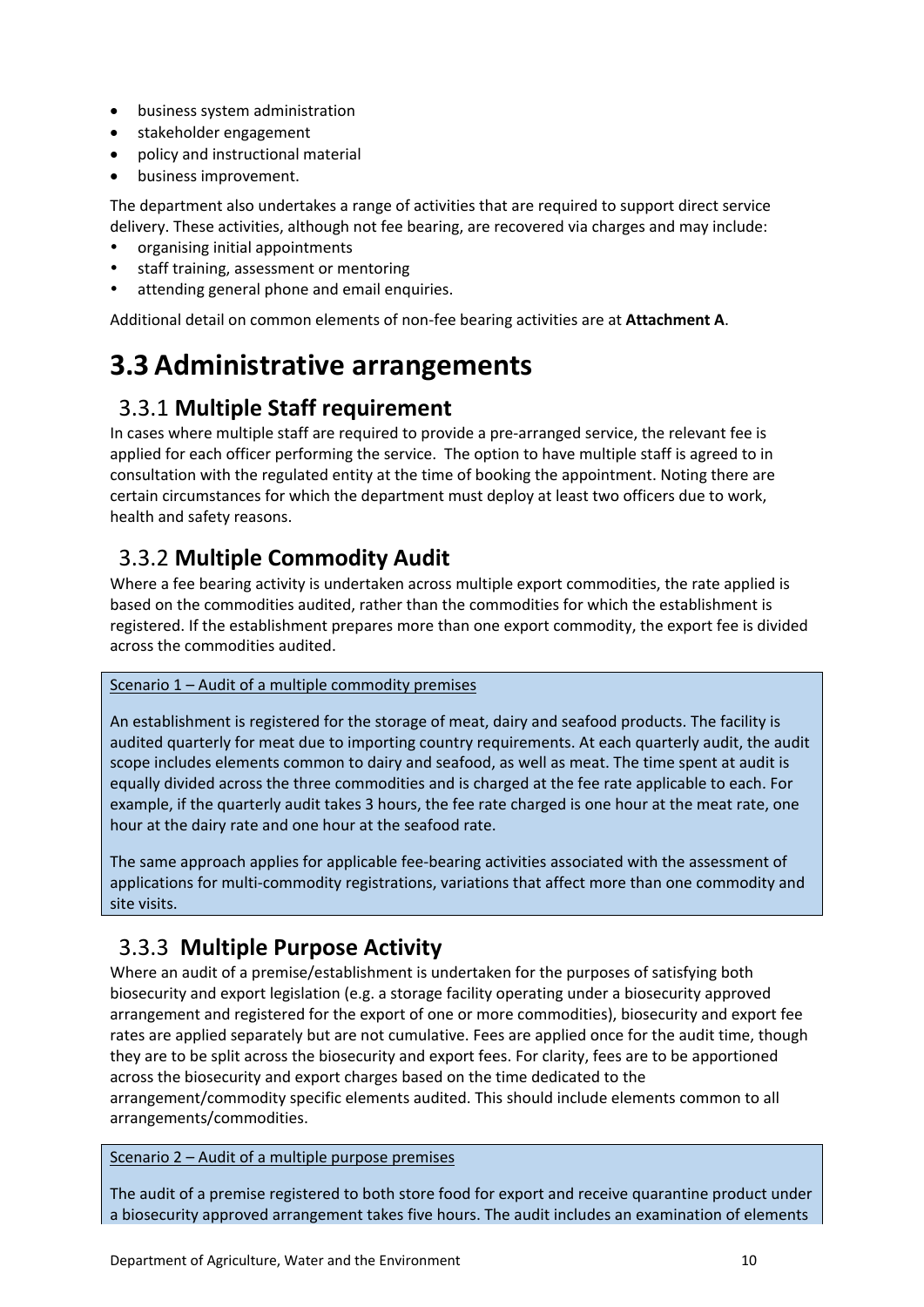- business system administration
- stakeholder engagement
- policy and instructional material
- business improvement.

The department also undertakes a range of activities that are required to support direct service delivery. These activities, although not fee bearing, are recovered via charges and may include:

- organising initial appointments
- staff training, assessment or mentoring
- attending general phone and email enquiries.

Additional detail on common elements of non-fee bearing activities are at **Attachment A**.

# 3.3 Administrative arrangements

## 3.3.1 Multiple Staff requirement

In cases where multiple staff are required to provide a pre-arranged service, the relevant fee is applied for each officer performing the service. The option to have multiple staff is agreed to in consultation with the regulated entity at the time of booking the appointment. Noting there are certain circumstances for which the department must deploy at least two officers due to work, health and safety reasons.

## 3.3.2 Multiple Commodity Audit

Where a fee bearing activity is undertaken across multiple export commodities, the rate applied is based on the commodities audited, rather than the commodities for which the establishment is registered. If the establishment prepares more than one export commodity, the export fee is divided across the commodities audited.

Scenario 1 – Audit of a multiple commodity premises

An establishment is registered for the storage of meat, dairy and seafood products. The facility is audited quarterly for meat due to importing country requirements. At each quarterly audit, the audit scope includes elements common to dairy and seafood, as well as meat. The time spent at audit is equally divided across the three commodities and is charged at the fee rate applicable to each. For example, if the quarterly audit takes 3 hours, the fee rate charged is one hour at the meat rate, one hour at the dairy rate and one hour at the seafood rate.

The same approach applies for applicable fee-bearing activities associated with the assessment of applications for multi-commodity registrations, variations that affect more than one commodity and site visits.

## 3.3.3 Multiple Purpose Activity

Where an audit of a premise/establishment is undertaken for the purposes of satisfying both biosecurity and export legislation (e.g. a storage facility operating under a biosecurity approved arrangement and registered for the export of one or more commodities), biosecurity and export fee rates are applied separately but are not cumulative. Fees are applied once for the audit time, though they are to be split across the biosecurity and export fees. For clarity, fees are to be apportioned across the biosecurity and export charges based on the time dedicated to the arrangement/commodity specific elements audited. This should include elements common to all arrangements/commodities.

Scenario 2 – Audit of a multiple purpose premises

The audit of a premise registered to both store food for export and receive quarantine product under a biosecurity approved arrangement takes five hours. The audit includes an examination of elements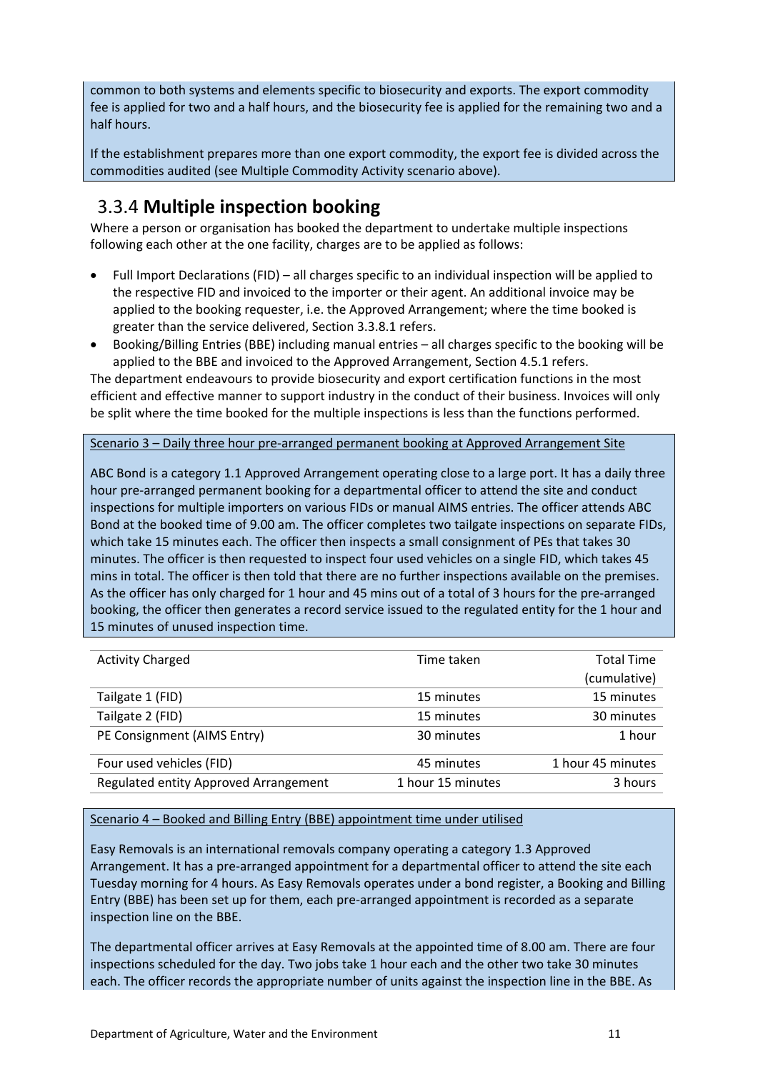common to both systems and elements specific to biosecurity and exports. The export commodity fee is applied for two and a half hours, and the biosecurity fee is applied for the remaining two and a half hours.

If the establishment prepares more than one export commodity, the export fee is divided across the commodities audited (see Multiple Commodity Activity scenario above).

## 3.3.4 **Multiple inspection booking**

Where a person or organisation has booked the department to undertake multiple inspections following each other at the one facility, charges are to be applied as follows:

- Full Import Declarations (FID) – all charges specific to an individual inspection will be applied to the respective FID and invoiced to the importer or their agent. An additional invoice may be applied to the booking requester, i.e. the Approved Arrangement; where the time booked is greater than the service delivered, Section 3.3.8.1 refers.
- Booking/Billing Entries (BBE) including manual entries – all charges specific to the booking will be applied to the BBE and invoiced to the Approved Arrangement, Section 4.5.1 refers.

The department endeavours to provide biosecurity and export certification functions in the most efficient and effective manner to support industry in the conduct of their business. Invoices will only be split where the time booked for the multiple inspections is less than the functions performed.

Scenario 3 – Daily three hour pre-arranged permanent booking at Approved Arrangement Site

ABC Bond is a category 1.1 Approved Arrangement operating close to a large port. It has a daily three hour pre-arranged permanent booking for a departmental officer to attend the site and conduct inspections for multiple importers on various FIDs or manual AIMS entries. The officer attends ABC Bond at the booked time of 9.00 am. The officer completes two tailgate inspections on separate FIDs, which take 15 minutes each. The officer then inspects a small consignment of PEs that takes 30 minutes. The officer is then requested to inspect four used vehicles on a single FID, which takes 45 mins in total. The officer is then told that there are no further inspections available on the premises. As the officer has only charged for 1 hour and 45 mins out of a total of 3 hours for the pre-arranged booking, the officer then generates a record service issued to the regulated entity for the 1 hour and 15 minutes of unused inspection time.

| Activity Charged | Time taken | Total Time (cumulative) |
|---|---|---|
| Tailgate 1 (FID) | 15 minutes | 15 minutes |
| Tailgate 2 (FID) | 15 minutes | 30 minutes |
| PE Consignment (AIMS Entry) | 30 minutes | 1 hour |
| Four used vehicles (FID) | 45 minutes | 1 hour 45 minutes |
| Regulated entity Approved Arrangement | 1 hour 15 minutes | 3 hours |

Scenario 4 – Booked and Billing Entry (BBE) appointment time under utilised

Easy Removals is an international removals company operating a category 1.3 Approved Arrangement. It has a pre-arranged appointment for a departmental officer to attend the site each Tuesday morning for 4 hours. As Easy Removals operates under a bond register, a Booking and Billing Entry (BBE) has been set up for them, each pre-arranged appointment is recorded as a separate inspection line on the BBE.

The departmental officer arrives at Easy Removals at the appointed time of 8.00 am. There are four inspections scheduled for the day. Two jobs take 1 hour each and the other two take 30 minutes each. The officer records the appropriate number of units against the inspection line in the BBE. As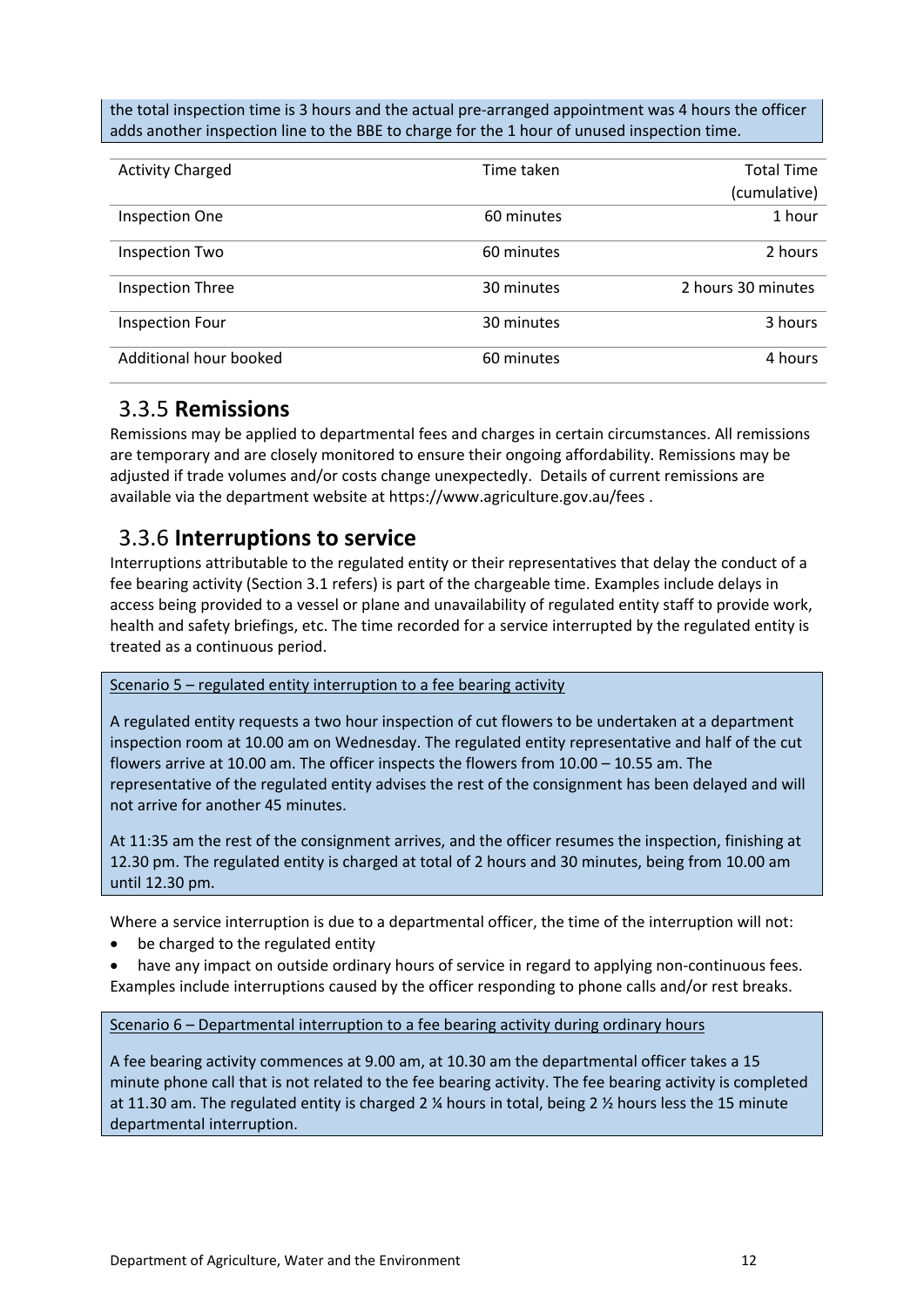the total inspection time is 3 hours and the actual pre-arranged appointment was 4 hours the officer adds another inspection line to the BBE to charge for the 1 hour of unused inspection time.

| Activity Charged | Time taken | Total Time (cumulative) |
| --- | --- | --- |
| Inspection One | 60 minutes | 1 hour |
| Inspection Two | 60 minutes | 2 hours |
| Inspection Three | 30 minutes | 2 hours 30 minutes |
| Inspection Four | 30 minutes | 3 hours |
| Additional hour booked | 60 minutes | 4 hours |

## 3.3.5 **Remissions**

Remissions may be applied to departmental fees and charges in certain circumstances. All remissions are temporary and are closely monitored to ensure their ongoing affordability. Remissions may be adjusted if trade volumes and/or costs change unexpectedly. Details of current remissions are available via the department website at https://www.agriculture.gov.au/fees .

## 3.3.6 **Interruptions to service**

Interruptions attributable to the regulated entity or their representatives that delay the conduct of a fee bearing activity (Section 3.1 refers) is part of the chargeable time. Examples include delays in access being provided to a vessel or plane and unavailability of regulated entity staff to provide work, health and safety briefings, etc. The time recorded for a service interrupted by the regulated entity is treated as a continuous period.

Scenario 5 – regulated entity interruption to a fee bearing activity

A regulated entity requests a two hour inspection of cut flowers to be undertaken at a department inspection room at 10.00 am on Wednesday. The regulated entity representative and half of the cut flowers arrive at 10.00 am. The officer inspects the flowers from 10.00 – 10.55 am. The representative of the regulated entity advises the rest of the consignment has been delayed and will not arrive for another 45 minutes.

At 11:35 am the rest of the consignment arrives, and the officer resumes the inspection, finishing at 12.30 pm. The regulated entity is charged at total of 2 hours and 30 minutes, being from 10.00 am until 12.30 pm.

Where a service interruption is due to a departmental officer, the time of the interruption will not:

- be charged to the regulated entity
- have any impact on outside ordinary hours of service in regard to applying non-continuous fees.

Examples include interruptions caused by the officer responding to phone calls and/or rest breaks.

Scenario 6 – Departmental interruption to a fee bearing activity during ordinary hours

A fee bearing activity commences at 9.00 am, at 10.30 am the departmental officer takes a 15 minute phone call that is not related to the fee bearing activity. The fee bearing activity is completed at 11.30 am. The regulated entity is charged 2 ¼ hours in total, being 2 ½ hours less the 15 minute departmental interruption.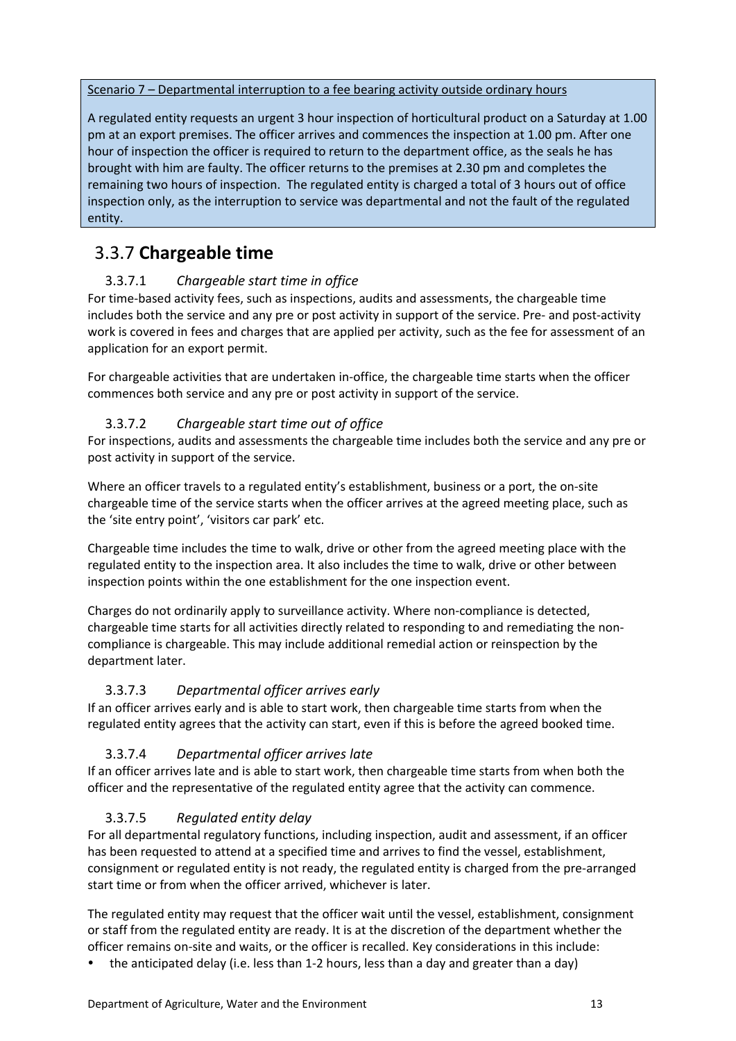Scenario 7 – Departmental interruption to a fee bearing activity outside ordinary hours

A regulated entity requests an urgent 3 hour inspection of horticultural product on a Saturday at 1.00 pm at an export premises. The officer arrives and commences the inspection at 1.00 pm. After one hour of inspection the officer is required to return to the department office, as the seals he has brought with him are faulty. The officer returns to the premises at 2.30 pm and completes the remaining two hours of inspection. The regulated entity is charged a total of 3 hours out of office inspection only, as the interruption to service was departmental and not the fault of the regulated entity.

## 3.3.7 Chargeable time

### 3.3.7.1 *Chargeable start time in office*

For time-based activity fees, such as inspections, audits and assessments, the chargeable time includes both the service and any pre or post activity in support of the service. Pre- and post-activity work is covered in fees and charges that are applied per activity, such as the fee for assessment of an application for an export permit.

For chargeable activities that are undertaken in-office, the chargeable time starts when the officer commences both service and any pre or post activity in support of the service.

### 3.3.7.2 *Chargeable start time out of office*

For inspections, audits and assessments the chargeable time includes both the service and any pre or post activity in support of the service.

Where an officer travels to a regulated entity's establishment, business or a port, the on-site chargeable time of the service starts when the officer arrives at the agreed meeting place, such as the 'site entry point', 'visitors car park' etc.

Chargeable time includes the time to walk, drive or other from the agreed meeting place with the regulated entity to the inspection area. It also includes the time to walk, drive or other between inspection points within the one establishment for the one inspection event.

Charges do not ordinarily apply to surveillance activity. Where non-compliance is detected, chargeable time starts for all activities directly related to responding to and remediating the non-compliance is chargeable. This may include additional remedial action or reinspection by the department later.

### 3.3.7.3 *Departmental officer arrives early*

If an officer arrives early and is able to start work, then chargeable time starts from when the regulated entity agrees that the activity can start, even if this is before the agreed booked time.

### 3.3.7.4 *Departmental officer arrives late*

If an officer arrives late and is able to start work, then chargeable time starts from when both the officer and the representative of the regulated entity agree that the activity can commence.

### 3.3.7.5 *Regulated entity delay*

For all departmental regulatory functions, including inspection, audit and assessment, if an officer has been requested to attend at a specified time and arrives to find the vessel, establishment, consignment or regulated entity is not ready, the regulated entity is charged from the pre-arranged start time or from when the officer arrived, whichever is later.

The regulated entity may request that the officer wait until the vessel, establishment, consignment or staff from the regulated entity are ready. It is at the discretion of the department whether the officer remains on-site and waits, or the officer is recalled. Key considerations in this include:

- the anticipated delay (i.e. less than 1-2 hours, less than a day and greater than a day)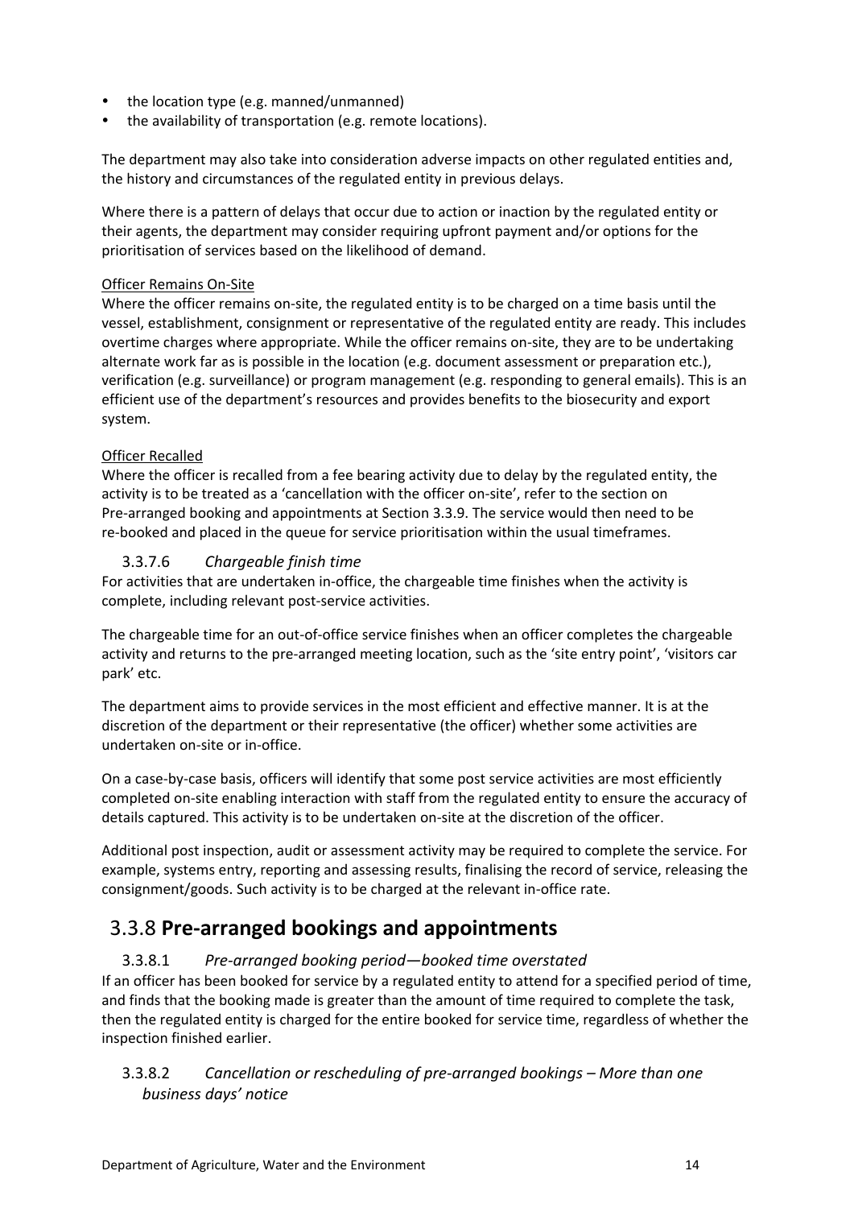- the location type (e.g. manned/unmanned)
- the availability of transportation (e.g. remote locations).

The department may also take into consideration adverse impacts on other regulated entities and, the history and circumstances of the regulated entity in previous delays.

Where there is a pattern of delays that occur due to action or inaction by the regulated entity or their agents, the department may consider requiring upfront payment and/or options for the prioritisation of services based on the likelihood of demand.

Officer Remains On-Site

Where the officer remains on-site, the regulated entity is to be charged on a time basis until the vessel, establishment, consignment or representative of the regulated entity are ready. This includes overtime charges where appropriate. While the officer remains on-site, they are to be undertaking alternate work far as is possible in the location (e.g. document assessment or preparation etc.), verification (e.g. surveillance) or program management (e.g. responding to general emails). This is an efficient use of the department's resources and provides benefits to the biosecurity and export system.

Officer Recalled

Where the officer is recalled from a fee bearing activity due to delay by the regulated entity, the activity is to be treated as a 'cancellation with the officer on-site', refer to the section on Pre-arranged booking and appointments at Section 3.3.9. The service would then need to be re-booked and placed in the queue for service prioritisation within the usual timeframes.

#### 3.3.7.6 *Chargeable finish time*

For activities that are undertaken in-office, the chargeable time finishes when the activity is complete, including relevant post-service activities.

The chargeable time for an out-of-office service finishes when an officer completes the chargeable activity and returns to the pre-arranged meeting location, such as the 'site entry point', 'visitors car park' etc.

The department aims to provide services in the most efficient and effective manner. It is at the discretion of the department or their representative (the officer) whether some activities are undertaken on-site or in-office.

On a case-by-case basis, officers will identify that some post service activities are most efficiently completed on-site enabling interaction with staff from the regulated entity to ensure the accuracy of details captured. This activity is to be undertaken on-site at the discretion of the officer.

Additional post inspection, audit or assessment activity may be required to complete the service. For example, systems entry, reporting and assessing results, finalising the record of service, releasing the consignment/goods. Such activity is to be charged at the relevant in-office rate.

## 3.3.8 **Pre-arranged bookings and appointments**

#### 3.3.8.1 *Pre-arranged booking period—booked time overstated*

If an officer has been booked for service by a regulated entity to attend for a specified period of time, and finds that the booking made is greater than the amount of time required to complete the task, then the regulated entity is charged for the entire booked for service time, regardless of whether the inspection finished earlier.

#### 3.3.8.2 *Cancellation or rescheduling of pre-arranged bookings – More than one business days' notice*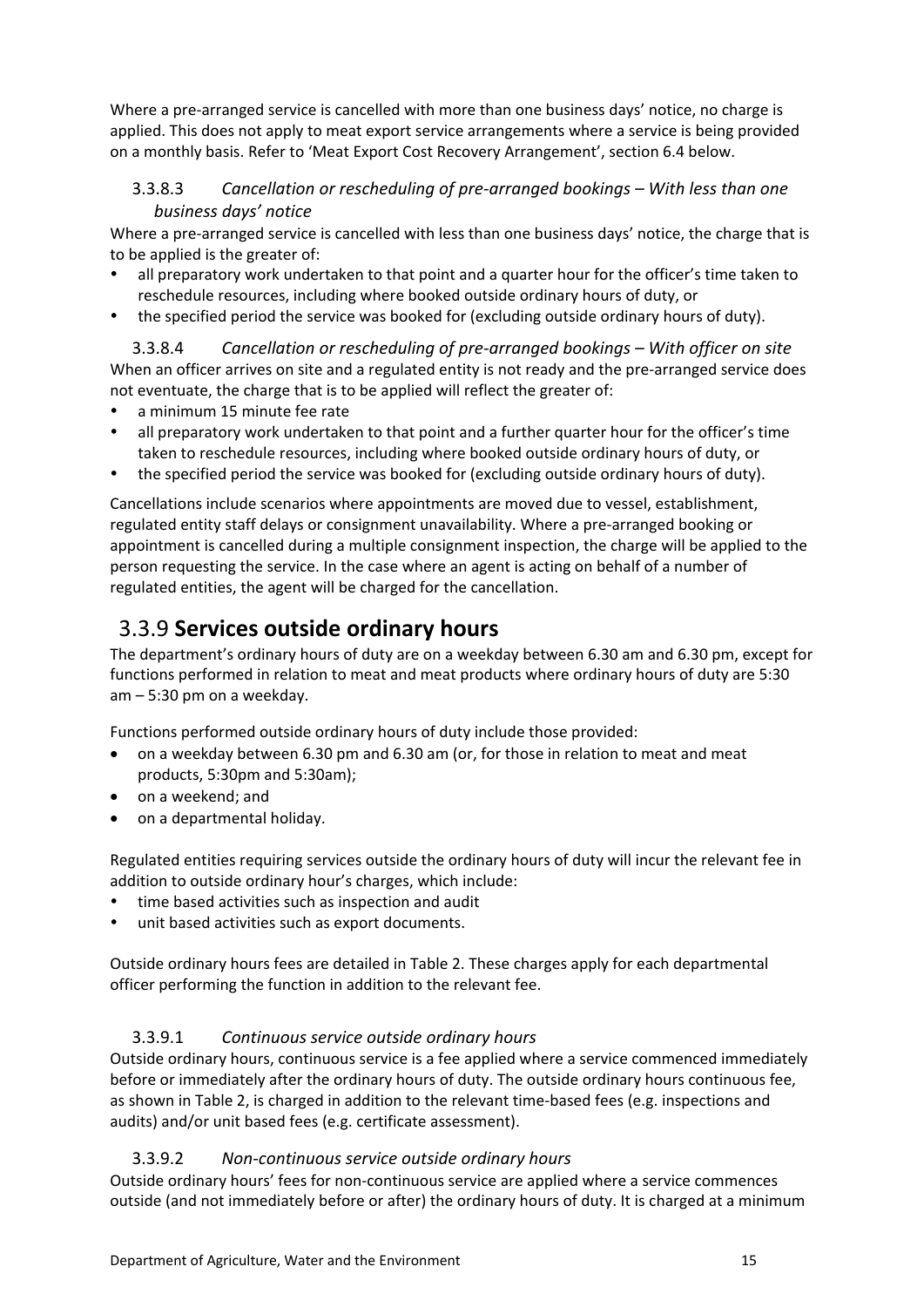Where a pre-arranged service is cancelled with more than one business days' notice, no charge is applied. This does not apply to meat export service arrangements where a service is being provided on a monthly basis. Refer to 'Meat Export Cost Recovery Arrangement', section 6.4 below.

#### 3.3.8.3 *Cancellation or rescheduling of pre-arranged bookings – With less than one business days' notice*

Where a pre-arranged service is cancelled with less than one business days' notice, the charge that is to be applied is the greater of:

- all preparatory work undertaken to that point and a quarter hour for the officer's time taken to reschedule resources, including where booked outside ordinary hours of duty, or
- the specified period the service was booked for (excluding outside ordinary hours of duty).

#### 3.3.8.4 *Cancellation or rescheduling of pre-arranged bookings – With officer on site*

When an officer arrives on site and a regulated entity is not ready and the pre-arranged service does not eventuate, the charge that is to be applied will reflect the greater of:

- a minimum 15 minute fee rate
- all preparatory work undertaken to that point and a further quarter hour for the officer's time taken to reschedule resources, including where booked outside ordinary hours of duty, or
- the specified period the service was booked for (excluding outside ordinary hours of duty).

Cancellations include scenarios where appointments are moved due to vessel, establishment, regulated entity staff delays or consignment unavailability. Where a pre-arranged booking or appointment is cancelled during a multiple consignment inspection, the charge will be applied to the person requesting the service. In the case where an agent is acting on behalf of a number of regulated entities, the agent will be charged for the cancellation.

## 3.3.9 **Services outside ordinary hours**

The department's ordinary hours of duty are on a weekday between 6.30 am and 6.30 pm, except for functions performed in relation to meat and meat products where ordinary hours of duty are 5:30 am – 5:30 pm on a weekday.

Functions performed outside ordinary hours of duty include those provided:

- on a weekday between 6.30 pm and 6.30 am (or, for those in relation to meat and meat products, 5:30pm and 5:30am);
- on a weekend; and
- on a departmental holiday.

Regulated entities requiring services outside the ordinary hours of duty will incur the relevant fee in addition to outside ordinary hour's charges, which include:

- time based activities such as inspection and audit
- unit based activities such as export documents.

Outside ordinary hours fees are detailed in Table 2. These charges apply for each departmental officer performing the function in addition to the relevant fee.

#### 3.3.9.1 *Continuous service outside ordinary hours*

Outside ordinary hours, continuous service is a fee applied where a service commenced immediately before or immediately after the ordinary hours of duty. The outside ordinary hours continuous fee, as shown in Table 2, is charged in addition to the relevant time-based fees (e.g. inspections and audits) and/or unit based fees (e.g. certificate assessment).

#### 3.3.9.2 *Non-continuous service outside ordinary hours*

Outside ordinary hours' fees for non-continuous service are applied where a service commences outside (and not immediately before or after) the ordinary hours of duty. It is charged at a minimum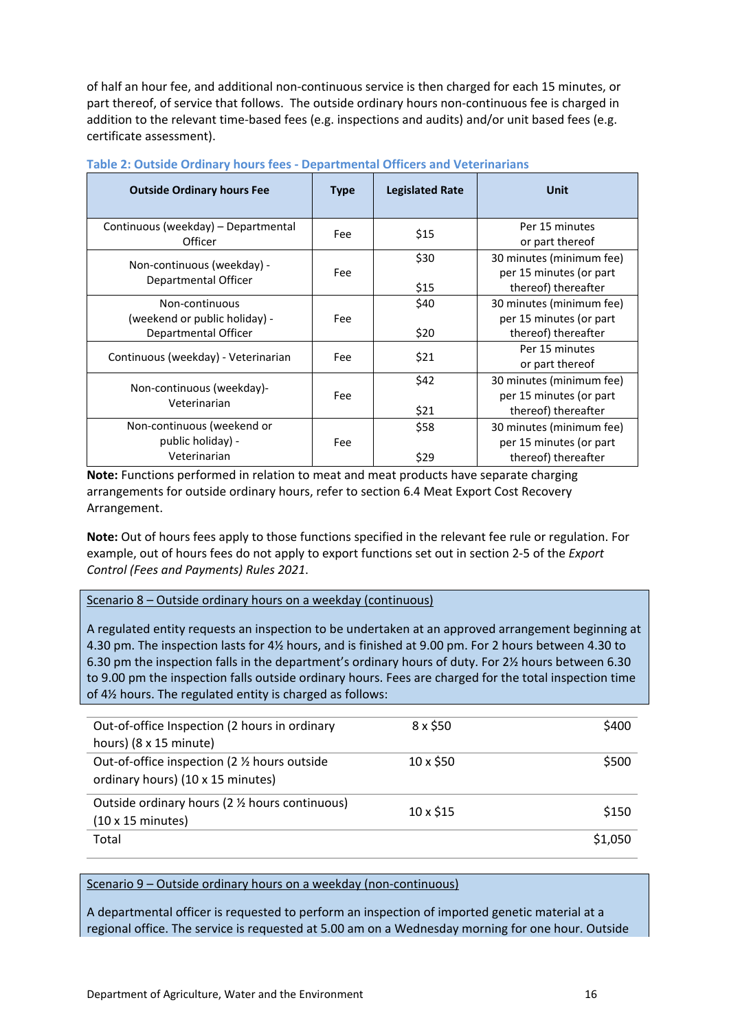of half an hour fee, and additional non-continuous service is then charged for each 15 minutes, or part thereof, of service that follows. The outside ordinary hours non-continuous fee is charged in addition to the relevant time-based fees (e.g. inspections and audits) and/or unit based fees (e.g. certificate assessment).

**Table 2: Outside Ordinary hours fees - Departmental Officers and Veterinarians**

| Outside Ordinary hours Fee | Type | Legislated Rate | Unit |
|---|---|---|---|
| Continuous (weekday) – Departmental Officer | Fee | $15 | Per 15 minutes or part thereof |
| Non-continuous (weekday) - Departmental Officer | Fee | $30<br>$15 | 30 minutes (minimum fee)<br>per 15 minutes (or part thereof) thereafter |
| Non-continuous (weekend or public holiday) - Departmental Officer | Fee | $40<br>$20 | 30 minutes (minimum fee)<br>per 15 minutes (or part thereof) thereafter |
| Continuous (weekday) - Veterinarian | Fee | $21 | Per 15 minutes or part thereof |
| Non-continuous (weekday)- Veterinarian | Fee | $42<br>$21 | 30 minutes (minimum fee)<br>per 15 minutes (or part thereof) thereafter |
| Non-continuous (weekend or public holiday) - Veterinarian | Fee | $58<br>$29 | 30 minutes (minimum fee)<br>per 15 minutes (or part thereof) thereafter |

**Note:** Functions performed in relation to meat and meat products have separate charging arrangements for outside ordinary hours, refer to section 6.4 Meat Export Cost Recovery Arrangement.

**Note:** Out of hours fees apply to those functions specified in the relevant fee rule or regulation. For example, out of hours fees do not apply to export functions set out in section 2-5 of the *Export Control (Fees and Payments) Rules 2021*.

Scenario 8 – Outside ordinary hours on a weekday (continuous)

A regulated entity requests an inspection to be undertaken at an approved arrangement beginning at 4.30 pm. The inspection lasts for 4½ hours, and is finished at 9.00 pm. For 2 hours between 4.30 to 6.30 pm the inspection falls in the department's ordinary hours of duty. For 2½ hours between 6.30 to 9.00 pm the inspection falls outside ordinary hours. Fees are charged for the total inspection time of 4½ hours. The regulated entity is charged as follows:

| | | |
|---|---|---|
| Out-of-office Inspection (2 hours in ordinary hours) (8 x 15 minute) | 8 x $50 | $400 |
| Out-of-office inspection (2 ½ hours outside ordinary hours) (10 x 15 minutes) | 10 x $50 | $500 |
| Outside ordinary hours (2 ½ hours continuous) (10 x 15 minutes) | 10 x $15 | $150 |
| Total | | $1,050 |

Scenario 9 – Outside ordinary hours on a weekday (non-continuous)

A departmental officer is requested to perform an inspection of imported genetic material at a regional office. The service is requested at 5.00 am on a Wednesday morning for one hour. Outside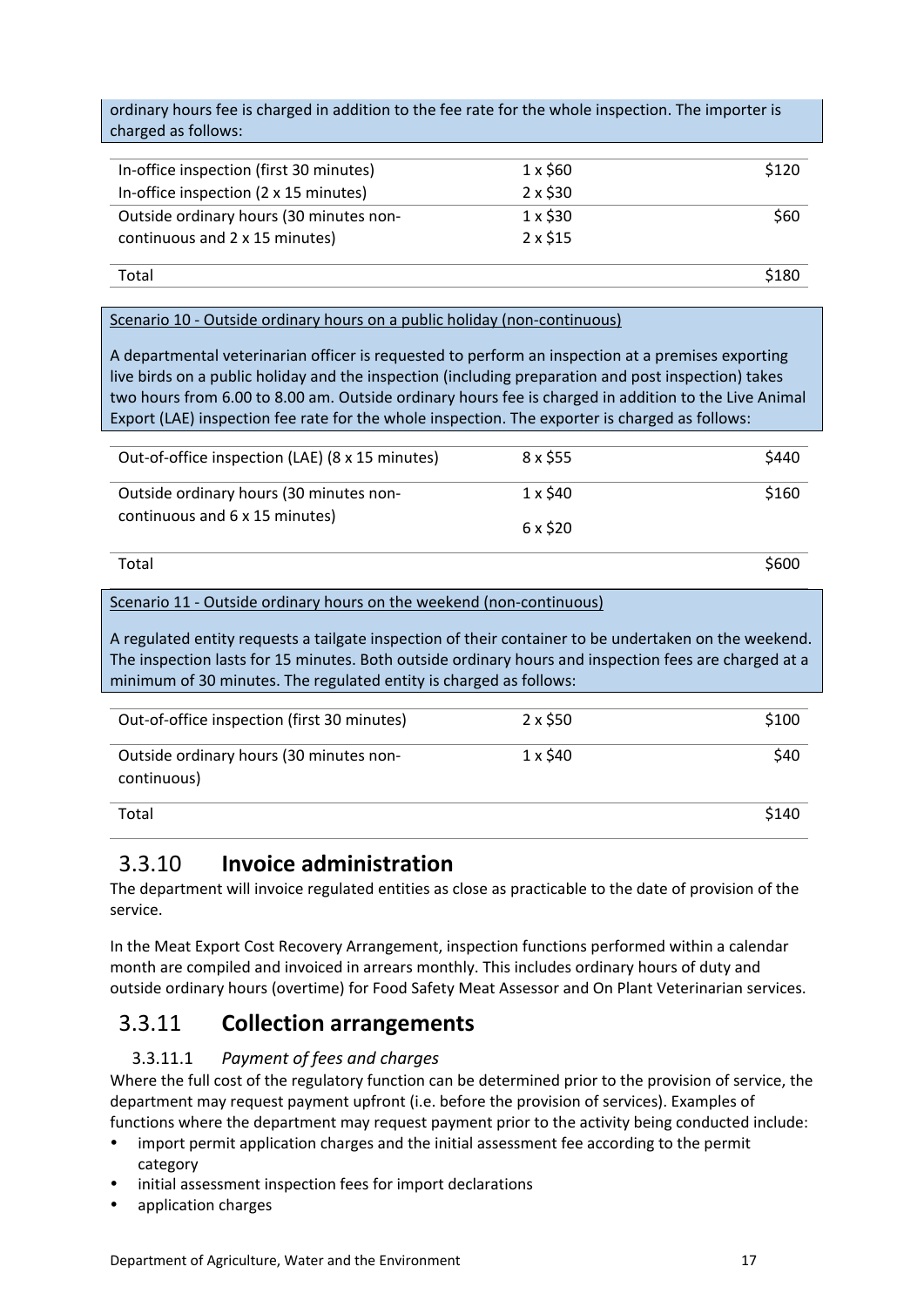ordinary hours fee is charged in addition to the fee rate for the whole inspection. The importer is charged as follows:

| | | |
|---|---|---|
| In-office inspection (first 30 minutes) | 1 x $60 | $120 |
| In-office inspection (2 x 15 minutes) | 2 x $30 | |
| Outside ordinary hours (30 minutes non-continuous and 2 x 15 minutes) | 1 x $30<br>2 x $15 | $60 |
| Total | | $180 |

Scenario 10 - Outside ordinary hours on a public holiday (non-continuous)

A departmental veterinarian officer is requested to perform an inspection at a premises exporting live birds on a public holiday and the inspection (including preparation and post inspection) takes two hours from 6.00 to 8.00 am. Outside ordinary hours fee is charged in addition to the Live Animal Export (LAE) inspection fee rate for the whole inspection. The exporter is charged as follows:

| | | |
|---|---|---|
| Out-of-office inspection (LAE) (8 x 15 minutes) | 8 x $55 | $440 |
| Outside ordinary hours (30 minutes non-continuous and 6 x 15 minutes) | 1 x $40<br>6 x $20 | $160 |
| Total | | $600 |

Scenario 11 - Outside ordinary hours on the weekend (non-continuous)

A regulated entity requests a tailgate inspection of their container to be undertaken on the weekend. The inspection lasts for 15 minutes. Both outside ordinary hours and inspection fees are charged at a minimum of 30 minutes. The regulated entity is charged as follows:

| | | |
|---|---|---|
| Out-of-office inspection (first 30 minutes) | 2 x $50 | $100 |
| Outside ordinary hours (30 minutes non-continuous) | 1 x $40 | $40 |
| Total | | $140 |

## 3.3.10 Invoice administration

The department will invoice regulated entities as close as practicable to the date of provision of the service.

In the Meat Export Cost Recovery Arrangement, inspection functions performed within a calendar month are compiled and invoiced in arrears monthly. This includes ordinary hours of duty and outside ordinary hours (overtime) for Food Safety Meat Assessor and On Plant Veterinarian services.

## 3.3.11 Collection arrangements

### 3.3.11.1 *Payment of fees and charges*

Where the full cost of the regulatory function can be determined prior to the provision of service, the department may request payment upfront (i.e. before the provision of services). Examples of functions where the department may request payment prior to the activity being conducted include:

- import permit application charges and the initial assessment fee according to the permit category
- initial assessment inspection fees for import declarations
- application charges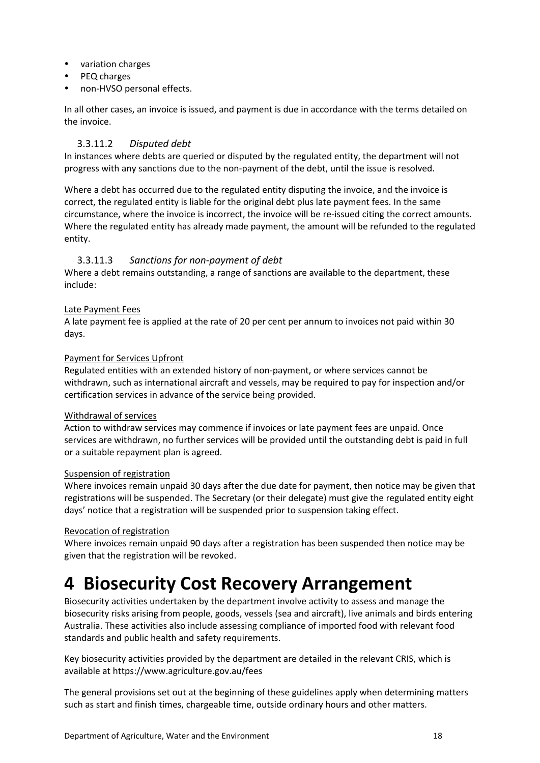- variation charges
- PEQ charges
- non-HVSO personal effects.

In all other cases, an invoice is issued, and payment is due in accordance with the terms detailed on the invoice.

#### 3.3.11.2 *Disputed debt*

In instances where debts are queried or disputed by the regulated entity, the department will not progress with any sanctions due to the non-payment of the debt, until the issue is resolved.

Where a debt has occurred due to the regulated entity disputing the invoice, and the invoice is correct, the regulated entity is liable for the original debt plus late payment fees. In the same circumstance, where the invoice is incorrect, the invoice will be re-issued citing the correct amounts. Where the regulated entity has already made payment, the amount will be refunded to the regulated entity.

#### 3.3.11.3 *Sanctions for non-payment of debt*

Where a debt remains outstanding, a range of sanctions are available to the department, these include:

<u>Late Payment Fees</u>

A late payment fee is applied at the rate of 20 per cent per annum to invoices not paid within 30 days.

<u>Payment for Services Upfront</u>

Regulated entities with an extended history of non-payment, or where services cannot be withdrawn, such as international aircraft and vessels, may be required to pay for inspection and/or certification services in advance of the service being provided.

<u>Withdrawal of services</u>

Action to withdraw services may commence if invoices or late payment fees are unpaid. Once services are withdrawn, no further services will be provided until the outstanding debt is paid in full or a suitable repayment plan is agreed.

<u>Suspension of registration</u>

Where invoices remain unpaid 30 days after the due date for payment, then notice may be given that registrations will be suspended. The Secretary (or their delegate) must give the regulated entity eight days' notice that a registration will be suspended prior to suspension taking effect.

<u>Revocation of registration</u>

Where invoices remain unpaid 90 days after a registration has been suspended then notice may be given that the registration will be revoked.

# 4 Biosecurity Cost Recovery Arrangement

Biosecurity activities undertaken by the department involve activity to assess and manage the biosecurity risks arising from people, goods, vessels (sea and aircraft), live animals and birds entering Australia. These activities also include assessing compliance of imported food with relevant food standards and public health and safety requirements.

Key biosecurity activities provided by the department are detailed in the relevant CRIS, which is available at https://www.agriculture.gov.au/fees

The general provisions set out at the beginning of these guidelines apply when determining matters such as start and finish times, chargeable time, outside ordinary hours and other matters.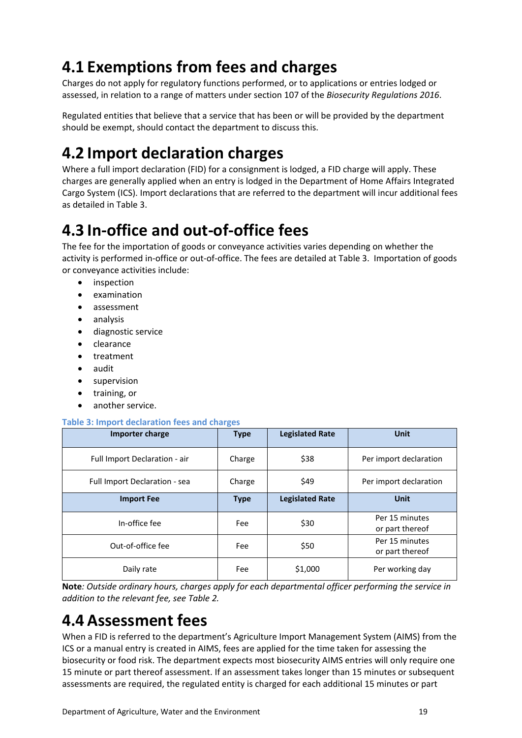# 4.1 Exemptions from fees and charges

Charges do not apply for regulatory functions performed, or to applications or entries lodged or assessed, in relation to a range of matters under section 107 of the *Biosecurity Regulations 2016*.

Regulated entities that believe that a service that has been or will be provided by the department should be exempt, should contact the department to discuss this.

# 4.2 Import declaration charges

Where a full import declaration (FID) for a consignment is lodged, a FID charge will apply. These charges are generally applied when an entry is lodged in the Department of Home Affairs Integrated Cargo System (ICS). Import declarations that are referred to the department will incur additional fees as detailed in Table 3.

# 4.3 In-office and out-of-office fees

The fee for the importation of goods or conveyance activities varies depending on whether the activity is performed in-office or out-of-office. The fees are detailed at Table 3. Importation of goods or conveyance activities include:

- inspection
- examination
- assessment
- analysis
- diagnostic service
- clearance
- treatment
- audit
- supervision
- training, or
- another service.

**Table 3: Import declaration fees and charges**

| Importer charge | Type | Legislated Rate | Unit |
|---|---|---|---|
| Full Import Declaration - air | Charge | $38 | Per import declaration |
| Full Import Declaration - sea | Charge | $49 | Per import declaration |
| **Import Fee** | **Type** | **Legislated Rate** | **Unit** |
| In-office fee | Fee | $30 | Per 15 minutes or part thereof |
| Out-of-office fee | Fee | $50 | Per 15 minutes or part thereof |
| Daily rate | Fee | $1,000 | Per working day |

**Note***: Outside ordinary hours, charges apply for each departmental officer performing the service in addition to the relevant fee, see Table 2.*

# 4.4 Assessment fees

When a FID is referred to the department's Agriculture Import Management System (AIMS) from the ICS or a manual entry is created in AIMS, fees are applied for the time taken for assessing the biosecurity or food risk. The department expects most biosecurity AIMS entries will only require one 15 minute or part thereof assessment. If an assessment takes longer than 15 minutes or subsequent assessments are required, the regulated entity is charged for each additional 15 minutes or part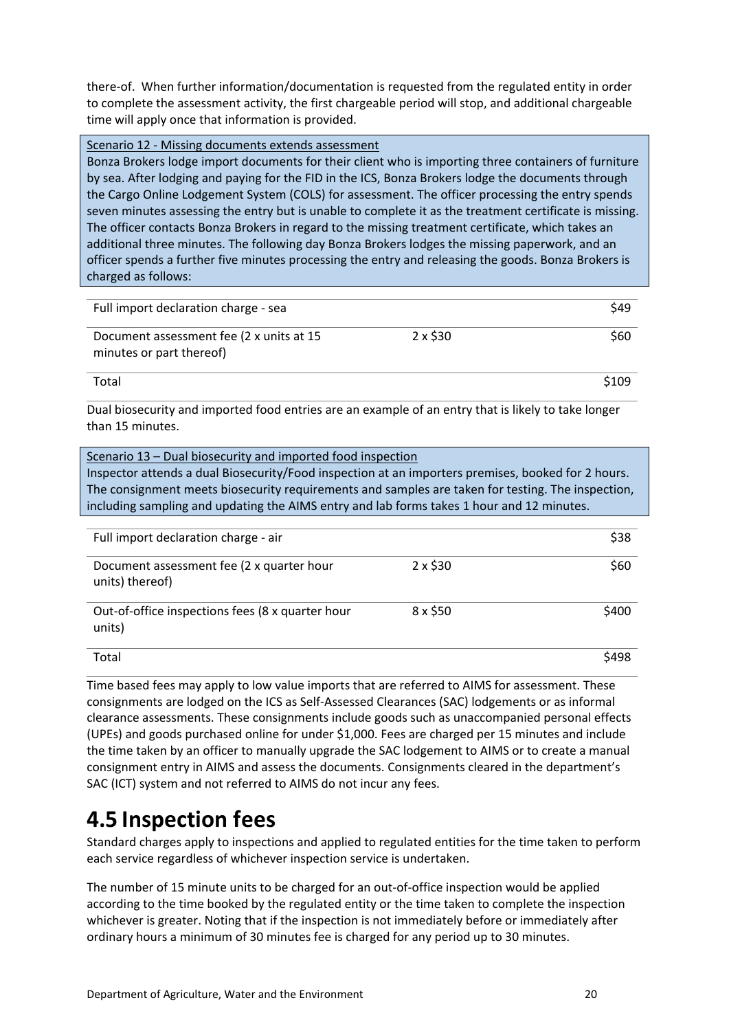there-of. When further information/documentation is requested from the regulated entity in order to complete the assessment activity, the first chargeable period will stop, and additional chargeable time will apply once that information is provided.

Scenario 12 - Missing documents extends assessment

Bonza Brokers lodge import documents for their client who is importing three containers of furniture by sea. After lodging and paying for the FID in the ICS, Bonza Brokers lodge the documents through the Cargo Online Lodgement System (COLS) for assessment. The officer processing the entry spends seven minutes assessing the entry but is unable to complete it as the treatment certificate is missing. The officer contacts Bonza Brokers in regard to the missing treatment certificate, which takes an additional three minutes. The following day Bonza Brokers lodges the missing paperwork, and an officer spends a further five minutes processing the entry and releasing the goods. Bonza Brokers is charged as follows:

| | | |
|---|---|---|
| Full import declaration charge - sea | | $49 |
| Document assessment fee (2 x units at 15 minutes or part thereof) | 2 x $30 | $60 |
| Total | | $109 |

Dual biosecurity and imported food entries are an example of an entry that is likely to take longer than 15 minutes.

Scenario 13 – Dual biosecurity and imported food inspection

Inspector attends a dual Biosecurity/Food inspection at an importers premises, booked for 2 hours. The consignment meets biosecurity requirements and samples are taken for testing. The inspection, including sampling and updating the AIMS entry and lab forms takes 1 hour and 12 minutes.

| | | |
|---|---|---|
| Full import declaration charge - air | | $38 |
| Document assessment fee (2 x quarter hour units) thereof) | 2 x $30 | $60 |
| Out-of-office inspections fees (8 x quarter hour units) | 8 x $50 | $400 |
| Total | | $498 |

Time based fees may apply to low value imports that are referred to AIMS for assessment. These consignments are lodged on the ICS as Self-Assessed Clearances (SAC) lodgements or as informal clearance assessments. These consignments include goods such as unaccompanied personal effects (UPEs) and goods purchased online for under $1,000. Fees are charged per 15 minutes and include the time taken by an officer to manually upgrade the SAC lodgement to AIMS or to create a manual consignment entry in AIMS and assess the documents. Consignments cleared in the department's SAC (ICT) system and not referred to AIMS do not incur any fees.

# 4.5 Inspection fees

Standard charges apply to inspections and applied to regulated entities for the time taken to perform each service regardless of whichever inspection service is undertaken.

The number of 15 minute units to be charged for an out-of-office inspection would be applied according to the time booked by the regulated entity or the time taken to complete the inspection whichever is greater. Noting that if the inspection is not immediately before or immediately after ordinary hours a minimum of 30 minutes fee is charged for any period up to 30 minutes.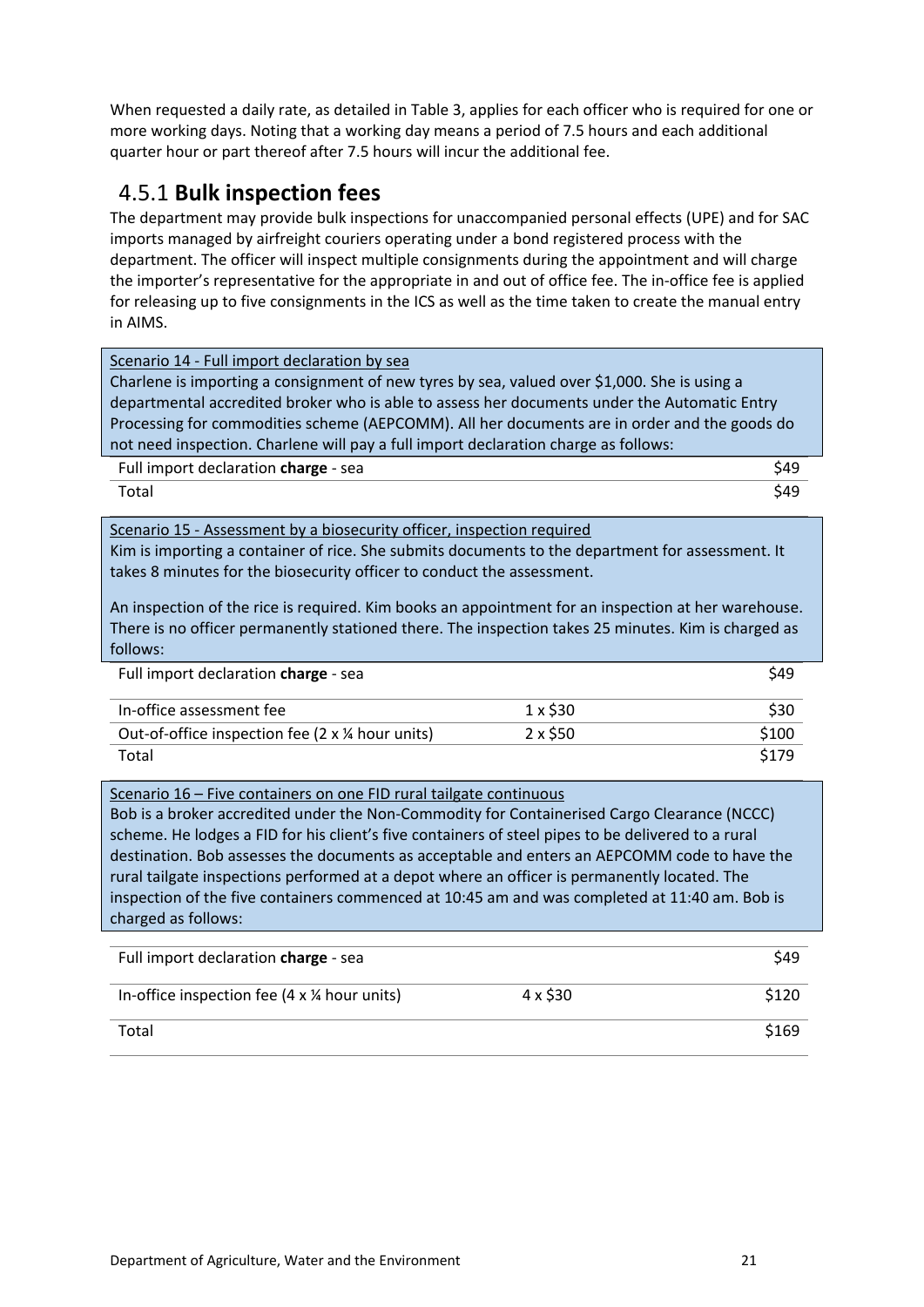When requested a daily rate, as detailed in Table 3, applies for each officer who is required for one or more working days. Noting that a working day means a period of 7.5 hours and each additional quarter hour or part thereof after 7.5 hours will incur the additional fee.

### 4.5.1 Bulk inspection fees

The department may provide bulk inspections for unaccompanied personal effects (UPE) and for SAC imports managed by airfreight couriers operating under a bond registered process with the department. The officer will inspect multiple consignments during the appointment and will charge the importer's representative for the appropriate in and out of office fee. The in-office fee is applied for releasing up to five consignments in the ICS as well as the time taken to create the manual entry in AIMS.

Scenario 14 - Full import declaration by sea

Charlene is importing a consignment of new tyres by sea, valued over $1,000. She is using a departmental accredited broker who is able to assess her documents under the Automatic Entry Processing for commodities scheme (AEPCOMM). All her documents are in order and the goods do not need inspection. Charlene will pay a full import declaration charge as follows:

| | |
|---|---|
| Full import declaration **charge** - sea | $49 |
| Total | $49 |

Scenario 15 - Assessment by a biosecurity officer, inspection required

Kim is importing a container of rice. She submits documents to the department for assessment. It takes 8 minutes for the biosecurity officer to conduct the assessment.

An inspection of the rice is required. Kim books an appointment for an inspection at her warehouse. There is no officer permanently stationed there. The inspection takes 25 minutes. Kim is charged as follows:

| | | |
|---|---|---|
| Full import declaration **charge** - sea | | $49 |
| In-office assessment fee | 1 x $30 | $30 |
| Out-of-office inspection fee (2 x ¼ hour units) | 2 x $50 | $100 |
| Total | | $179 |

Scenario 16 – Five containers on one FID rural tailgate continuous

Bob is a broker accredited under the Non-Commodity for Containerised Cargo Clearance (NCCC) scheme. He lodges a FID for his client's five containers of steel pipes to be delivered to a rural destination. Bob assesses the documents as acceptable and enters an AEPCOMM code to have the rural tailgate inspections performed at a depot where an officer is permanently located. The inspection of the five containers commenced at 10:45 am and was completed at 11:40 am. Bob is charged as follows:

| | | |
|---|---|---|
| Full import declaration **charge** - sea | | $49 |
| In-office inspection fee (4 x ¼ hour units) | 4 x $30 | $120 |
| Total | | $169 |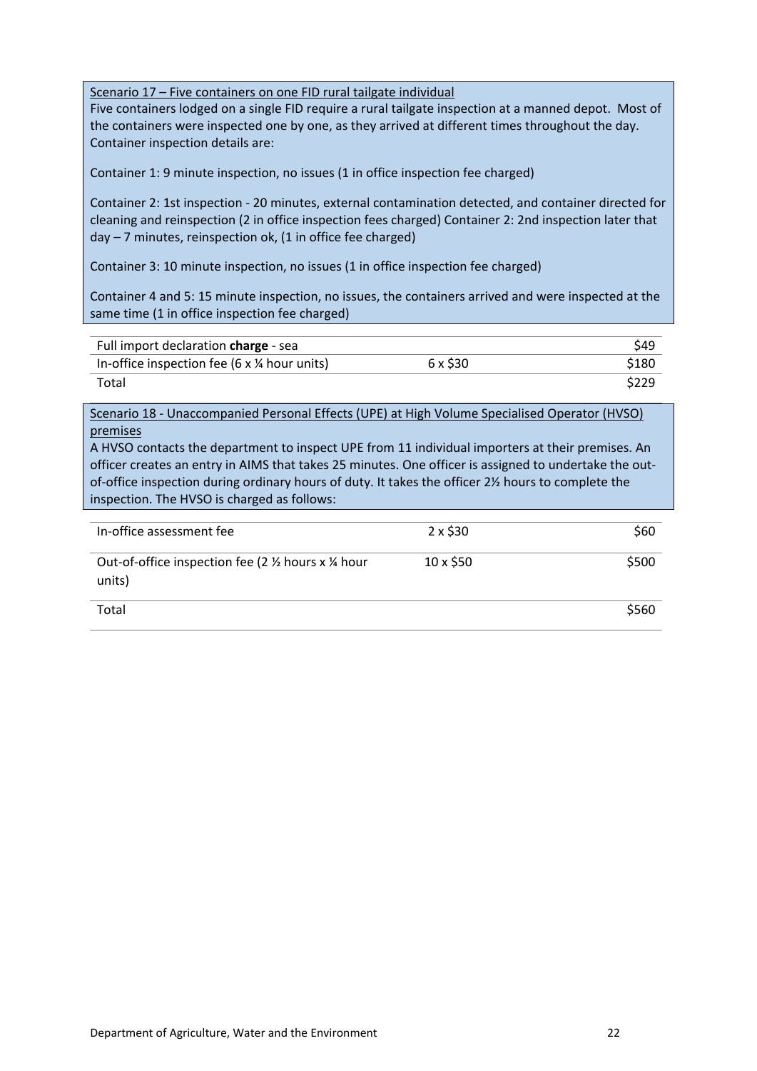Scenario 17 – Five containers on one FID rural tailgate individual

Five containers lodged on a single FID require a rural tailgate inspection at a manned depot. Most of the containers were inspected one by one, as they arrived at different times throughout the day. Container inspection details are:

Container 1: 9 minute inspection, no issues (1 in office inspection fee charged)

Container 2: 1st inspection - 20 minutes, external contamination detected, and container directed for cleaning and reinspection (2 in office inspection fees charged) Container 2: 2nd inspection later that day – 7 minutes, reinspection ok, (1 in office fee charged)

Container 3: 10 minute inspection, no issues (1 in office inspection fee charged)

Container 4 and 5: 15 minute inspection, no issues, the containers arrived and were inspected at the same time (1 in office inspection fee charged)

| | | |
|---|---|---|
| Full import declaration **charge** - sea | | $49 |
| In-office inspection fee (6 x ¼ hour units) | 6 x $30 | $180 |
| Total | | $229 |

Scenario 18 - Unaccompanied Personal Effects (UPE) at High Volume Specialised Operator (HVSO) premises

A HVSO contacts the department to inspect UPE from 11 individual importers at their premises. An officer creates an entry in AIMS that takes 25 minutes. One officer is assigned to undertake the out-of-office inspection during ordinary hours of duty. It takes the officer 2½ hours to complete the inspection. The HVSO is charged as follows:

| | | |
|---|---|---|
| In-office assessment fee | 2 x $30 | $60 |
| Out-of-office inspection fee (2 ½ hours x ¼ hour units) | 10 x $50 | $500 |
| Total | | $560 |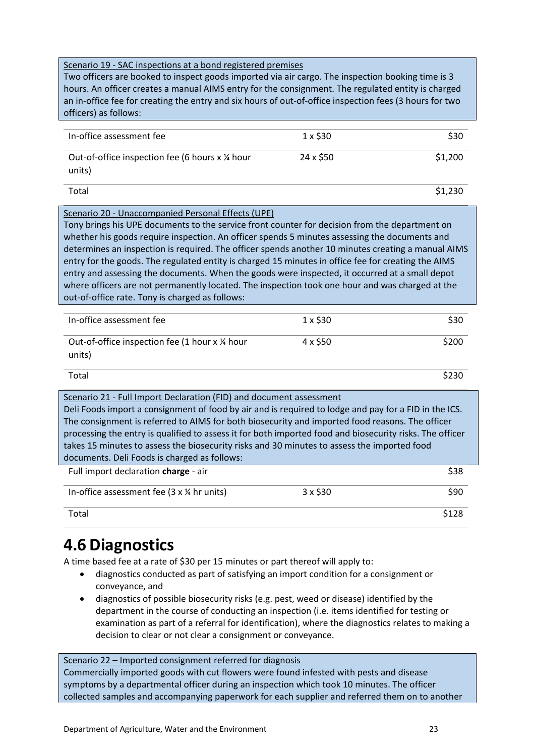Scenario 19 - SAC inspections at a bond registered premises

Two officers are booked to inspect goods imported via air cargo. The inspection booking time is 3 hours. An officer creates a manual AIMS entry for the consignment. The regulated entity is charged an in-office fee for creating the entry and six hours of out-of-office inspection fees (3 hours for two officers) as follows:

| | | |
|---|---|---|
| In-office assessment fee | 1 x $30 | $30 |
| Out-of-office inspection fee (6 hours x ¼ hour units) | 24 x $50 | $1,200 |
| Total | | $1,230 |

Scenario 20 - Unaccompanied Personal Effects (UPE)

Tony brings his UPE documents to the service front counter for decision from the department on whether his goods require inspection. An officer spends 5 minutes assessing the documents and determines an inspection is required. The officer spends another 10 minutes creating a manual AIMS entry for the goods. The regulated entity is charged 15 minutes in office fee for creating the AIMS entry and assessing the documents. When the goods were inspected, it occurred at a small depot where officers are not permanently located. The inspection took one hour and was charged at the out-of-office rate. Tony is charged as follows:

| | | |
|---|---|---|
| In-office assessment fee | 1 x $30 | $30 |
| Out-of-office inspection fee (1 hour x ¼ hour units) | 4 x $50 | $200 |
| Total | | $230 |

Scenario 21 - Full Import Declaration (FID) and document assessment

Deli Foods import a consignment of food by air and is required to lodge and pay for a FID in the ICS. The consignment is referred to AIMS for both biosecurity and imported food reasons. The officer processing the entry is qualified to assess it for both imported food and biosecurity risks. The officer takes 15 minutes to assess the biosecurity risks and 30 minutes to assess the imported food documents. Deli Foods is charged as follows:

| | | |
|---|---|---|
| Full import declaration **charge** - air | | $38 |
| In-office assessment fee (3 x ¼ hr units) | 3 x $30 | $90 |
| Total | | $128 |

## 4.6 Diagnostics

A time based fee at a rate of $30 per 15 minutes or part thereof will apply to:

- diagnostics conducted as part of satisfying an import condition for a consignment or conveyance, and
- diagnostics of possible biosecurity risks (e.g. pest, weed or disease) identified by the department in the course of conducting an inspection (i.e. items identified for testing or examination as part of a referral for identification), where the diagnostics relates to making a decision to clear or not clear a consignment or conveyance.

Scenario 22 – Imported consignment referred for diagnosis

Commercially imported goods with cut flowers were found infested with pests and disease symptoms by a departmental officer during an inspection which took 10 minutes. The officer collected samples and accompanying paperwork for each supplier and referred them on to another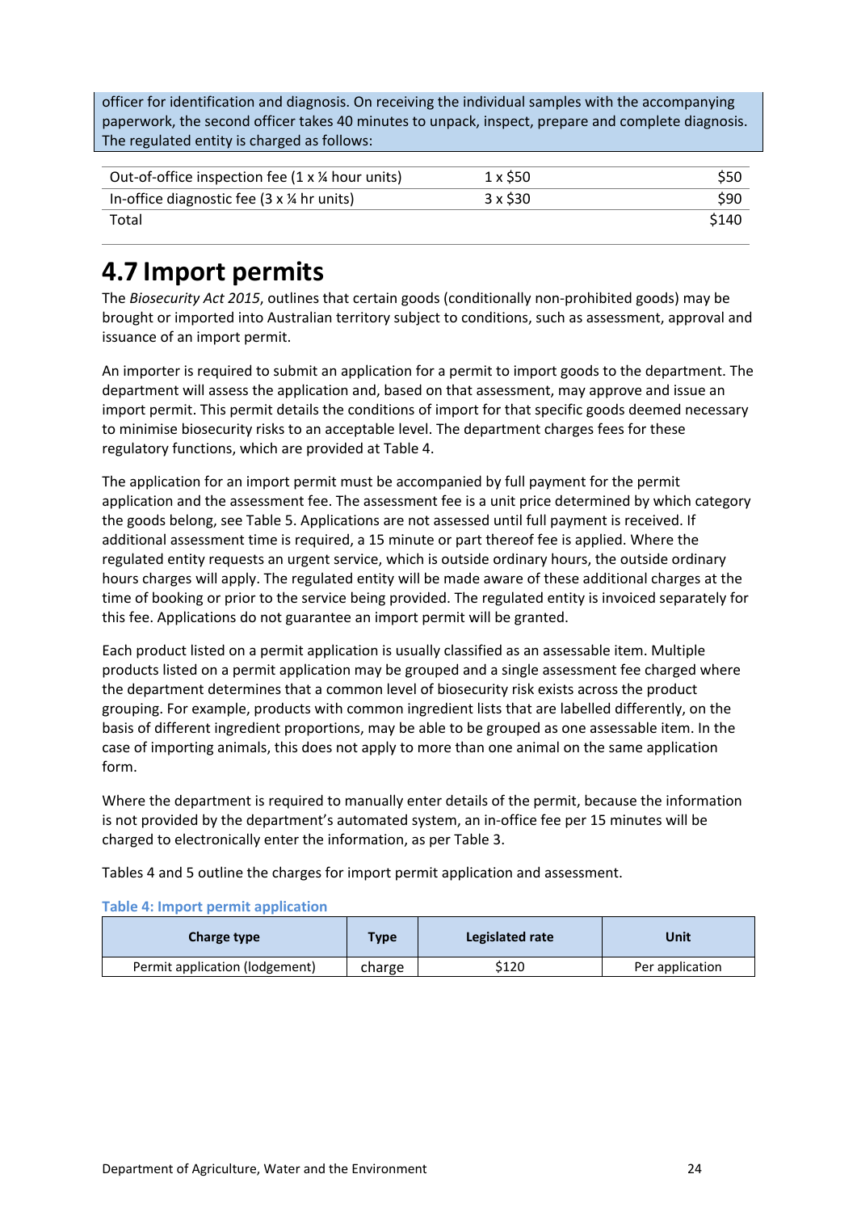officer for identification and diagnosis. On receiving the individual samples with the accompanying paperwork, the second officer takes 40 minutes to unpack, inspect, prepare and complete diagnosis. The regulated entity is charged as follows:

| | | |
|---|---|---|
| Out-of-office inspection fee (1 x ¼ hour units) | 1 x $50 | $50 |
| In-office diagnostic fee (3 x ¼ hr units) | 3 x $30 | $90 |
| Total | | $140 |

## 4.7 Import permits

The *Biosecurity Act 2015*, outlines that certain goods (conditionally non-prohibited goods) may be brought or imported into Australian territory subject to conditions, such as assessment, approval and issuance of an import permit.

An importer is required to submit an application for a permit to import goods to the department. The department will assess the application and, based on that assessment, may approve and issue an import permit. This permit details the conditions of import for that specific goods deemed necessary to minimise biosecurity risks to an acceptable level. The department charges fees for these regulatory functions, which are provided at Table 4.

The application for an import permit must be accompanied by full payment for the permit application and the assessment fee. The assessment fee is a unit price determined by which category the goods belong, see Table 5. Applications are not assessed until full payment is received. If additional assessment time is required, a 15 minute or part thereof fee is applied. Where the regulated entity requests an urgent service, which is outside ordinary hours, the outside ordinary hours charges will apply. The regulated entity will be made aware of these additional charges at the time of booking or prior to the service being provided. The regulated entity is invoiced separately for this fee. Applications do not guarantee an import permit will be granted.

Each product listed on a permit application is usually classified as an assessable item. Multiple products listed on a permit application may be grouped and a single assessment fee charged where the department determines that a common level of biosecurity risk exists across the product grouping. For example, products with common ingredient lists that are labelled differently, on the basis of different ingredient proportions, may be able to be grouped as one assessable item. In the case of importing animals, this does not apply to more than one animal on the same application form.

Where the department is required to manually enter details of the permit, because the information is not provided by the department's automated system, an in-office fee per 15 minutes will be charged to electronically enter the information, as per Table 3.

Tables 4 and 5 outline the charges for import permit application and assessment.

**Table 4: Import permit application**

| Charge type | Type | Legislated rate | Unit |
|---|---|---|---|
| Permit application (lodgement) | charge | $120 | Per application |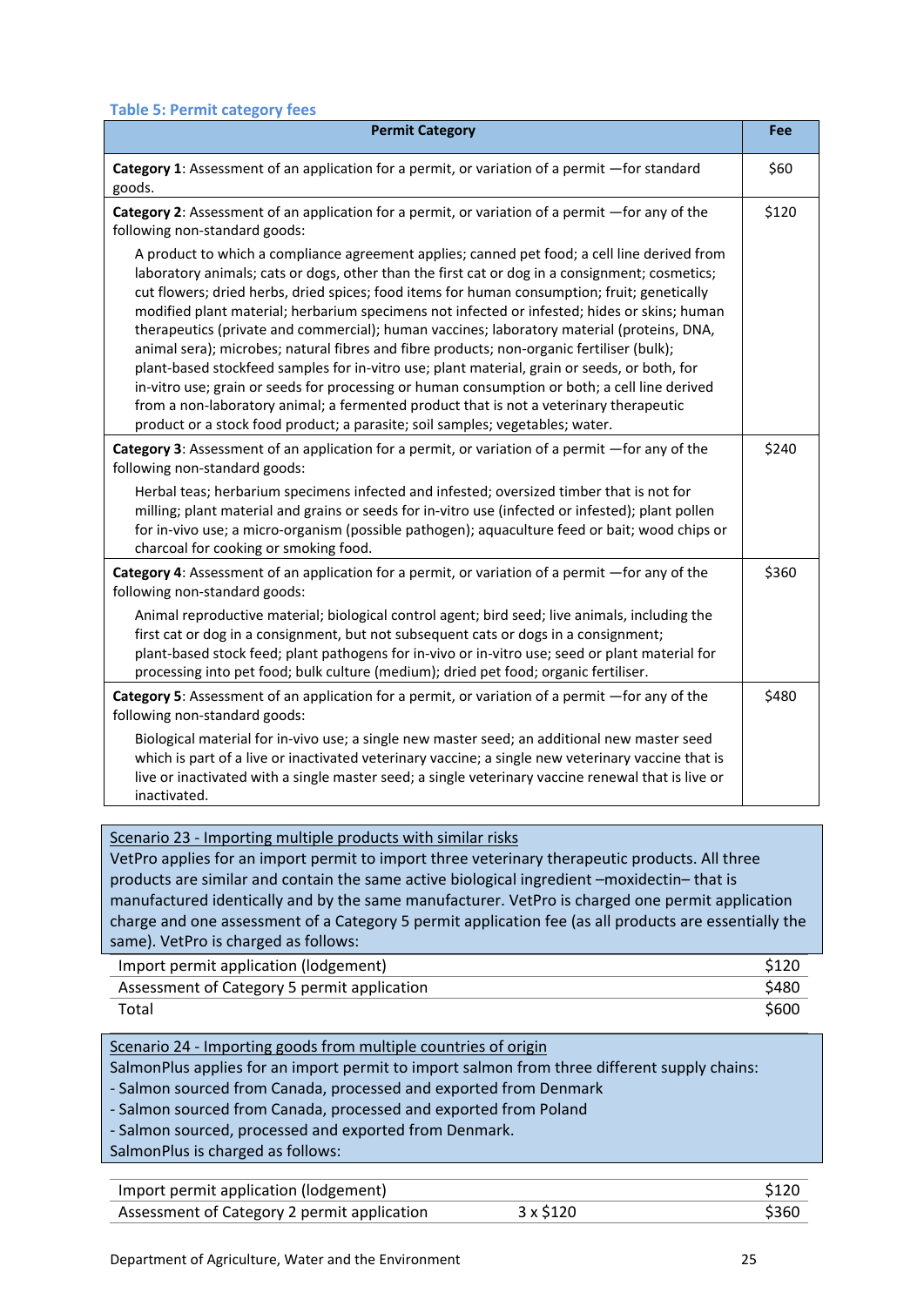**Table 5: Permit category fees**

| Permit Category | Fee |
| --- | --- |
| **Category 1**: Assessment of an application for a permit, or variation of a permit —for standard goods. | $60 |
| **Category 2**: Assessment of an application for a permit, or variation of a permit —for any of the following non-standard goods:<br>A product to which a compliance agreement applies; canned pet food; a cell line derived from laboratory animals; cats or dogs, other than the first cat or dog in a consignment; cosmetics; cut flowers; dried herbs, dried spices; food items for human consumption; fruit; genetically modified plant material; herbarium specimens not infected or infested; hides or skins; human therapeutics (private and commercial); human vaccines; laboratory material (proteins, DNA, animal sera); microbes; natural fibres and fibre products; non-organic fertiliser (bulk); plant-based stockfeed samples for in-vitro use; plant material, grain or seeds, or both, for in-vitro use; grain or seeds for processing or human consumption or both; a cell line derived from a non-laboratory animal; a fermented product that is not a veterinary therapeutic product or a stock food product; a parasite; soil samples; vegetables; water. | $120 |
| **Category 3**: Assessment of an application for a permit, or variation of a permit —for any of the following non-standard goods:<br>Herbal teas; herbarium specimens infected and infested; oversized timber that is not for milling; plant material and grains or seeds for in-vitro use (infected or infested); plant pollen for in-vivo use; a micro-organism (possible pathogen); aquaculture feed or bait; wood chips or charcoal for cooking or smoking food. | $240 |
| **Category 4**: Assessment of an application for a permit, or variation of a permit —for any of the following non-standard goods:<br>Animal reproductive material; biological control agent; bird seed; live animals, including the first cat or dog in a consignment, but not subsequent cats or dogs in a consignment; plant-based stock feed; plant pathogens for in-vivo or in-vitro use; seed or plant material for processing into pet food; bulk culture (medium); dried pet food; organic fertiliser. | $360 |
| **Category 5**: Assessment of an application for a permit, or variation of a permit —for any of the following non-standard goods:<br>Biological material for in-vivo use; a single new master seed; an additional new master seed which is part of a live or inactivated veterinary vaccine; a single new veterinary vaccine that is live or inactivated with a single master seed; a single veterinary vaccine renewal that is live or inactivated. | $480 |

Scenario 23 - Importing multiple products with similar risks

VetPro applies for an import permit to import three veterinary therapeutic products. All three products are similar and contain the same active biological ingredient –moxidectin– that is manufactured identically and by the same manufacturer. VetPro is charged one permit application charge and one assessment of a Category 5 permit application fee (as all products are essentially the same). VetPro is charged as follows:

| | |
| --- | --- |
| Import permit application (lodgement) | $120 |
| Assessment of Category 5 permit application | $480 |
| Total | $600 |

Scenario 24 - Importing goods from multiple countries of origin

SalmonPlus applies for an import permit to import salmon from three different supply chains:

- Salmon sourced from Canada, processed and exported from Denmark
- Salmon sourced from Canada, processed and exported from Poland
- Salmon sourced, processed and exported from Denmark.

SalmonPlus is charged as follows:

| | | |
| --- | --- | --- |
| Import permit application (lodgement) | | $120 |
| Assessment of Category 2 permit application | 3 x $120 | $360 |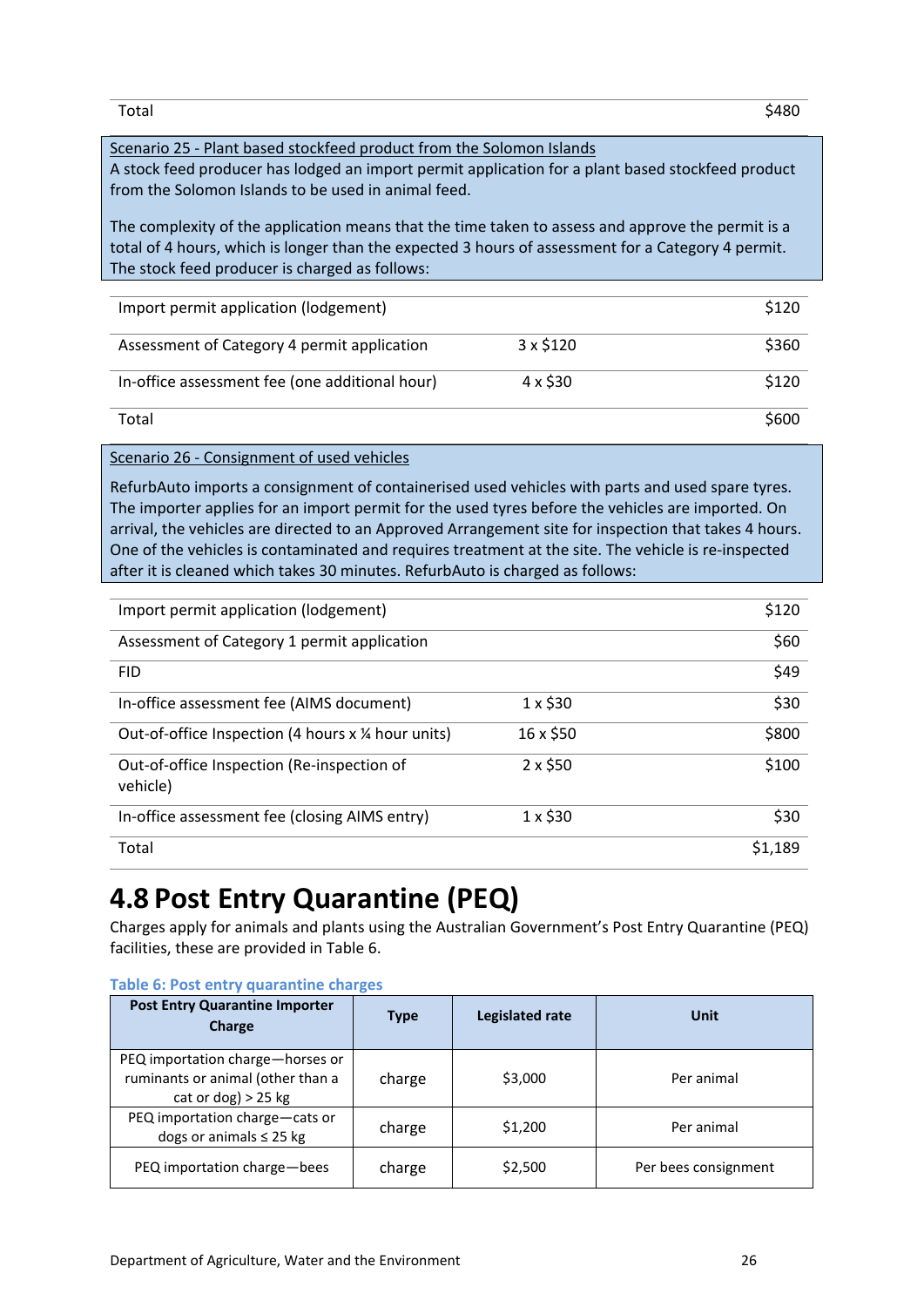| | | |
|---|---|---|
| Total | | $480 |

Scenario 25 - Plant based stockfeed product from the Solomon Islands

A stock feed producer has lodged an import permit application for a plant based stockfeed product from the Solomon Islands to be used in animal feed.

The complexity of the application means that the time taken to assess and approve the permit is a total of 4 hours, which is longer than the expected 3 hours of assessment for a Category 4 permit. The stock feed producer is charged as follows:

| | | |
|---|---|---|
| Import permit application (lodgement) | | $120 |
| Assessment of Category 4 permit application | 3 x $120 | $360 |
| In-office assessment fee (one additional hour) | 4 x $30 | $120 |
| Total | | $600 |

Scenario 26 - Consignment of used vehicles

RefurbAuto imports a consignment of containerised used vehicles with parts and used spare tyres. The importer applies for an import permit for the used tyres before the vehicles are imported. On arrival, the vehicles are directed to an Approved Arrangement site for inspection that takes 4 hours. One of the vehicles is contaminated and requires treatment at the site. The vehicle is re-inspected after it is cleaned which takes 30 minutes. RefurbAuto is charged as follows:

| | | |
|---|---|---|
| Import permit application (lodgement) | | $120 |
| Assessment of Category 1 permit application | | $60 |
| FID | | $49 |
| In-office assessment fee (AIMS document) | 1 x $30 | $30 |
| Out-of-office Inspection (4 hours x ¼ hour units) | 16 x $50 | $800 |
| Out-of-office Inspection (Re-inspection of vehicle) | 2 x $50 | $100 |
| In-office assessment fee (closing AIMS entry) | 1 x $30 | $30 |
| Total | | $1,189 |

## 4.8 Post Entry Quarantine (PEQ)

Charges apply for animals and plants using the Australian Government's Post Entry Quarantine (PEQ) facilities, these are provided in Table 6.

**Table 6: Post entry quarantine charges**

| Post Entry Quarantine Importer Charge | Type | Legislated rate | Unit |
|---|---|---|---|
| PEQ importation charge—horses or ruminants or animal (other than a cat or dog) > 25 kg | charge | $3,000 | Per animal |
| PEQ importation charge—cats or dogs or animals ≤ 25 kg | charge | $1,200 | Per animal |
| PEQ importation charge—bees | charge | $2,500 | Per bees consignment |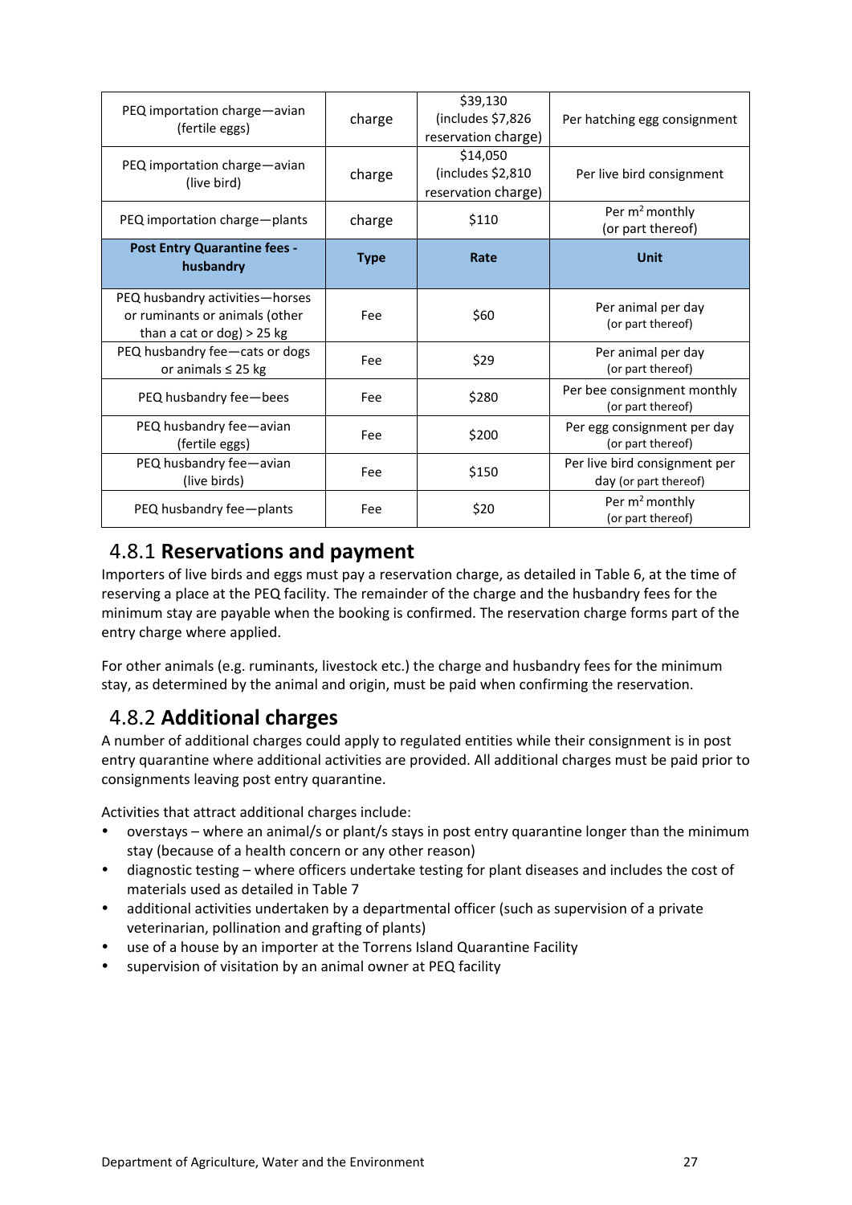| PEQ importation charge—avian (fertile eggs) | charge | $39,130 (includes $7,826 reservation charge) | Per hatching egg consignment |
|---|---|---|---|
| PEQ importation charge—avian (live bird) | charge | $14,050 (includes $2,810 reservation charge) | Per live bird consignment |
| PEQ importation charge—plants | charge | $110 | Per $m^2$ monthly (or part thereof) |
| **Post Entry Quarantine fees - husbandry** | **Type** | **Rate** | **Unit** |
| PEQ husbandry activities—horses or ruminants or animals (other than a cat or dog) > 25 kg | Fee | $60 | Per animal per day (or part thereof) |
| PEQ husbandry fee—cats or dogs or animals ≤ 25 kg | Fee | $29 | Per animal per day (or part thereof) |
| PEQ husbandry fee—bees | Fee | $280 | Per bee consignment monthly (or part thereof) |
| PEQ husbandry fee—avian (fertile eggs) | Fee | $200 | Per egg consignment per day (or part thereof) |
| PEQ husbandry fee—avian (live birds) | Fee | $150 | Per live bird consignment per day (or part thereof) |
| PEQ husbandry fee—plants | Fee | $20 | Per $m^2$ monthly (or part thereof) |

### 4.8.1 Reservations and payment

Importers of live birds and eggs must pay a reservation charge, as detailed in Table 6, at the time of reserving a place at the PEQ facility. The remainder of the charge and the husbandry fees for the minimum stay are payable when the booking is confirmed. The reservation charge forms part of the entry charge where applied.

For other animals (e.g. ruminants, livestock etc.) the charge and husbandry fees for the minimum stay, as determined by the animal and origin, must be paid when confirming the reservation.

### 4.8.2 Additional charges

A number of additional charges could apply to regulated entities while their consignment is in post entry quarantine where additional activities are provided. All additional charges must be paid prior to consignments leaving post entry quarantine.

Activities that attract additional charges include:

- overstays – where an animal/s or plant/s stays in post entry quarantine longer than the minimum stay (because of a health concern or any other reason)
- diagnostic testing – where officers undertake testing for plant diseases and includes the cost of materials used as detailed in Table 7
- additional activities undertaken by a departmental officer (such as supervision of a private veterinarian, pollination and grafting of plants)
- use of a house by an importer at the Torrens Island Quarantine Facility
- supervision of visitation by an animal owner at PEQ facility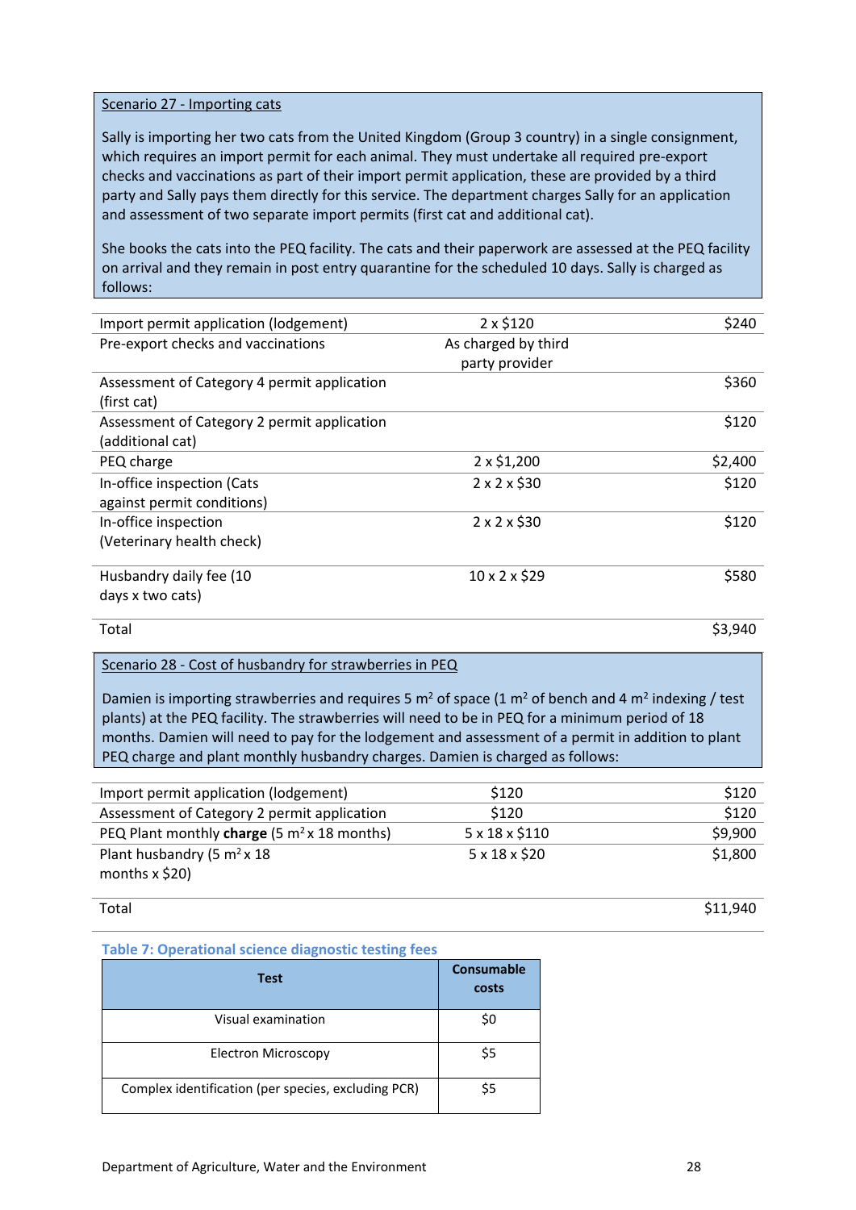Scenario 27 - Importing cats

Sally is importing her two cats from the United Kingdom (Group 3 country) in a single consignment, which requires an import permit for each animal. They must undertake all required pre-export checks and vaccinations as part of their import permit application, these are provided by a third party and Sally pays them directly for this service. The department charges Sally for an application and assessment of two separate import permits (first cat and additional cat).

She books the cats into the PEQ facility. The cats and their paperwork are assessed at the PEQ facility on arrival and they remain in post entry quarantine for the scheduled 10 days. Sally is charged as follows:

| | | |
|---|---|---|
| Import permit application (lodgement) | 2 x $120 | $240 |
| Pre-export checks and vaccinations | As charged by third party provider | |
| Assessment of Category 4 permit application (first cat) | | $360 |
| Assessment of Category 2 permit application (additional cat) | | $120 |
| PEQ charge | 2 x $1,200 | $2,400 |
| In-office inspection (Cats against permit conditions) | 2 x 2 x $30 | $120 |
| In-office inspection (Veterinary health check) | 2 x 2 x $30 | $120 |
| Husbandry daily fee (10 days x two cats) | 10 x 2 x $29 | $580 |
| Total | | $3,940 |

Scenario 28 - Cost of husbandry for strawberries in PEQ

Damien is importing strawberries and requires 5 $m^2$ of space (1 $m^2$ of bench and 4 $m^2$ indexing / test plants) at the PEQ facility. The strawberries will need to be in PEQ for a minimum period of 18 months. Damien will need to pay for the lodgement and assessment of a permit in addition to plant PEQ charge and plant monthly husbandry charges. Damien is charged as follows:

| | | |
|---|---|---|
| Import permit application (lodgement) | $120 | $120 |
| Assessment of Category 2 permit application | $120 | $120 |
| PEQ Plant monthly **charge** (5 $m^2$ x 18 months) | 5 x 18 x $110 | $9,900 |
| Plant husbandry (5 $m^2$ x 18 months x $20) | 5 x 18 x $20 | $1,800 |
| Total | | $11,940 |

**Table 7: Operational science diagnostic testing fees**

| Test | Consumable costs |
|---|---|
| Visual examination | $0 |
| Electron Microscopy | $5 |
| Complex identification (per species, excluding PCR) | $5 |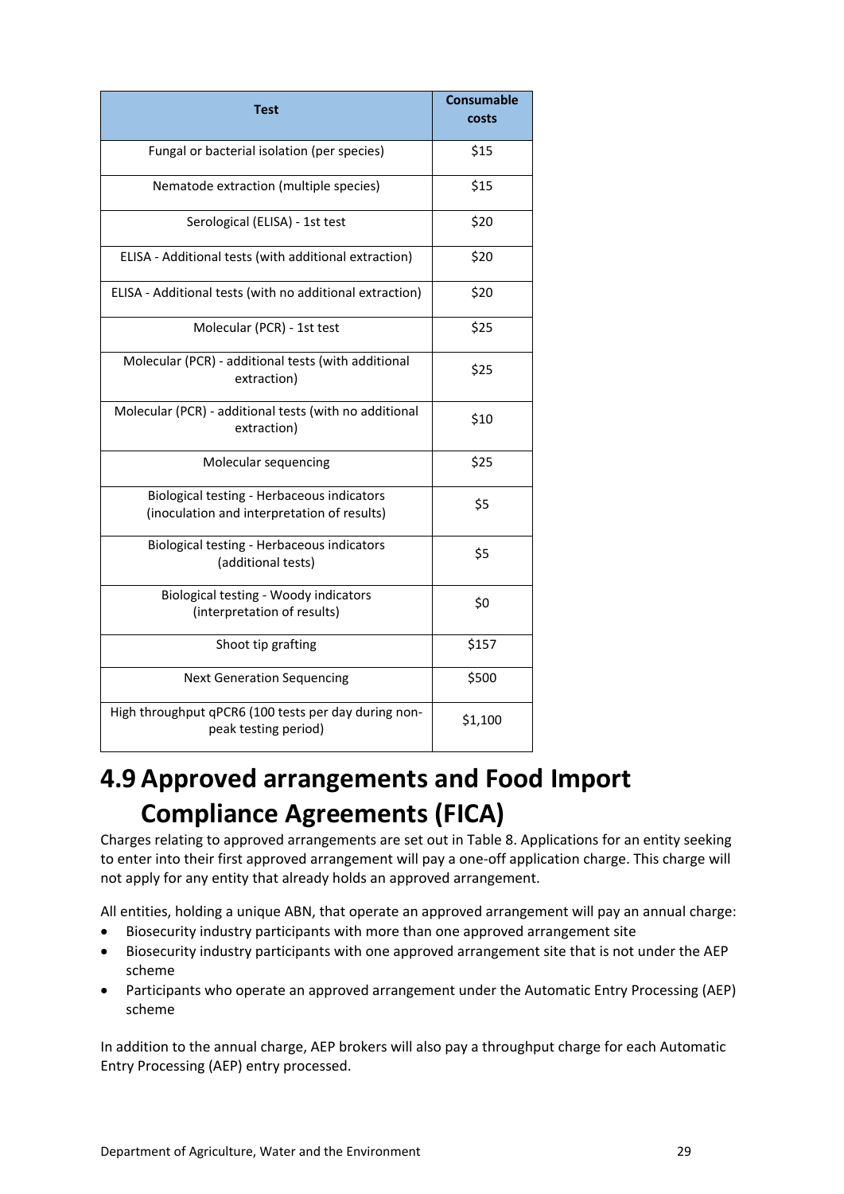| Test | Consumable costs |
|---|---|
| Fungal or bacterial isolation (per species) | $15 |
| Nematode extraction (multiple species) | $15 |
| Serological (ELISA) - 1st test | $20 |
| ELISA - Additional tests (with additional extraction) | $20 |
| ELISA - Additional tests (with no additional extraction) | $20 |
| Molecular (PCR) - 1st test | $25 |
| Molecular (PCR) - additional tests (with additional extraction) | $25 |
| Molecular (PCR) - additional tests (with no additional extraction) | $10 |
| Molecular sequencing | $25 |
| Biological testing - Herbaceous indicators (inoculation and interpretation of results) | $5 |
| Biological testing - Herbaceous indicators (additional tests) | $5 |
| Biological testing - Woody indicators (interpretation of results) | $0 |
| Shoot tip grafting | $157 |
| Next Generation Sequencing | $500 |
| High throughput qPCR6 (100 tests per day during non-peak testing period) | $1,100 |

## 4.9 Approved arrangements and Food Import Compliance Agreements (FICA)

Charges relating to approved arrangements are set out in Table 8. Applications for an entity seeking to enter into their first approved arrangement will pay a one-off application charge. This charge will not apply for any entity that already holds an approved arrangement.

All entities, holding a unique ABN, that operate an approved arrangement will pay an annual charge:

- Biosecurity industry participants with more than one approved arrangement site
- Biosecurity industry participants with one approved arrangement site that is not under the AEP scheme
- Participants who operate an approved arrangement under the Automatic Entry Processing (AEP) scheme

In addition to the annual charge, AEP brokers will also pay a throughput charge for each Automatic Entry Processing (AEP) entry processed.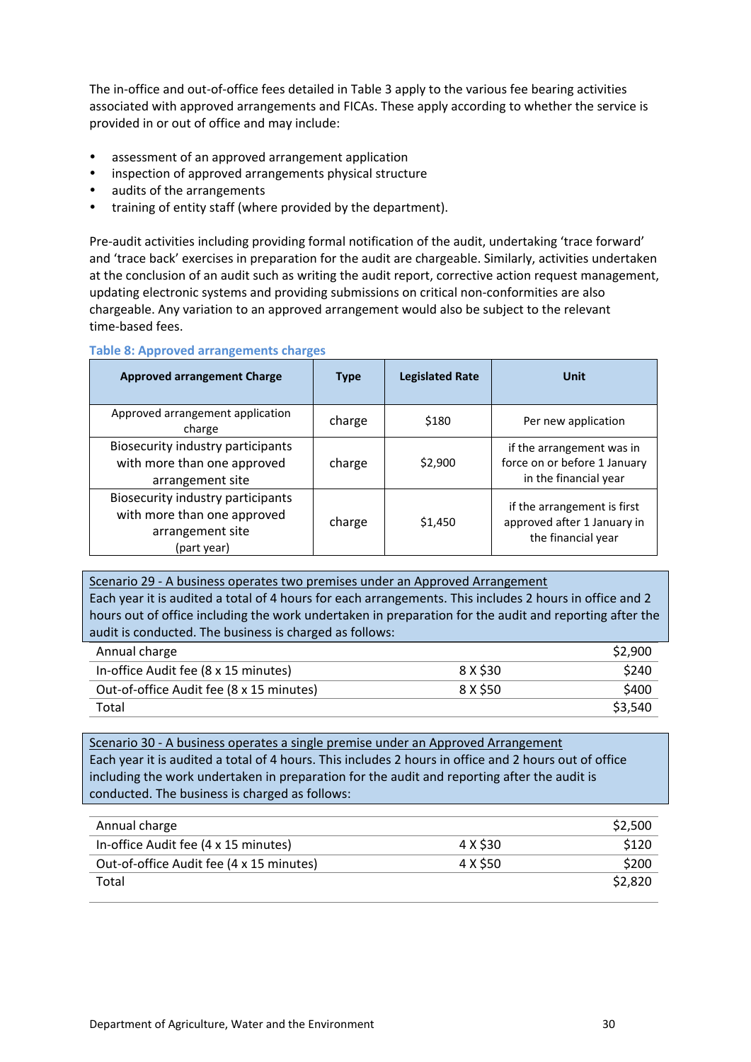The in-office and out-of-office fees detailed in Table 3 apply to the various fee bearing activities associated with approved arrangements and FICAs. These apply according to whether the service is provided in or out of office and may include:

- assessment of an approved arrangement application
- inspection of approved arrangements physical structure
- audits of the arrangements
- training of entity staff (where provided by the department).

Pre-audit activities including providing formal notification of the audit, undertaking 'trace forward' and 'trace back' exercises in preparation for the audit are chargeable. Similarly, activities undertaken at the conclusion of an audit such as writing the audit report, corrective action request management, updating electronic systems and providing submissions on critical non-conformities are also chargeable. Any variation to an approved arrangement would also be subject to the relevant time-based fees.

**Table 8: Approved arrangements charges**

| Approved arrangement Charge | Type | Legislated Rate | Unit |
|---|---|---|---|
| Approved arrangement application charge | charge | $180 | Per new application |
| Biosecurity industry participants with more than one approved arrangement site | charge | $2,900 | if the arrangement was in force on or before 1 January in the financial year |
| Biosecurity industry participants with more than one approved arrangement site (part year) | charge | $1,450 | if the arrangement is first approved after 1 January in the financial year |

Scenario 29 - A business operates two premises under an Approved Arrangement

Each year it is audited a total of 4 hours for each arrangements. This includes 2 hours in office and 2 hours out of office including the work undertaken in preparation for the audit and reporting after the audit is conducted. The business is charged as follows:

| | | |
|---|---|---|
| Annual charge | | $2,900 |
| In-office Audit fee (8 x 15 minutes) | 8 X $30 | $240 |
| Out-of-office Audit fee (8 x 15 minutes) | 8 X $50 | $400 |
| Total | | $3,540 |

Scenario 30 - A business operates a single premise under an Approved Arrangement

Each year it is audited a total of 4 hours. This includes 2 hours in office and 2 hours out of office including the work undertaken in preparation for the audit and reporting after the audit is conducted. The business is charged as follows:

| | | |
|---|---|---|
| Annual charge | | $2,500 |
| In-office Audit fee (4 x 15 minutes) | 4 X $30 | $120 |
| Out-of-office Audit fee (4 x 15 minutes) | 4 X $50 | $200 |
| Total | | $2,820 |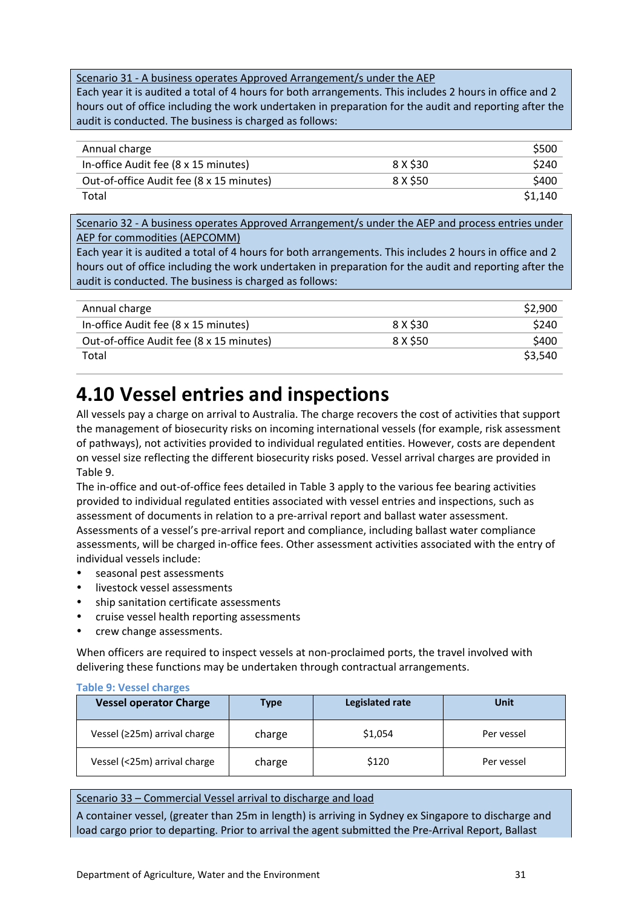Scenario 31 - A business operates Approved Arrangement/s under the AEP

Each year it is audited a total of 4 hours for both arrangements. This includes 2 hours in office and 2 hours out of office including the work undertaken in preparation for the audit and reporting after the audit is conducted. The business is charged as follows:

| | | |
|---|---|---|
| Annual charge | | $500 |
| In-office Audit fee (8 x 15 minutes) | 8 X $30 | $240 |
| Out-of-office Audit fee (8 x 15 minutes) | 8 X $50 | $400 |
| Total | | $1,140 |

Scenario 32 - A business operates Approved Arrangement/s under the AEP and process entries under AEP for commodities (AEPCOMM)

Each year it is audited a total of 4 hours for both arrangements. This includes 2 hours in office and 2 hours out of office including the work undertaken in preparation for the audit and reporting after the audit is conducted. The business is charged as follows:

| | | |
|---|---|---|
| Annual charge | | $2,900 |
| In-office Audit fee (8 x 15 minutes) | 8 X $30 | $240 |
| Out-of-office Audit fee (8 x 15 minutes) | 8 X $50 | $400 |
| Total | | $3,540 |

# 4.10 Vessel entries and inspections

All vessels pay a charge on arrival to Australia. The charge recovers the cost of activities that support the management of biosecurity risks on incoming international vessels (for example, risk assessment of pathways), not activities provided to individual regulated entities. However, costs are dependent on vessel size reflecting the different biosecurity risks posed. Vessel arrival charges are provided in Table 9.

The in-office and out-of-office fees detailed in Table 3 apply to the various fee bearing activities provided to individual regulated entities associated with vessel entries and inspections, such as assessment of documents in relation to a pre-arrival report and ballast water assessment. Assessments of a vessel's pre-arrival report and compliance, including ballast water compliance assessments, will be charged in-office fees. Other assessment activities associated with the entry of individual vessels include:

- seasonal pest assessments
- livestock vessel assessments
- ship sanitation certificate assessments
- cruise vessel health reporting assessments
- crew change assessments.

When officers are required to inspect vessels at non-proclaimed ports, the travel involved with delivering these functions may be undertaken through contractual arrangements.

**Table 9: Vessel charges**

| Vessel operator Charge | Type | Legislated rate | Unit |
|---|---|---|---|
| Vessel (≥25m) arrival charge | charge | $1,054 | Per vessel |
| Vessel (<25m) arrival charge | charge | $120 | Per vessel |

Scenario 33 – Commercial Vessel arrival to discharge and load

A container vessel, (greater than 25m in length) is arriving in Sydney ex Singapore to discharge and load cargo prior to departing. Prior to arrival the agent submitted the Pre-Arrival Report, Ballast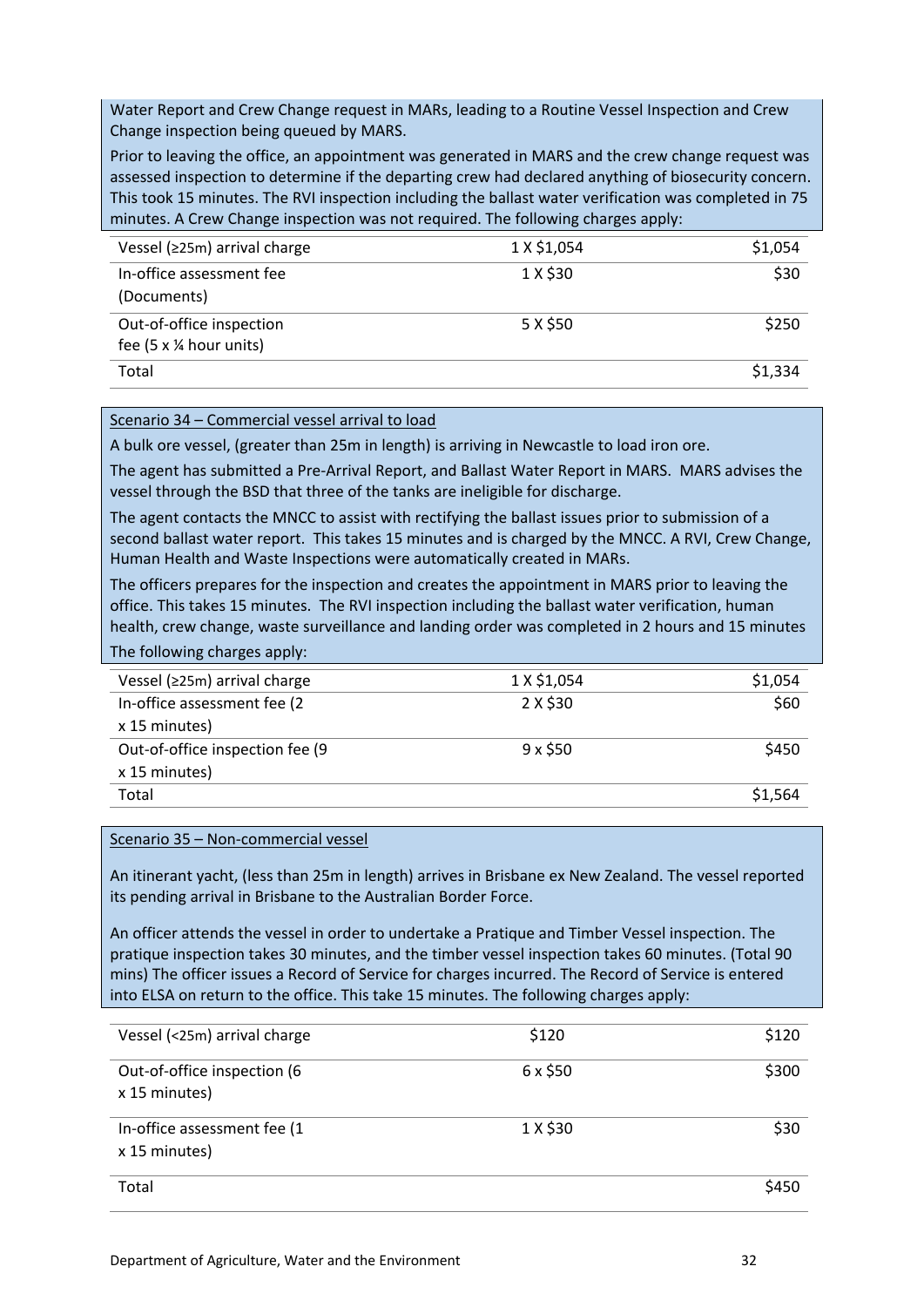Water Report and Crew Change request in MARs, leading to a Routine Vessel Inspection and Crew Change inspection being queued by MARS.

Prior to leaving the office, an appointment was generated in MARS and the crew change request was assessed inspection to determine if the departing crew had declared anything of biosecurity concern. This took 15 minutes. The RVI inspection including the ballast water verification was completed in 75 minutes. A Crew Change inspection was not required. The following charges apply:

| | | |
|---|---|---|
| Vessel (≥25m) arrival charge | 1 X $1,054 | $1,054 |
| In-office assessment fee (Documents) | 1 X $30 | $30 |
| Out-of-office inspection fee (5 x ¼ hour units) | 5 X $50 | $250 |
| Total | | $1,334 |

Scenario 34 – Commercial vessel arrival to load

A bulk ore vessel, (greater than 25m in length) is arriving in Newcastle to load iron ore.

The agent has submitted a Pre-Arrival Report, and Ballast Water Report in MARS. MARS advises the vessel through the BSD that three of the tanks are ineligible for discharge.

The agent contacts the MNCC to assist with rectifying the ballast issues prior to submission of a second ballast water report. This takes 15 minutes and is charged by the MNCC. A RVI, Crew Change, Human Health and Waste Inspections were automatically created in MARs.

The officers prepares for the inspection and creates the appointment in MARS prior to leaving the office. This takes 15 minutes. The RVI inspection including the ballast water verification, human health, crew change, waste surveillance and landing order was completed in 2 hours and 15 minutes

The following charges apply:

| | | |
|---|---|---|
| Vessel (≥25m) arrival charge | 1 X $1,054 | $1,054 |
| In-office assessment fee (2 x 15 minutes) | 2 X $30 | $60 |
| Out-of-office inspection fee (9 x 15 minutes) | 9 x $50 | $450 |
| Total | | $1,564 |

Scenario 35 – Non-commercial vessel

An itinerant yacht, (less than 25m in length) arrives in Brisbane ex New Zealand. The vessel reported its pending arrival in Brisbane to the Australian Border Force.

An officer attends the vessel in order to undertake a Pratique and Timber Vessel inspection. The pratique inspection takes 30 minutes, and the timber vessel inspection takes 60 minutes. (Total 90 mins) The officer issues a Record of Service for charges incurred. The Record of Service is entered into ELSA on return to the office. This take 15 minutes. The following charges apply:

| | | |
|---|---|---|
| Vessel (<25m) arrival charge | $120 | $120 |
| Out-of-office inspection (6 x 15 minutes) | 6 x $50 | $300 |
| In-office assessment fee (1 x 15 minutes) | 1 X $30 | $30 |
| Total | | $450 |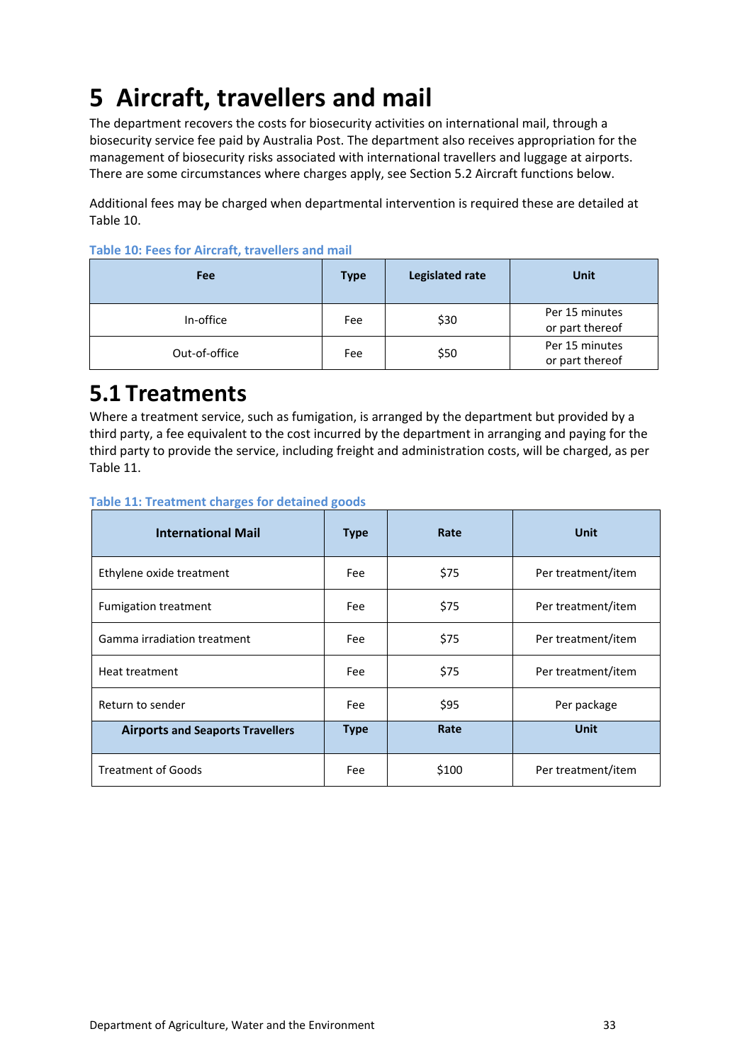# 5 Aircraft, travellers and mail

The department recovers the costs for biosecurity activities on international mail, through a biosecurity service fee paid by Australia Post. The department also receives appropriation for the management of biosecurity risks associated with international travellers and luggage at airports. There are some circumstances where charges apply, see Section 5.2 Aircraft functions below.

Additional fees may be charged when departmental intervention is required these are detailed at Table 10.

**Table 10: Fees for Aircraft, travellers and mail**

| Fee | Type | Legislated rate | Unit |
|---|---|---|---|
| In-office | Fee | $30 | Per 15 minutes or part thereof |
| Out-of-office | Fee | $50 | Per 15 minutes or part thereof |

## 5.1 Treatments

Where a treatment service, such as fumigation, is arranged by the department but provided by a third party, a fee equivalent to the cost incurred by the department in arranging and paying for the third party to provide the service, including freight and administration costs, will be charged, as per Table 11.

**Table 11: Treatment charges for detained goods**

| International Mail | Type | Rate | Unit |
|---|---|---|---|
| Ethylene oxide treatment | Fee | $75 | Per treatment/item |
| Fumigation treatment | Fee | $75 | Per treatment/item |
| Gamma irradiation treatment | Fee | $75 | Per treatment/item |
| Heat treatment | Fee | $75 | Per treatment/item |
| Return to sender | Fee | $95 | Per package |
| **Airports and Seaports Travellers** | **Type** | **Rate** | **Unit** |
| Treatment of Goods | Fee | $100 | Per treatment/item |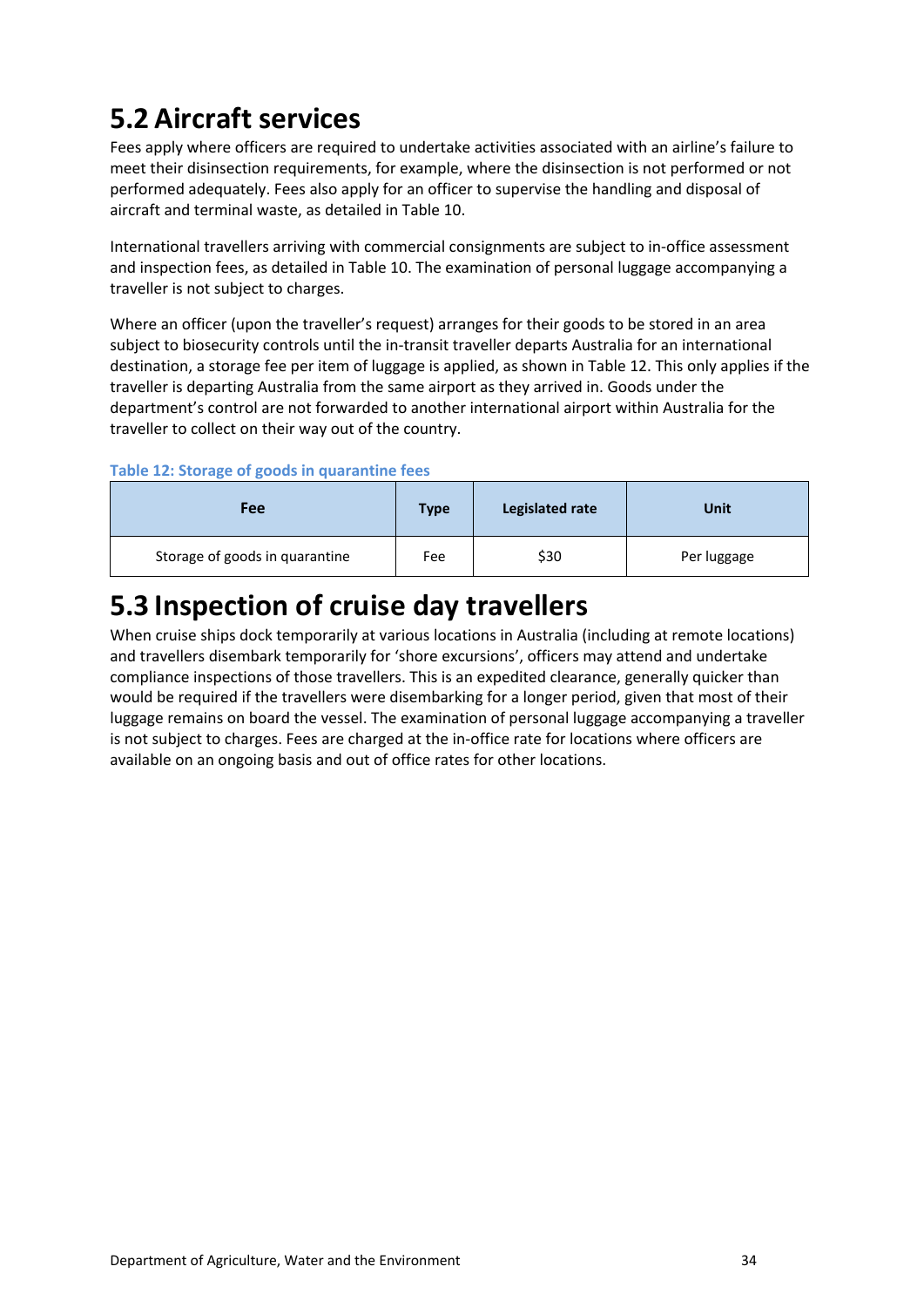## 5.2 Aircraft services

Fees apply where officers are required to undertake activities associated with an airline's failure to meet their disinsection requirements, for example, where the disinsection is not performed or not performed adequately. Fees also apply for an officer to supervise the handling and disposal of aircraft and terminal waste, as detailed in Table 10.

International travellers arriving with commercial consignments are subject to in-office assessment and inspection fees, as detailed in Table 10. The examination of personal luggage accompanying a traveller is not subject to charges.

Where an officer (upon the traveller's request) arranges for their goods to be stored in an area subject to biosecurity controls until the in-transit traveller departs Australia for an international destination, a storage fee per item of luggage is applied, as shown in Table 12. This only applies if the traveller is departing Australia from the same airport as they arrived in. Goods under the department's control are not forwarded to another international airport within Australia for the traveller to collect on their way out of the country.

**Table 12: Storage of goods in quarantine fees**

| Fee | Type | Legislated rate | Unit |
|---|---|---|---|
| Storage of goods in quarantine | Fee | $30 | Per luggage |

## 5.3 Inspection of cruise day travellers

When cruise ships dock temporarily at various locations in Australia (including at remote locations) and travellers disembark temporarily for 'shore excursions', officers may attend and undertake compliance inspections of those travellers. This is an expedited clearance, generally quicker than would be required if the travellers were disembarking for a longer period, given that most of their luggage remains on board the vessel. The examination of personal luggage accompanying a traveller is not subject to charges. Fees are charged at the in-office rate for locations where officers are available on an ongoing basis and out of office rates for other locations.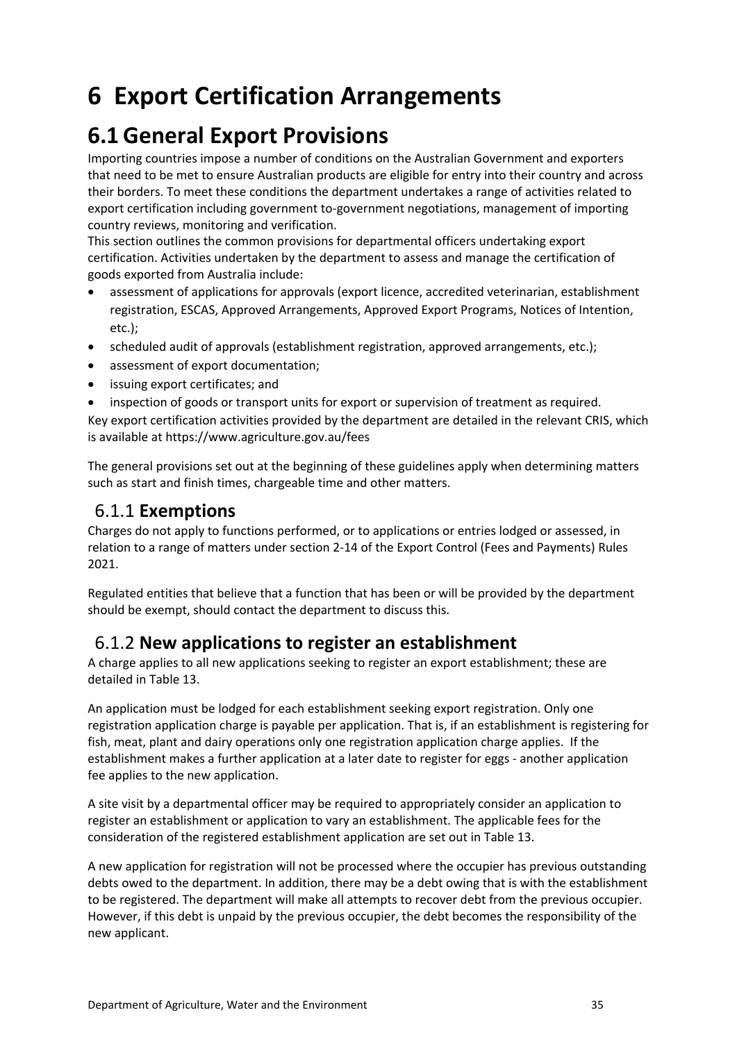# 6 Export Certification Arrangements

## 6.1 General Export Provisions

Importing countries impose a number of conditions on the Australian Government and exporters that need to be met to ensure Australian products are eligible for entry into their country and across their borders. To meet these conditions the department undertakes a range of activities related to export certification including government to-government negotiations, management of importing country reviews, monitoring and verification.

This section outlines the common provisions for departmental officers undertaking export certification. Activities undertaken by the department to assess and manage the certification of goods exported from Australia include:

- assessment of applications for approvals (export licence, accredited veterinarian, establishment registration, ESCAS, Approved Arrangements, Approved Export Programs, Notices of Intention, etc.);
- scheduled audit of approvals (establishment registration, approved arrangements, etc.);
- assessment of export documentation;
- issuing export certificates; and
- inspection of goods or transport units for export or supervision of treatment as required.

Key export certification activities provided by the department are detailed in the relevant CRIS, which is available at https://www.agriculture.gov.au/fees

The general provisions set out at the beginning of these guidelines apply when determining matters such as start and finish times, chargeable time and other matters.

### 6.1.1 **Exemptions**

Charges do not apply to functions performed, or to applications or entries lodged or assessed, in relation to a range of matters under section 2-14 of the Export Control (Fees and Payments) Rules 2021.

Regulated entities that believe that a function that has been or will be provided by the department should be exempt, should contact the department to discuss this.

### 6.1.2 **New applications to register an establishment**

A charge applies to all new applications seeking to register an export establishment; these are detailed in Table 13.

An application must be lodged for each establishment seeking export registration. Only one registration application charge is payable per application. That is, if an establishment is registering for fish, meat, plant and dairy operations only one registration application charge applies. If the establishment makes a further application at a later date to register for eggs - another application fee applies to the new application.

A site visit by a departmental officer may be required to appropriately consider an application to register an establishment or application to vary an establishment. The applicable fees for the consideration of the registered establishment application are set out in Table 13.

A new application for registration will not be processed where the occupier has previous outstanding debts owed to the department. In addition, there may be a debt owing that is with the establishment to be registered. The department will make all attempts to recover debt from the previous occupier. However, if this debt is unpaid by the previous occupier, the debt becomes the responsibility of the new applicant.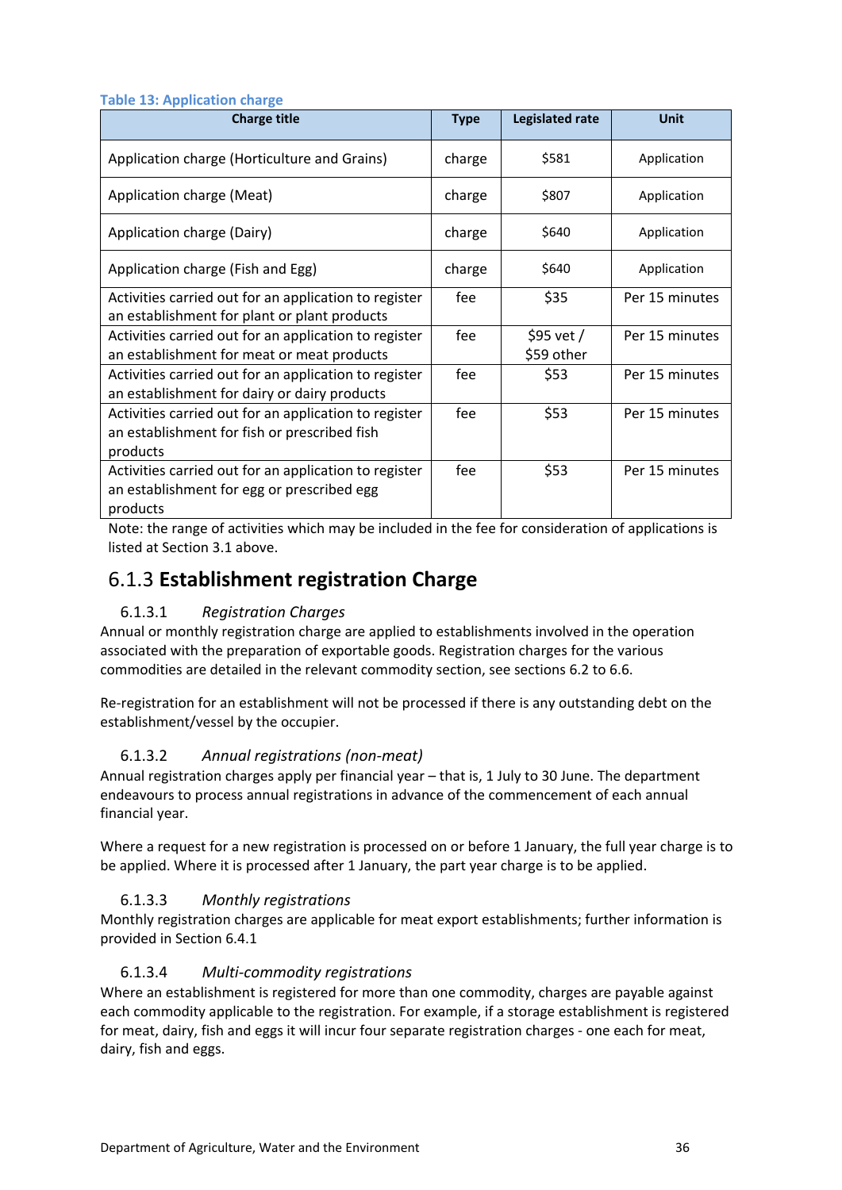**Table 13: Application charge**

| Charge title | Type | Legislated rate | Unit |
|---|---|---|---|
| Application charge (Horticulture and Grains) | charge | $581 | Application |
| Application charge (Meat) | charge | $807 | Application |
| Application charge (Dairy) | charge | $640 | Application |
| Application charge (Fish and Egg) | charge | $640 | Application |
| Activities carried out for an application to register an establishment for plant or plant products | fee | $35 | Per 15 minutes |
| Activities carried out for an application to register an establishment for meat or meat products | fee | $95 vet / $59 other | Per 15 minutes |
| Activities carried out for an application to register an establishment for dairy or dairy products | fee | $53 | Per 15 minutes |
| Activities carried out for an application to register an establishment for fish or prescribed fish products | fee | $53 | Per 15 minutes |
| Activities carried out for an application to register an establishment for egg or prescribed egg products | fee | $53 | Per 15 minutes |

Note: the range of activities which may be included in the fee for consideration of applications is listed at Section 3.1 above.

### 6.1.3 **Establishment registration Charge**

#### 6.1.3.1 *Registration Charges*

Annual or monthly registration charge are applied to establishments involved in the operation associated with the preparation of exportable goods. Registration charges for the various commodities are detailed in the relevant commodity section, see sections 6.2 to 6.6.

Re-registration for an establishment will not be processed if there is any outstanding debt on the establishment/vessel by the occupier.

#### 6.1.3.2 *Annual registrations (non-meat)*

Annual registration charges apply per financial year – that is, 1 July to 30 June. The department endeavours to process annual registrations in advance of the commencement of each annual financial year.

Where a request for a new registration is processed on or before 1 January, the full year charge is to be applied. Where it is processed after 1 January, the part year charge is to be applied.

#### 6.1.3.3 *Monthly registrations*

Monthly registration charges are applicable for meat export establishments; further information is provided in Section 6.4.1

#### 6.1.3.4 *Multi-commodity registrations*

Where an establishment is registered for more than one commodity, charges are payable against each commodity applicable to the registration. For example, if a storage establishment is registered for meat, dairy, fish and eggs it will incur four separate registration charges - one each for meat, dairy, fish and eggs.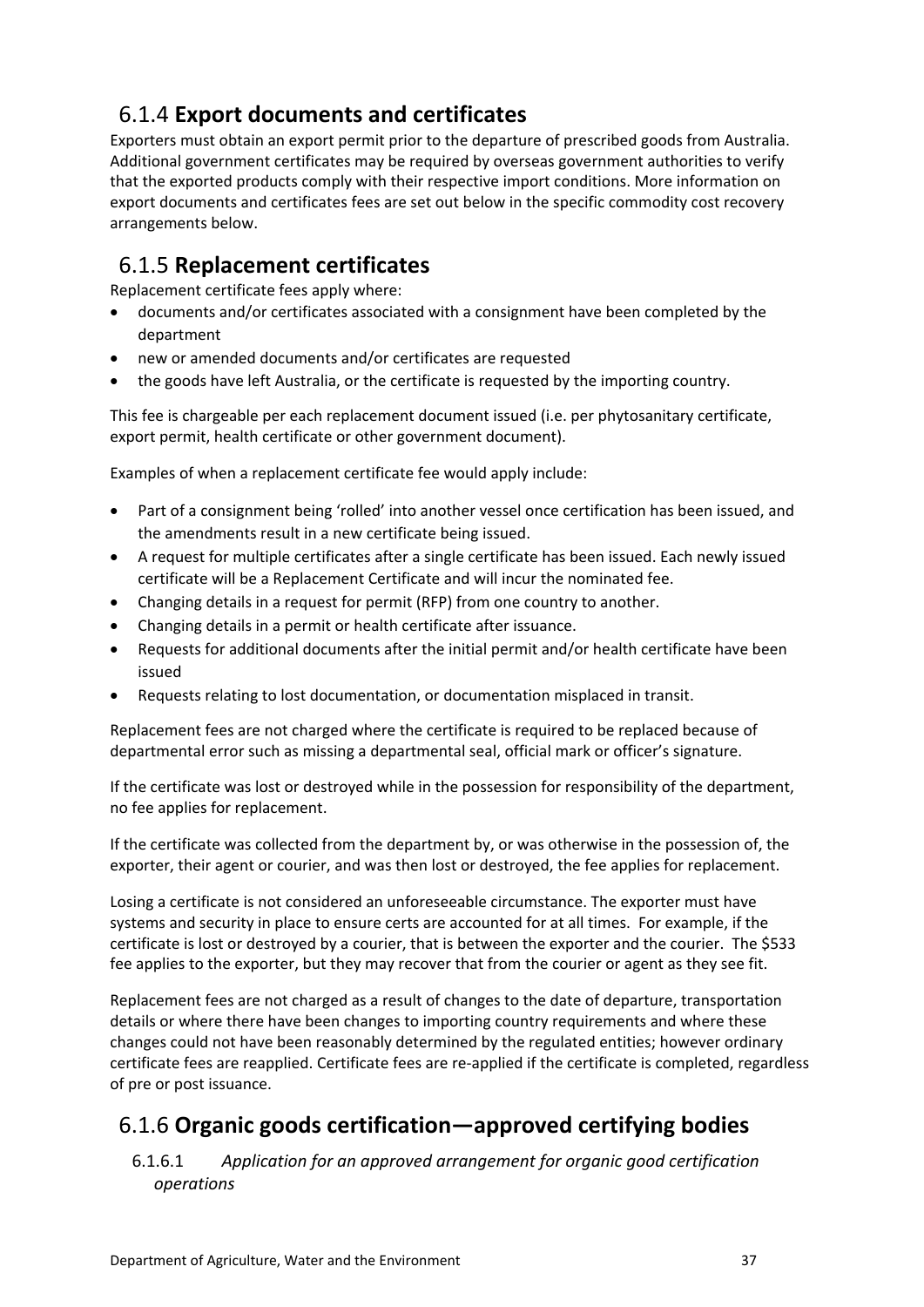## 6.1.4 **Export documents and certificates**

Exporters must obtain an export permit prior to the departure of prescribed goods from Australia. Additional government certificates may be required by overseas government authorities to verify that the exported products comply with their respective import conditions. More information on export documents and certificates fees are set out below in the specific commodity cost recovery arrangements below.

## 6.1.5 **Replacement certificates**

Replacement certificate fees apply where:

- documents and/or certificates associated with a consignment have been completed by the department
- new or amended documents and/or certificates are requested
- the goods have left Australia, or the certificate is requested by the importing country.

This fee is chargeable per each replacement document issued (i.e. per phytosanitary certificate, export permit, health certificate or other government document).

Examples of when a replacement certificate fee would apply include:

- Part of a consignment being 'rolled' into another vessel once certification has been issued, and the amendments result in a new certificate being issued.
- A request for multiple certificates after a single certificate has been issued. Each newly issued certificate will be a Replacement Certificate and will incur the nominated fee.
- Changing details in a request for permit (RFP) from one country to another.
- Changing details in a permit or health certificate after issuance.
- Requests for additional documents after the initial permit and/or health certificate have been issued
- Requests relating to lost documentation, or documentation misplaced in transit.

Replacement fees are not charged where the certificate is required to be replaced because of departmental error such as missing a departmental seal, official mark or officer's signature.

If the certificate was lost or destroyed while in the possession for responsibility of the department, no fee applies for replacement.

If the certificate was collected from the department by, or was otherwise in the possession of, the exporter, their agent or courier, and was then lost or destroyed, the fee applies for replacement.

Losing a certificate is not considered an unforeseeable circumstance. The exporter must have systems and security in place to ensure certs are accounted for at all times. For example, if the certificate is lost or destroyed by a courier, that is between the exporter and the courier. The $533 fee applies to the exporter, but they may recover that from the courier or agent as they see fit.

Replacement fees are not charged as a result of changes to the date of departure, transportation details or where there have been changes to importing country requirements and where these changes could not have been reasonably determined by the regulated entities; however ordinary certificate fees are reapplied. Certificate fees are re-applied if the certificate is completed, regardless of pre or post issuance.

## 6.1.6 **Organic goods certification—approved certifying bodies**

### 6.1.6.1 *Application for an approved arrangement for organic good certification operations*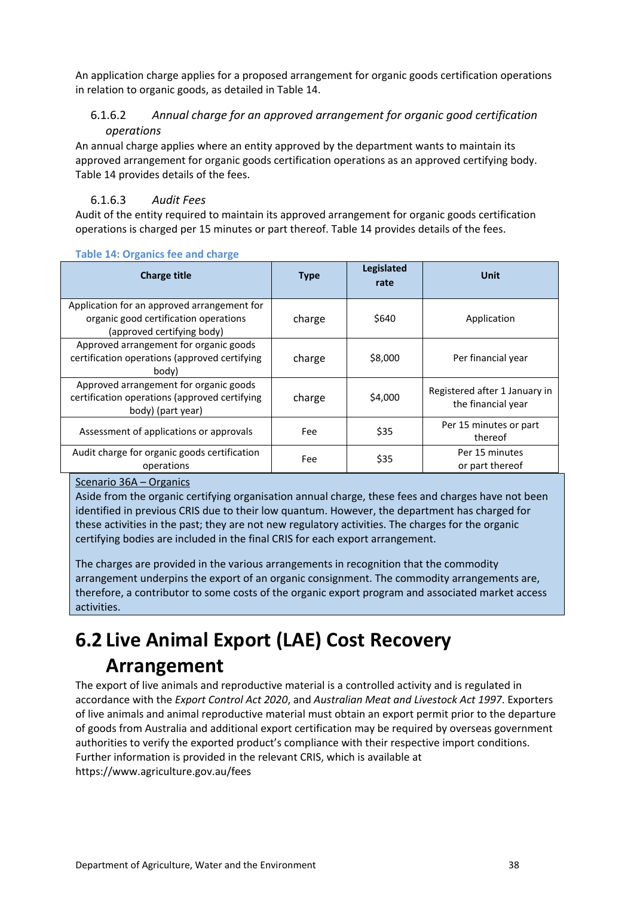An application charge applies for a proposed arrangement for organic goods certification operations in relation to organic goods, as detailed in Table 14.

#### 6.1.6.2 *Annual charge for an approved arrangement for organic good certification operations*

An annual charge applies where an entity approved by the department wants to maintain its approved arrangement for organic goods certification operations as an approved certifying body. Table 14 provides details of the fees.

#### 6.1.6.3 *Audit Fees*

Audit of the entity required to maintain its approved arrangement for organic goods certification operations is charged per 15 minutes or part thereof. Table 14 provides details of the fees.

**Table 14: Organics fee and charge**

| Charge title | Type | Legislated rate | Unit |
|---|---|---|---|
| Application for an approved arrangement for organic good certification operations (approved certifying body) | charge | $640 | Application |
| Approved arrangement for organic goods certification operations (approved certifying body) | charge | $8,000 | Per financial year |
| Approved arrangement for organic goods certification operations (approved certifying body) (part year) | charge | $4,000 | Registered after 1 January in the financial year |
| Assessment of applications or approvals | Fee | $35 | Per 15 minutes or part thereof |
| Audit charge for organic goods certification operations | Fee | $35 | Per 15 minutes or part thereof |

Scenario 36A – Organics

Aside from the organic certifying organisation annual charge, these fees and charges have not been identified in previous CRIS due to their low quantum. However, the department has charged for these activities in the past; they are not new regulatory activities. The charges for the organic certifying bodies are included in the final CRIS for each export arrangement.

The charges are provided in the various arrangements in recognition that the commodity arrangement underpins the export of an organic consignment. The commodity arrangements are, therefore, a contributor to some costs of the organic export program and associated market access activities.

## 6.2 Live Animal Export (LAE) Cost Recovery Arrangement

The export of live animals and reproductive material is a controlled activity and is regulated in accordance with the *Export Control Act 2020*, and *Australian Meat and Livestock Act 1997*. Exporters of live animals and animal reproductive material must obtain an export permit prior to the departure of goods from Australia and additional export certification may be required by overseas government authorities to verify the exported product's compliance with their respective import conditions. Further information is provided in the relevant CRIS, which is available at https://www.agriculture.gov.au/fees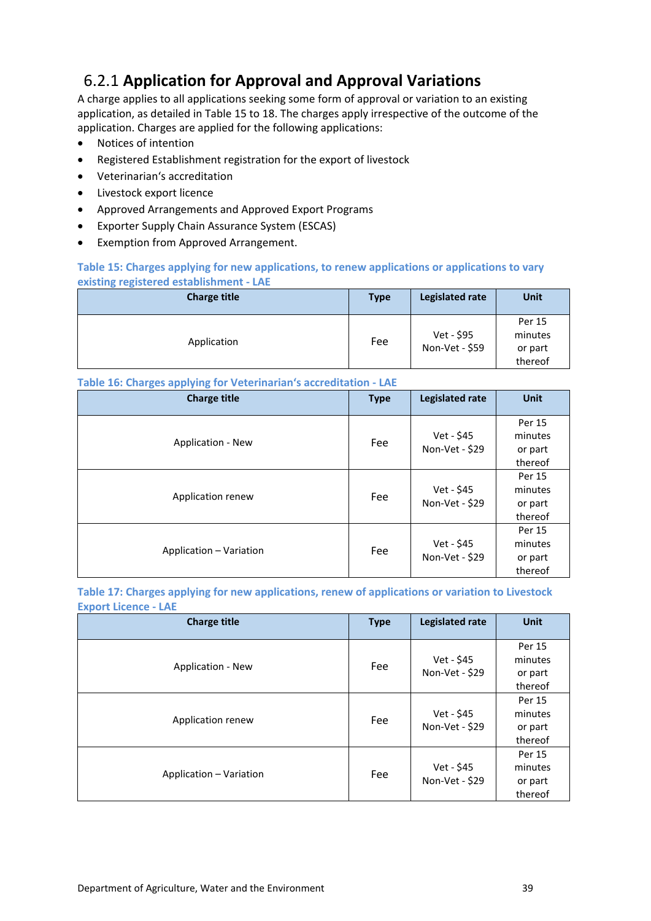### 6.2.1 **Application for Approval and Approval Variations**

A charge applies to all applications seeking some form of approval or variation to an existing application, as detailed in Table 15 to 18. The charges apply irrespective of the outcome of the application. Charges are applied for the following applications:

- Notices of intention
- Registered Establishment registration for the export of livestock
- Veterinarian's accreditation
- Livestock export licence
- Approved Arrangements and Approved Export Programs
- Exporter Supply Chain Assurance System (ESCAS)
- Exemption from Approved Arrangement.

**Table 15: Charges applying for new applications, to renew applications or applications to vary existing registered establishment - LAE**

| Charge title | Type | Legislated rate | Unit |
|---|---|---|---|
| Application | Fee | Vet - $95 Non-Vet - $59 | Per 15 minutes or part thereof |

**Table 16: Charges applying for Veterinarian's accreditation - LAE**

| Charge title | Type | Legislated rate | Unit |
|---|---|---|---|
| Application - New | Fee | Vet - $45 Non-Vet - $29 | Per 15 minutes or part thereof |
| Application renew | Fee | Vet - $45 Non-Vet - $29 | Per 15 minutes or part thereof |
| Application – Variation | Fee | Vet - $45 Non-Vet - $29 | Per 15 minutes or part thereof |

**Table 17: Charges applying for new applications, renew of applications or variation to Livestock Export Licence - LAE**

| Charge title | Type | Legislated rate | Unit |
|---|---|---|---|
| Application - New | Fee | Vet - $45 Non-Vet - $29 | Per 15 minutes or part thereof |
| Application renew | Fee | Vet - $45 Non-Vet - $29 | Per 15 minutes or part thereof |
| Application – Variation | Fee | Vet - $45 Non-Vet - $29 | Per 15 minutes or part thereof |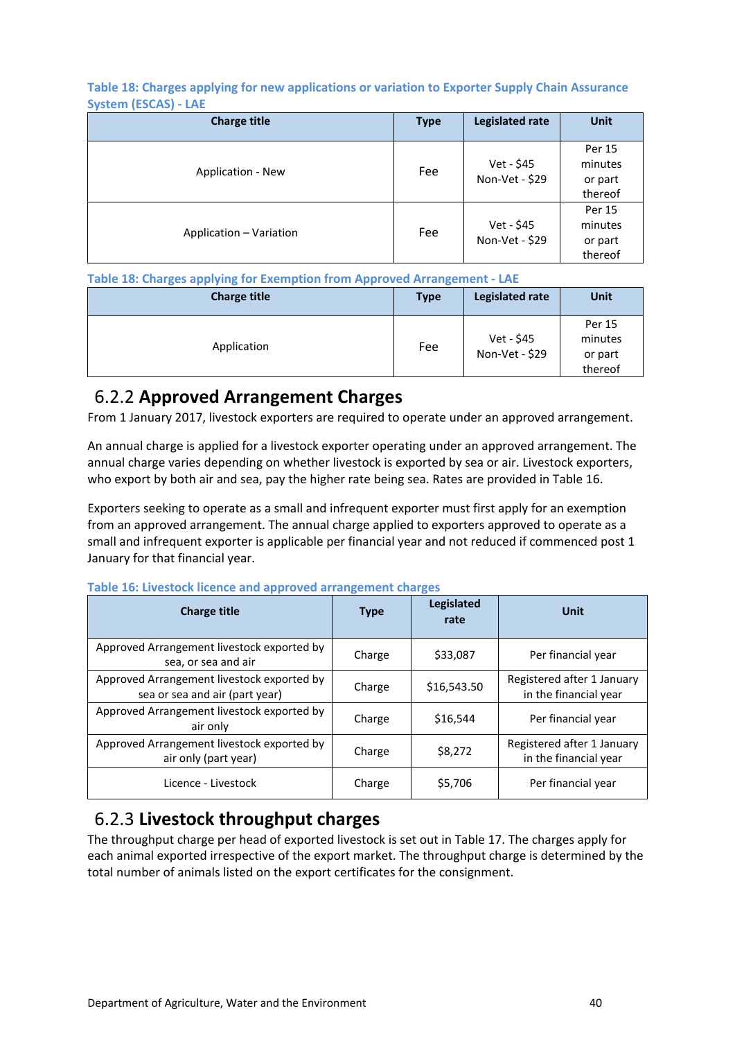**Table 18: Charges applying for new applications or variation to Exporter Supply Chain Assurance System (ESCAS) - LAE**

| Charge title | Type | Legislated rate | Unit |
|---|---|---|---|
| Application - New | Fee | Vet - $45<br>Non-Vet - $29 | Per 15 minutes or part thereof |
| Application – Variation | Fee | Vet - $45<br>Non-Vet - $29 | Per 15 minutes or part thereof |

**Table 18: Charges applying for Exemption from Approved Arrangement - LAE**

| Charge title | Type | Legislated rate | Unit |
|---|---|---|---|
| Application | Fee | Vet - $45<br>Non-Vet - $29 | Per 15 minutes or part thereof |

## 6.2.2 Approved Arrangement Charges

From 1 January 2017, livestock exporters are required to operate under an approved arrangement.

An annual charge is applied for a livestock exporter operating under an approved arrangement. The annual charge varies depending on whether livestock is exported by sea or air. Livestock exporters, who export by both air and sea, pay the higher rate being sea. Rates are provided in Table 16.

Exporters seeking to operate as a small and infrequent exporter must first apply for an exemption from an approved arrangement. The annual charge applied to exporters approved to operate as a small and infrequent exporter is applicable per financial year and not reduced if commenced post 1 January for that financial year.

**Table 16: Livestock licence and approved arrangement charges**

| Charge title | Type | Legislated rate | Unit |
|---|---|---|---|
| Approved Arrangement livestock exported by sea, or sea and air | Charge | $33,087 | Per financial year |
| Approved Arrangement livestock exported by sea or sea and air (part year) | Charge | $16,543.50 | Registered after 1 January in the financial year |
| Approved Arrangement livestock exported by air only | Charge | $16,544 | Per financial year |
| Approved Arrangement livestock exported by air only (part year) | Charge | $8,272 | Registered after 1 January in the financial year |
| Licence - Livestock | Charge | $5,706 | Per financial year |

## 6.2.3 Livestock throughput charges

The throughput charge per head of exported livestock is set out in Table 17. The charges apply for each animal exported irrespective of the export market. The throughput charge is determined by the total number of animals listed on the export certificates for the consignment.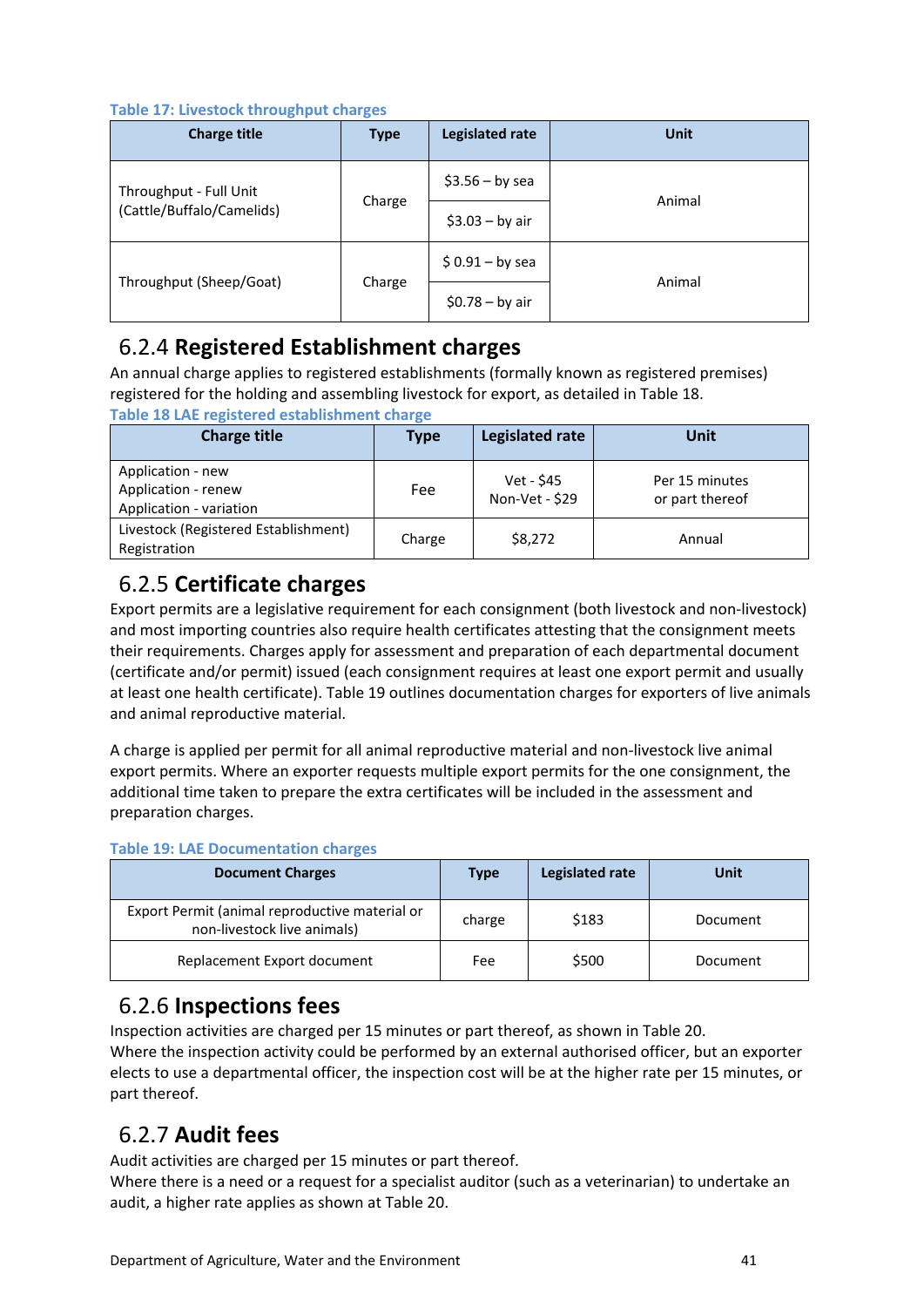Table 17: Livestock throughput charges

| Charge title | Type | Legislated rate | Unit |
|---|---|---|---|
| Throughput - Full Unit (Cattle/Buffalo/Camelids) | Charge | $3.56 – by sea | Animal |
| | | $3.03 – by air | |
| Throughput (Sheep/Goat) | Charge | $ 0.91 – by sea | Animal |
| | | $0.78 – by air | |

### 6.2.4 Registered Establishment charges

An annual charge applies to registered establishments (formally known as registered premises) registered for the holding and assembling livestock for export, as detailed in Table 18.

Table 18 LAE registered establishment charge

| Charge title | Type | Legislated rate | Unit |
|---|---|---|---|
| Application - new<br>Application - renew<br>Application - variation | Fee | Vet - $45<br>Non-Vet - $29 | Per 15 minutes or part thereof |
| Livestock (Registered Establishment) Registration | Charge | $8,272 | Annual |

### 6.2.5 Certificate charges

Export permits are a legislative requirement for each consignment (both livestock and non-livestock) and most importing countries also require health certificates attesting that the consignment meets their requirements. Charges apply for assessment and preparation of each departmental document (certificate and/or permit) issued (each consignment requires at least one export permit and usually at least one health certificate). Table 19 outlines documentation charges for exporters of live animals and animal reproductive material.

A charge is applied per permit for all animal reproductive material and non-livestock live animal export permits. Where an exporter requests multiple export permits for the one consignment, the additional time taken to prepare the extra certificates will be included in the assessment and preparation charges.

Table 19: LAE Documentation charges

| Document Charges | Type | Legislated rate | Unit |
|---|---|---|---|
| Export Permit (animal reproductive material or non-livestock live animals) | charge | $183 | Document |
| Replacement Export document | Fee | $500 | Document |

### 6.2.6 Inspections fees

Inspection activities are charged per 15 minutes or part thereof, as shown in Table 20.
Where the inspection activity could be performed by an external authorised officer, but an exporter elects to use a departmental officer, the inspection cost will be at the higher rate per 15 minutes, or part thereof.

### 6.2.7 Audit fees

Audit activities are charged per 15 minutes or part thereof.
Where there is a need or a request for a specialist auditor (such as a veterinarian) to undertake an audit, a higher rate applies as shown at Table 20.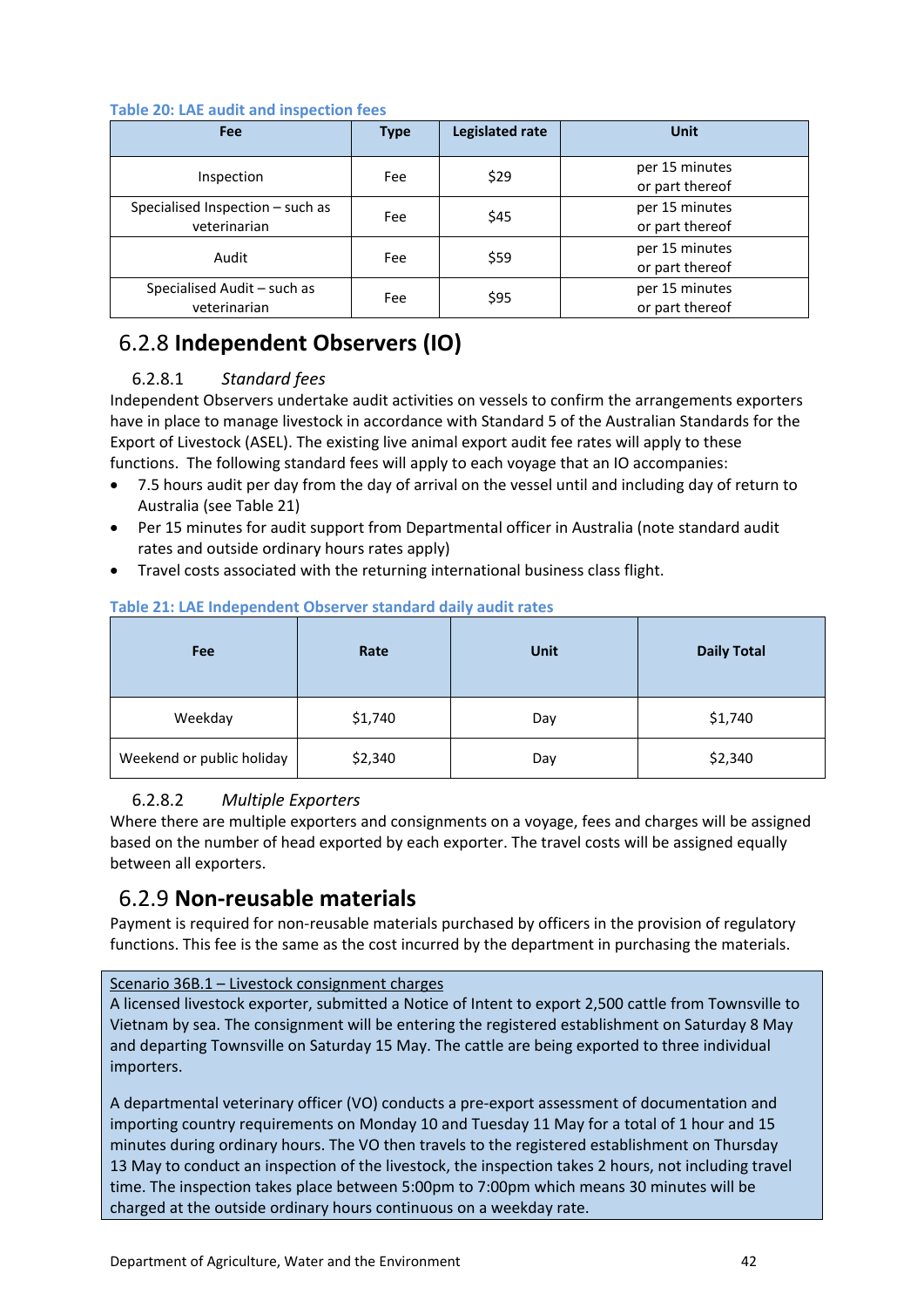Table 20: LAE audit and inspection fees

| Fee | Type | Legislated rate | Unit |
|---|---|---|---|
| Inspection | Fee | $29 | per 15 minutes or part thereof |
| Specialised Inspection – such as veterinarian | Fee | $45 | per 15 minutes or part thereof |
| Audit | Fee | $59 | per 15 minutes or part thereof |
| Specialised Audit – such as veterinarian | Fee | $95 | per 15 minutes or part thereof |

## 6.2.8 **Independent Observers (IO)**

### 6.2.8.1 *Standard fees*

Independent Observers undertake audit activities on vessels to confirm the arrangements exporters have in place to manage livestock in accordance with Standard 5 of the Australian Standards for the Export of Livestock (ASEL). The existing live animal export audit fee rates will apply to these functions. The following standard fees will apply to each voyage that an IO accompanies:

- 7.5 hours audit per day from the day of arrival on the vessel until and including day of return to Australia (see Table 21)
- Per 15 minutes for audit support from Departmental officer in Australia (note standard audit rates and outside ordinary hours rates apply)
- Travel costs associated with the returning international business class flight.

Table 21: LAE Independent Observer standard daily audit rates

| Fee | Rate | Unit | Daily Total |
|---|---|---|---|
| Weekday | $1,740 | Day | $1,740 |
| Weekend or public holiday | $2,340 | Day | $2,340 |

### 6.2.8.2 *Multiple Exporters*

Where there are multiple exporters and consignments on a voyage, fees and charges will be assigned based on the number of head exported by each exporter. The travel costs will be assigned equally between all exporters.

## 6.2.9 **Non-reusable materials**

Payment is required for non-reusable materials purchased by officers in the provision of regulatory functions. This fee is the same as the cost incurred by the department in purchasing the materials.

Scenario 36B.1 – Livestock consignment charges

A licensed livestock exporter, submitted a Notice of Intent to export 2,500 cattle from Townsville to Vietnam by sea. The consignment will be entering the registered establishment on Saturday 8 May and departing Townsville on Saturday 15 May. The cattle are being exported to three individual importers.

A departmental veterinary officer (VO) conducts a pre-export assessment of documentation and importing country requirements on Monday 10 and Tuesday 11 May for a total of 1 hour and 15 minutes during ordinary hours. The VO then travels to the registered establishment on Thursday 13 May to conduct an inspection of the livestock, the inspection takes 2 hours, not including travel time. The inspection takes place between 5:00pm to 7:00pm which means 30 minutes will be charged at the outside ordinary hours continuous on a weekday rate.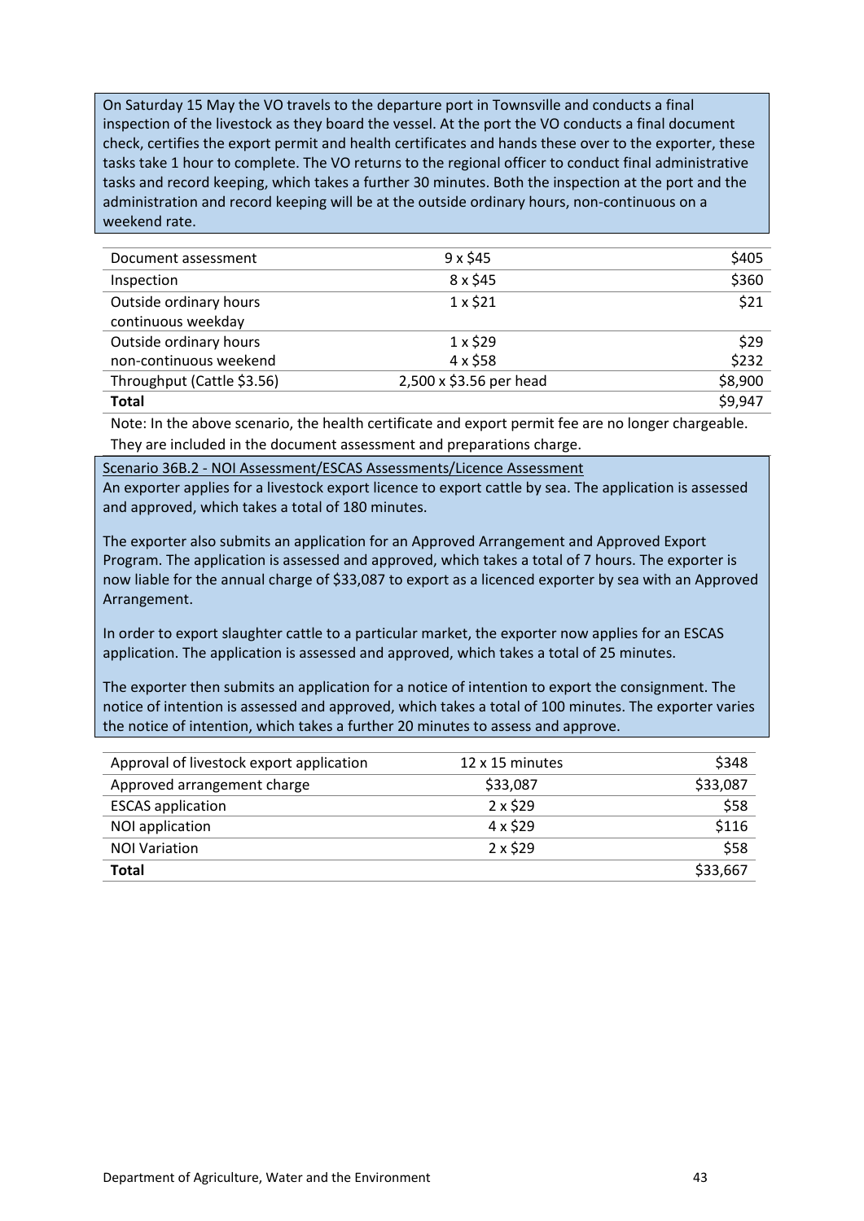On Saturday 15 May the VO travels to the departure port in Townsville and conducts a final inspection of the livestock as they board the vessel. At the port the VO conducts a final document check, certifies the export permit and health certificates and hands these over to the exporter, these tasks take 1 hour to complete. The VO returns to the regional officer to conduct final administrative tasks and record keeping, which takes a further 30 minutes. Both the inspection at the port and the administration and record keeping will be at the outside ordinary hours, non-continuous on a weekend rate.

| | | |
|---|---|---|
| Document assessment | 9 x $45 | $405 |
| Inspection | 8 x $45 | $360 |
| Outside ordinary hours continuous weekday | 1 x $21 | $21 |
| Outside ordinary hours non-continuous weekend | 1 x $29<br>4 x $58 | $29<br>$232 |
| Throughput (Cattle $3.56) | 2,500 x $3.56 per head | $8,900 |
| **Total** | | $9,947 |

Note: In the above scenario, the health certificate and export permit fee are no longer chargeable. They are included in the document assessment and preparations charge.

Scenario 36B.2 - NOI Assessment/ESCAS Assessments/Licence Assessment

An exporter applies for a livestock export licence to export cattle by sea. The application is assessed and approved, which takes a total of 180 minutes.

The exporter also submits an application for an Approved Arrangement and Approved Export Program. The application is assessed and approved, which takes a total of 7 hours. The exporter is now liable for the annual charge of $33,087 to export as a licenced exporter by sea with an Approved Arrangement.

In order to export slaughter cattle to a particular market, the exporter now applies for an ESCAS application. The application is assessed and approved, which takes a total of 25 minutes.

The exporter then submits an application for a notice of intention to export the consignment. The notice of intention is assessed and approved, which takes a total of 100 minutes. The exporter varies the notice of intention, which takes a further 20 minutes to assess and approve.

| | | |
|---|---|---|
| Approval of livestock export application | 12 x 15 minutes | $348 |
| Approved arrangement charge | $33,087 | $33,087 |
| ESCAS application | 2 x $29 | $58 |
| NOI application | 4 x $29 | $116 |
| NOI Variation | 2 x $29 | $58 |
| **Total** | | $33,667 |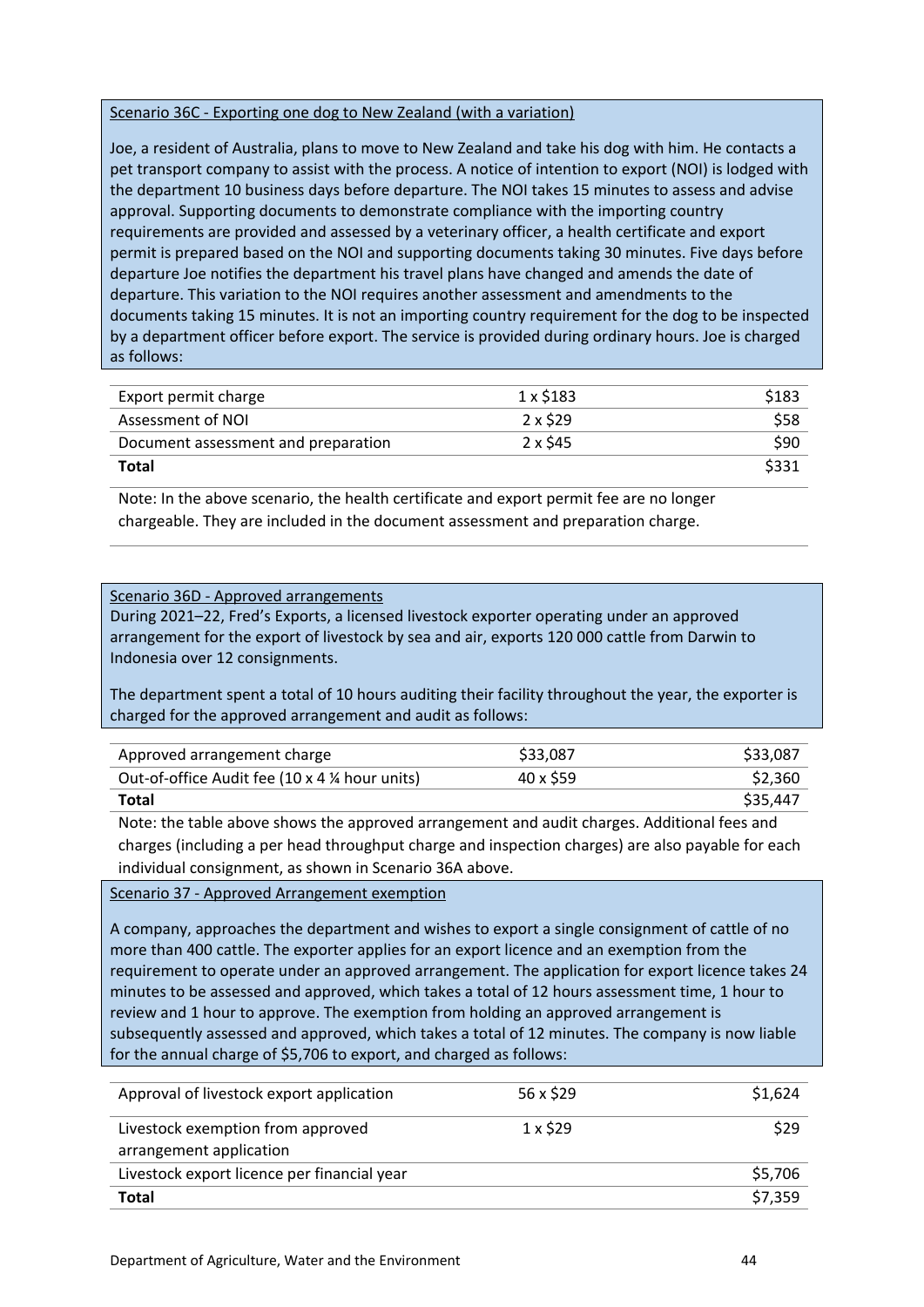Scenario 36C - Exporting one dog to New Zealand (with a variation)

Joe, a resident of Australia, plans to move to New Zealand and take his dog with him. He contacts a pet transport company to assist with the process. A notice of intention to export (NOI) is lodged with the department 10 business days before departure. The NOI takes 15 minutes to assess and advise approval. Supporting documents to demonstrate compliance with the importing country requirements are provided and assessed by a veterinary officer, a health certificate and export permit is prepared based on the NOI and supporting documents taking 30 minutes. Five days before departure Joe notifies the department his travel plans have changed and amends the date of departure. This variation to the NOI requires another assessment and amendments to the documents taking 15 minutes. It is not an importing country requirement for the dog to be inspected by a department officer before export. The service is provided during ordinary hours. Joe is charged as follows:

| | | |
|---|---|---|
| Export permit charge | 1 x $183 | $183 |
| Assessment of NOI | 2 x $29 | $58 |
| Document assessment and preparation | 2 x $45 | $90 |
| **Total** | | $331 |

Note: In the above scenario, the health certificate and export permit fee are no longer chargeable. They are included in the document assessment and preparation charge.

Scenario 36D - Approved arrangements

During 2021–22, Fred's Exports, a licensed livestock exporter operating under an approved arrangement for the export of livestock by sea and air, exports 120 000 cattle from Darwin to Indonesia over 12 consignments.

The department spent a total of 10 hours auditing their facility throughout the year, the exporter is charged for the approved arrangement and audit as follows:

| | | |
|---|---|---|
| Approved arrangement charge | $33,087 | $33,087 |
| Out-of-office Audit fee (10 x 4 ¼ hour units) | 40 x $59 | $2,360 |
| **Total** | | $35,447 |

Note: the table above shows the approved arrangement and audit charges. Additional fees and charges (including a per head throughput charge and inspection charges) are also payable for each individual consignment, as shown in Scenario 36A above.

Scenario 37 - Approved Arrangement exemption

A company, approaches the department and wishes to export a single consignment of cattle of no more than 400 cattle. The exporter applies for an export licence and an exemption from the requirement to operate under an approved arrangement. The application for export licence takes 24 minutes to be assessed and approved, which takes a total of 12 hours assessment time, 1 hour to review and 1 hour to approve. The exemption from holding an approved arrangement is subsequently assessed and approved, which takes a total of 12 minutes. The company is now liable for the annual charge of $5,706 to export, and charged as follows:

| | | |
|---|---|---|
| Approval of livestock export application | 56 x $29 | $1,624 |
| Livestock exemption from approved arrangement application | 1 x $29 | $29 |
| Livestock export licence per financial year | | $5,706 |
| **Total** | | $7,359 |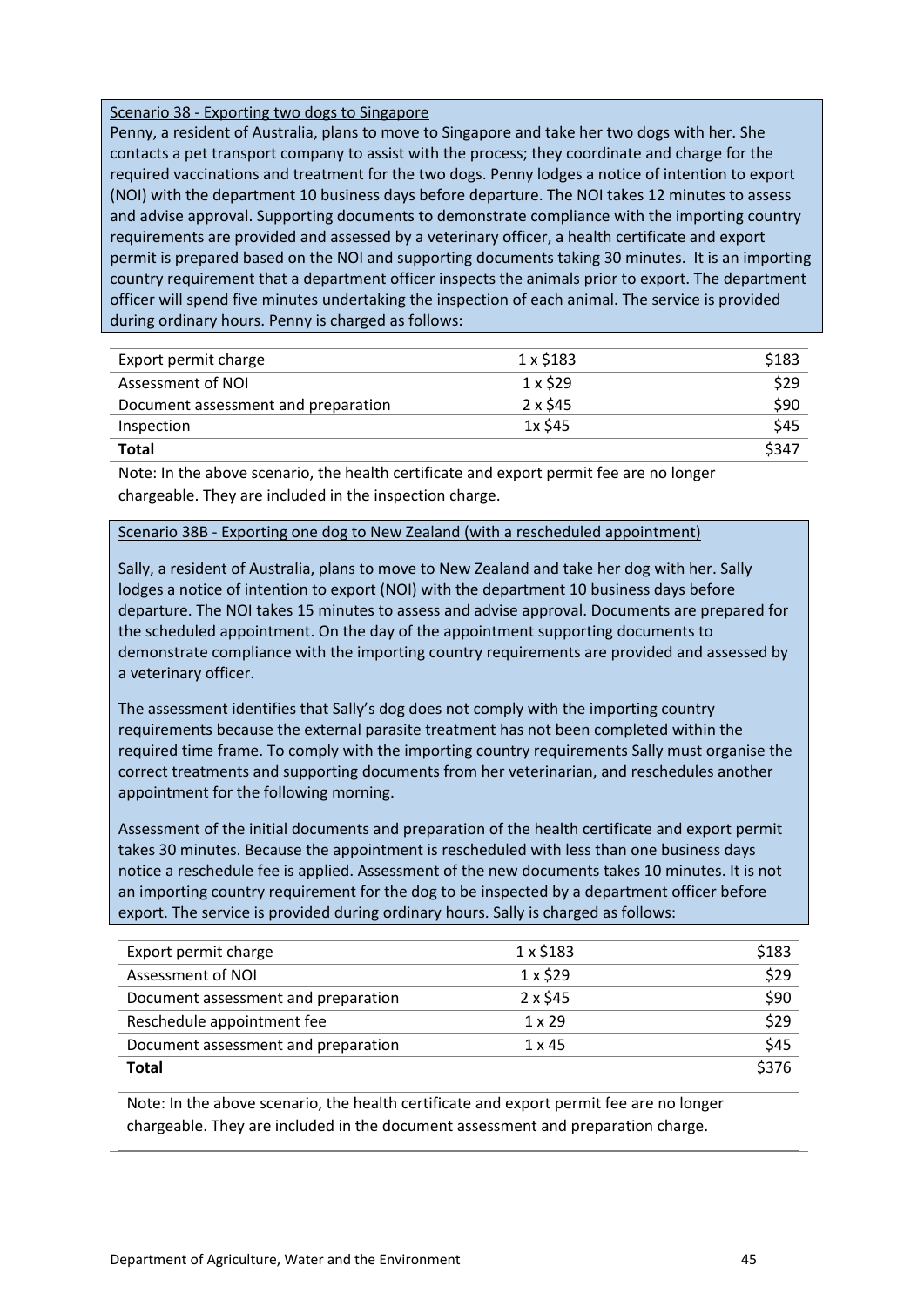Scenario 38 - Exporting two dogs to Singapore

Penny, a resident of Australia, plans to move to Singapore and take her two dogs with her. She contacts a pet transport company to assist with the process; they coordinate and charge for the required vaccinations and treatment for the two dogs. Penny lodges a notice of intention to export (NOI) with the department 10 business days before departure. The NOI takes 12 minutes to assess and advise approval. Supporting documents to demonstrate compliance with the importing country requirements are provided and assessed by a veterinary officer, a health certificate and export permit is prepared based on the NOI and supporting documents taking 30 minutes. It is an importing country requirement that a department officer inspects the animals prior to export. The department officer will spend five minutes undertaking the inspection of each animal. The service is provided during ordinary hours. Penny is charged as follows:

| | | |
|---|---|---|
| Export permit charge | 1 x $183 | $183 |
| Assessment of NOI | 1 x $29 | $29 |
| Document assessment and preparation | 2 x $45 | $90 |
| Inspection | 1x $45 | $45 |
| **Total** | | $347 |

Note: In the above scenario, the health certificate and export permit fee are no longer chargeable. They are included in the inspection charge.

Scenario 38B - Exporting one dog to New Zealand (with a rescheduled appointment)

Sally, a resident of Australia, plans to move to New Zealand and take her dog with her. Sally lodges a notice of intention to export (NOI) with the department 10 business days before departure. The NOI takes 15 minutes to assess and advise approval. Documents are prepared for the scheduled appointment. On the day of the appointment supporting documents to demonstrate compliance with the importing country requirements are provided and assessed by a veterinary officer.

The assessment identifies that Sally's dog does not comply with the importing country requirements because the external parasite treatment has not been completed within the required time frame. To comply with the importing country requirements Sally must organise the correct treatments and supporting documents from her veterinarian, and reschedules another appointment for the following morning.

Assessment of the initial documents and preparation of the health certificate and export permit takes 30 minutes. Because the appointment is rescheduled with less than one business days notice a reschedule fee is applied. Assessment of the new documents takes 10 minutes. It is not an importing country requirement for the dog to be inspected by a department officer before export. The service is provided during ordinary hours. Sally is charged as follows:

| | | |
|---|---|---|
| Export permit charge | 1 x $183 | $183 |
| Assessment of NOI | 1 x $29 | $29 |
| Document assessment and preparation | 2 x $45 | $90 |
| Reschedule appointment fee | 1 x 29 | $29 |
| Document assessment and preparation | 1 x 45 | $45 |
| **Total** | | $376 |

Note: In the above scenario, the health certificate and export permit fee are no longer chargeable. They are included in the document assessment and preparation charge.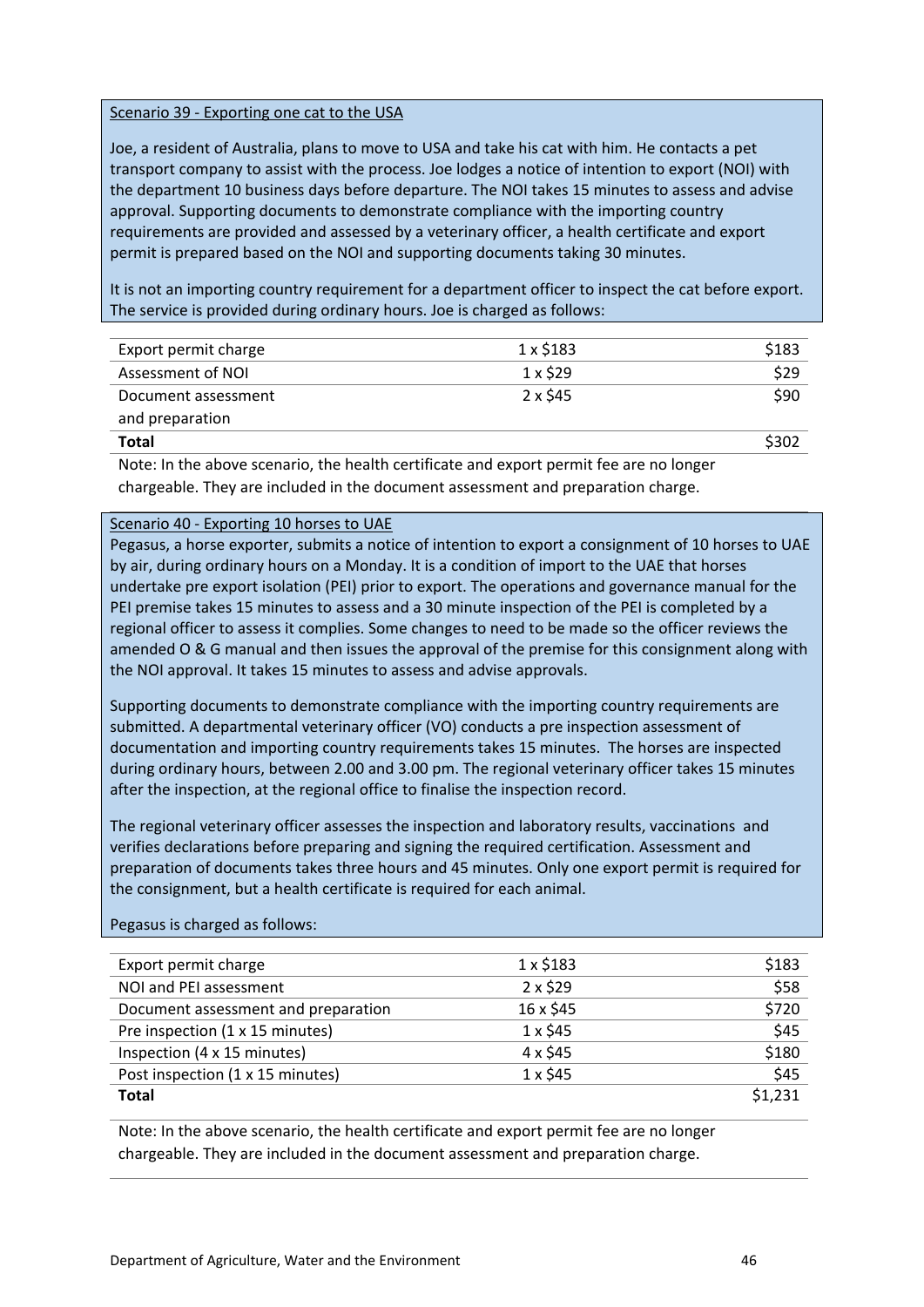Scenario 39 - Exporting one cat to the USA

Joe, a resident of Australia, plans to move to USA and take his cat with him. He contacts a pet transport company to assist with the process. Joe lodges a notice of intention to export (NOI) with the department 10 business days before departure. The NOI takes 15 minutes to assess and advise approval. Supporting documents to demonstrate compliance with the importing country requirements are provided and assessed by a veterinary officer, a health certificate and export permit is prepared based on the NOI and supporting documents taking 30 minutes.

It is not an importing country requirement for a department officer to inspect the cat before export. The service is provided during ordinary hours. Joe is charged as follows:

| | | |
|---|---|---|
| Export permit charge | 1 x $183 | $183 |
| Assessment of NOI | 1 x $29 | $29 |
| Document assessment and preparation | 2 x $45 | $90 |
| **Total** | | $302 |

Note: In the above scenario, the health certificate and export permit fee are no longer chargeable. They are included in the document assessment and preparation charge.

Scenario 40 - Exporting 10 horses to UAE

Pegasus, a horse exporter, submits a notice of intention to export a consignment of 10 horses to UAE by air, during ordinary hours on a Monday. It is a condition of import to the UAE that horses undertake pre export isolation (PEI) prior to export. The operations and governance manual for the PEI premise takes 15 minutes to assess and a 30 minute inspection of the PEI is completed by a regional officer to assess it complies. Some changes to need to be made so the officer reviews the amended O & G manual and then issues the approval of the premise for this consignment along with the NOI approval. It takes 15 minutes to assess and advise approvals.

Supporting documents to demonstrate compliance with the importing country requirements are submitted. A departmental veterinary officer (VO) conducts a pre inspection assessment of documentation and importing country requirements takes 15 minutes. The horses are inspected during ordinary hours, between 2.00 and 3.00 pm. The regional veterinary officer takes 15 minutes after the inspection, at the regional office to finalise the inspection record.

The regional veterinary officer assesses the inspection and laboratory results, vaccinations and verifies declarations before preparing and signing the required certification. Assessment and preparation of documents takes three hours and 45 minutes. Only one export permit is required for the consignment, but a health certificate is required for each animal.

Pegasus is charged as follows:

| | | |
|---|---|---|
| Export permit charge | 1 x $183 | $183 |
| NOI and PEI assessment | 2 x $29 | $58 |
| Document assessment and preparation | 16 x $45 | $720 |
| Pre inspection (1 x 15 minutes) | 1 x $45 | $45 |
| Inspection (4 x 15 minutes) | 4 x $45 | $180 |
| Post inspection (1 x 15 minutes) | 1 x $45 | $45 |
| **Total** | | $1,231 |

Note: In the above scenario, the health certificate and export permit fee are no longer chargeable. They are included in the document assessment and preparation charge.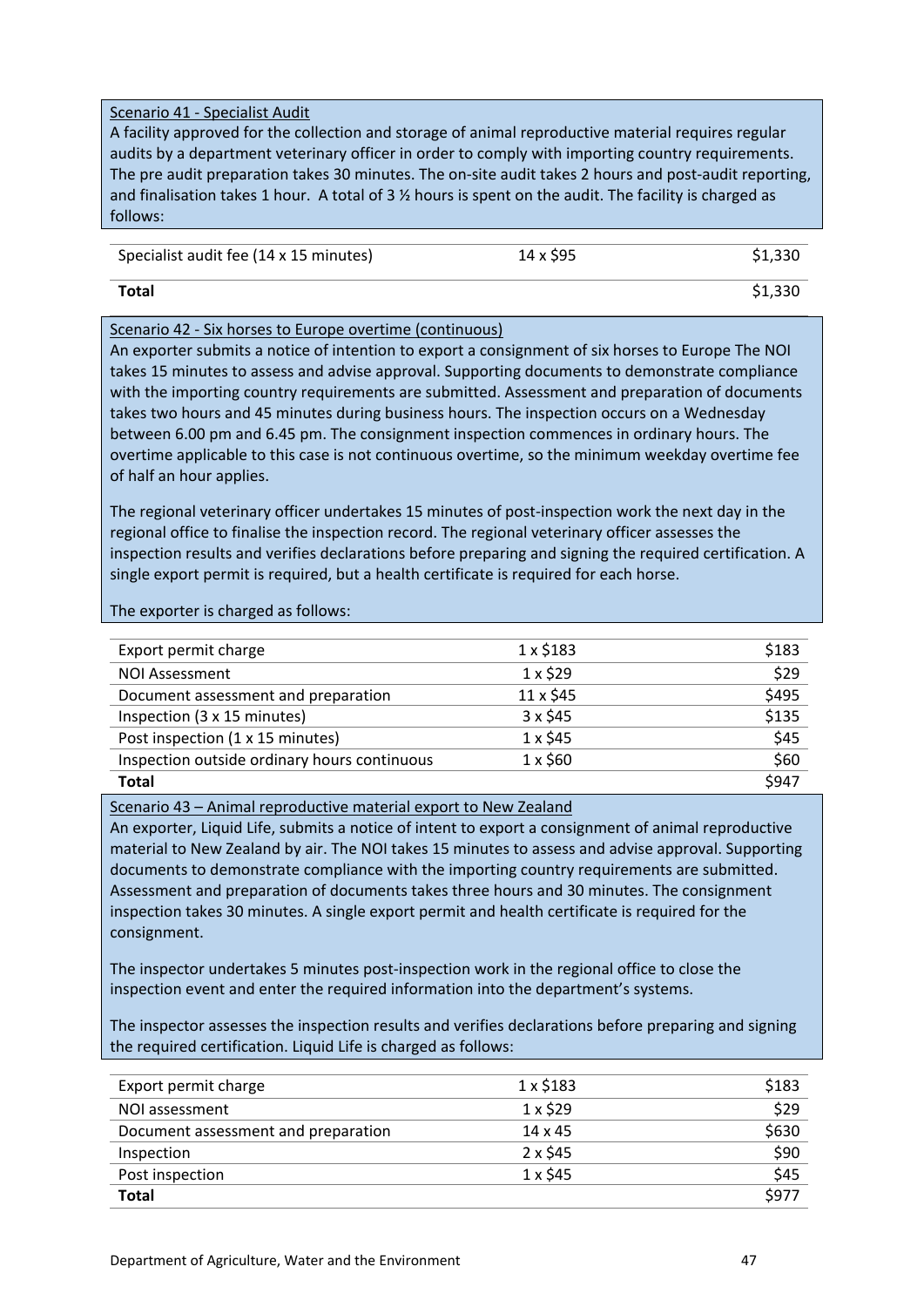Scenario 41 - Specialist Audit

A facility approved for the collection and storage of animal reproductive material requires regular audits by a department veterinary officer in order to comply with importing country requirements. The pre audit preparation takes 30 minutes. The on-site audit takes 2 hours and post-audit reporting, and finalisation takes 1 hour. A total of 3 ½ hours is spent on the audit. The facility is charged as follows:

| | | |
|---|---|---|
| Specialist audit fee (14 x 15 minutes) | 14 x $95 | $1,330 |
| **Total** | | $1,330 |

Scenario 42 - Six horses to Europe overtime (continuous)

An exporter submits a notice of intention to export a consignment of six horses to Europe The NOI takes 15 minutes to assess and advise approval. Supporting documents to demonstrate compliance with the importing country requirements are submitted. Assessment and preparation of documents takes two hours and 45 minutes during business hours. The inspection occurs on a Wednesday between 6.00 pm and 6.45 pm. The consignment inspection commences in ordinary hours. The overtime applicable to this case is not continuous overtime, so the minimum weekday overtime fee of half an hour applies.

The regional veterinary officer undertakes 15 minutes of post-inspection work the next day in the regional office to finalise the inspection record. The regional veterinary officer assesses the inspection results and verifies declarations before preparing and signing the required certification. A single export permit is required, but a health certificate is required for each horse.

The exporter is charged as follows:

| | | |
|---|---|---|
| Export permit charge | 1 x $183 | $183 |
| NOI Assessment | 1 x $29 | $29 |
| Document assessment and preparation | 11 x $45 | $495 |
| Inspection (3 x 15 minutes) | 3 x $45 | $135 |
| Post inspection (1 x 15 minutes) | 1 x $45 | $45 |
| Inspection outside ordinary hours continuous | 1 x $60 | $60 |
| **Total** | | $947 |

Scenario 43 – Animal reproductive material export to New Zealand

An exporter, Liquid Life, submits a notice of intent to export a consignment of animal reproductive material to New Zealand by air. The NOI takes 15 minutes to assess and advise approval. Supporting documents to demonstrate compliance with the importing country requirements are submitted. Assessment and preparation of documents takes three hours and 30 minutes. The consignment inspection takes 30 minutes. A single export permit and health certificate is required for the consignment.

The inspector undertakes 5 minutes post-inspection work in the regional office to close the inspection event and enter the required information into the department's systems.

The inspector assesses the inspection results and verifies declarations before preparing and signing the required certification. Liquid Life is charged as follows:

| | | |
|---|---|---|
| Export permit charge | 1 x $183 | $183 |
| NOI assessment | 1 x $29 | $29 |
| Document assessment and preparation | 14 x 45 | $630 |
| Inspection | 2 x $45 | $90 |
| Post inspection | 1 x $45 | $45 |
| **Total** | | $977 |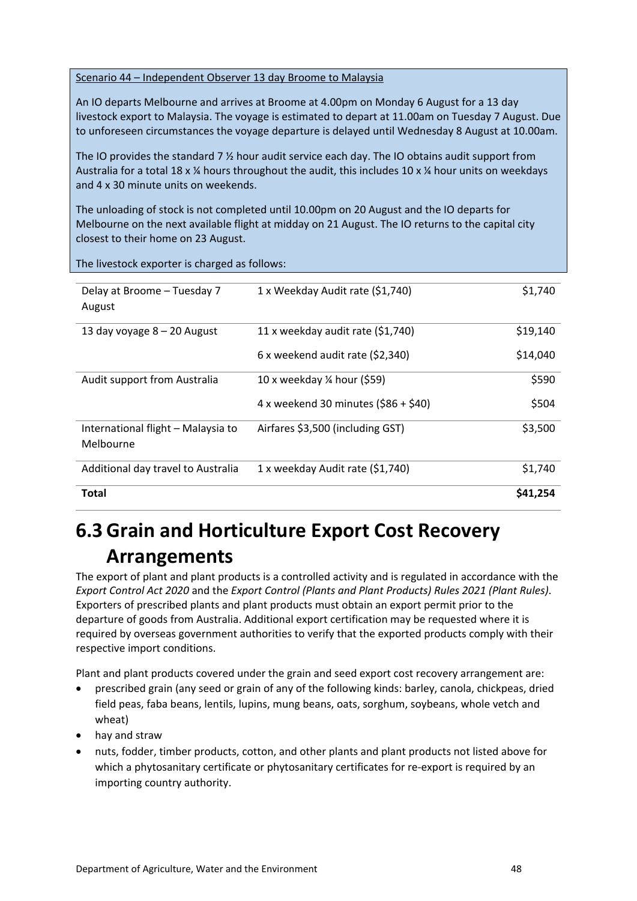Scenario 44 – Independent Observer 13 day Broome to Malaysia

An IO departs Melbourne and arrives at Broome at 4.00pm on Monday 6 August for a 13 day livestock export to Malaysia. The voyage is estimated to depart at 11.00am on Tuesday 7 August. Due to unforeseen circumstances the voyage departure is delayed until Wednesday 8 August at 10.00am.

The IO provides the standard 7 ½ hour audit service each day. The IO obtains audit support from Australia for a total 18 x ¼ hours throughout the audit, this includes 10 x ¼ hour units on weekdays and 4 x 30 minute units on weekends.

The unloading of stock is not completed until 10.00pm on 20 August and the IO departs for Melbourne on the next available flight at midday on 21 August. The IO returns to the capital city closest to their home on 23 August.

The livestock exporter is charged as follows:

| | | |
|---|---|---|
| Delay at Broome – Tuesday 7 August | 1 x Weekday Audit rate ($1,740) | $1,740 |
| 13 day voyage 8 – 20 August | 11 x weekday audit rate ($1,740) | $19,140 |
| | 6 x weekend audit rate ($2,340) | $14,040 |
| Audit support from Australia | 10 x weekday ¼ hour ($59) | $590 |
| | 4 x weekend 30 minutes ($86 + $40) | $504 |
| International flight – Malaysia to Melbourne | Airfares $3,500 (including GST) | $3,500 |
| Additional day travel to Australia | 1 x weekday Audit rate ($1,740) | $1,740 |
| **Total** | | **$41,254** |

## 6.3 Grain and Horticulture Export Cost Recovery Arrangements

The export of plant and plant products is a controlled activity and is regulated in accordance with the *Export Control Act 2020* and the *Export Control (Plants and Plant Products) Rules 2021 (Plant Rules)*. Exporters of prescribed plants and plant products must obtain an export permit prior to the departure of goods from Australia. Additional export certification may be requested where it is required by overseas government authorities to verify that the exported products comply with their respective import conditions.

Plant and plant products covered under the grain and seed export cost recovery arrangement are:

- prescribed grain (any seed or grain of any of the following kinds: barley, canola, chickpeas, dried field peas, faba beans, lentils, lupins, mung beans, oats, sorghum, soybeans, whole vetch and wheat)
- hay and straw
- nuts, fodder, timber products, cotton, and other plants and plant products not listed above for which a phytosanitary certificate or phytosanitary certificates for re-export is required by an importing country authority.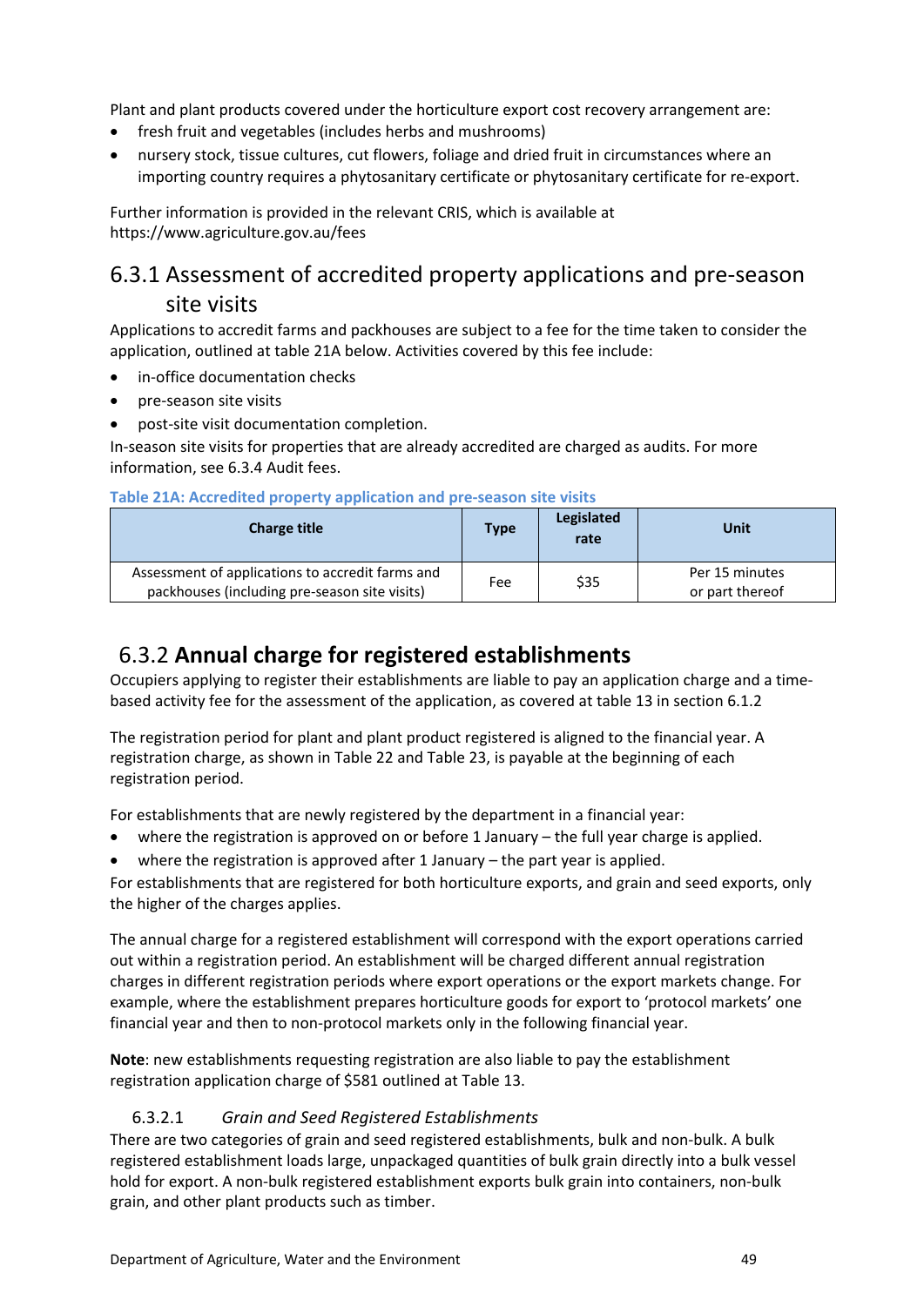Plant and plant products covered under the horticulture export cost recovery arrangement are:

- fresh fruit and vegetables (includes herbs and mushrooms)
- nursery stock, tissue cultures, cut flowers, foliage and dried fruit in circumstances where an importing country requires a phytosanitary certificate or phytosanitary certificate for re-export.

Further information is provided in the relevant CRIS, which is available at https://www.agriculture.gov.au/fees

### 6.3.1 Assessment of accredited property applications and pre-season site visits

Applications to accredit farms and packhouses are subject to a fee for the time taken to consider the application, outlined at table 21A below. Activities covered by this fee include:

- in-office documentation checks
- pre-season site visits
- post-site visit documentation completion.

In-season site visits for properties that are already accredited are charged as audits. For more information, see 6.3.4 Audit fees.

**Table 21A: Accredited property application and pre-season site visits**

| Charge title | Type | Legislated rate | Unit |
|---|---|---|---|
| Assessment of applications to accredit farms and packhouses (including pre-season site visits) | Fee | $35 | Per 15 minutes or part thereof |

### 6.3.2 **Annual charge for registered establishments**

Occupiers applying to register their establishments are liable to pay an application charge and a time-based activity fee for the assessment of the application, as covered at table 13 in section 6.1.2

The registration period for plant and plant product registered is aligned to the financial year. A registration charge, as shown in Table 22 and Table 23, is payable at the beginning of each registration period.

For establishments that are newly registered by the department in a financial year:

- where the registration is approved on or before 1 January – the full year charge is applied.
- where the registration is approved after 1 January – the part year is applied.

For establishments that are registered for both horticulture exports, and grain and seed exports, only the higher of the charges applies.

The annual charge for a registered establishment will correspond with the export operations carried out within a registration period. An establishment will be charged different annual registration charges in different registration periods where export operations or the export markets change. For example, where the establishment prepares horticulture goods for export to 'protocol markets' one financial year and then to non-protocol markets only in the following financial year.

**Note**: new establishments requesting registration are also liable to pay the establishment registration application charge of $581 outlined at Table 13.

#### 6.3.2.1 *Grain and Seed Registered Establishments*

There are two categories of grain and seed registered establishments, bulk and non-bulk. A bulk registered establishment loads large, unpackaged quantities of bulk grain directly into a bulk vessel hold for export. A non-bulk registered establishment exports bulk grain into containers, non-bulk grain, and other plant products such as timber.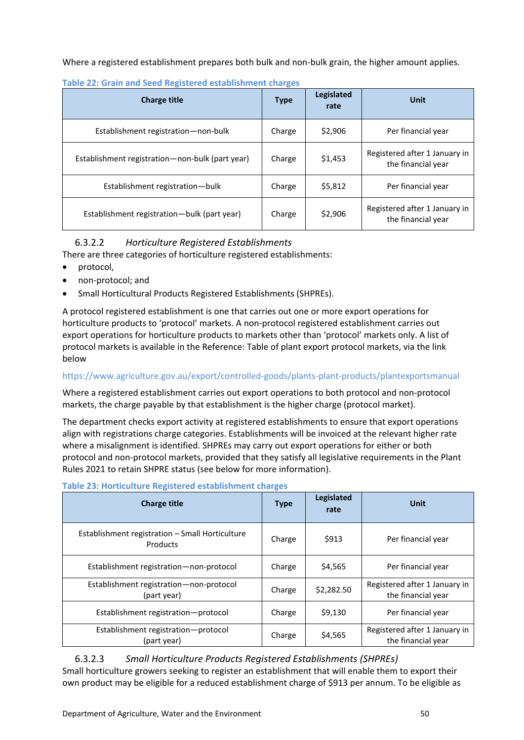Where a registered establishment prepares both bulk and non-bulk grain, the higher amount applies.

**Table 22: Grain and Seed Registered establishment charges**

| Charge title | Type | Legislated rate | Unit |
|---|---|---|---|
| Establishment registration—non-bulk | Charge | $2,906 | Per financial year |
| Establishment registration—non-bulk (part year) | Charge | $1,453 | Registered after 1 January in the financial year |
| Establishment registration—bulk | Charge | $5,812 | Per financial year |
| Establishment registration—bulk (part year) | Charge | $2,906 | Registered after 1 January in the financial year |

#### 6.3.2.2 *Horticulture Registered Establishments*

There are three categories of horticulture registered establishments:

- protocol,
- non-protocol; and
- Small Horticultural Products Registered Establishments (SHPREs).

A protocol registered establishment is one that carries out one or more export operations for horticulture products to 'protocol' markets. A non-protocol registered establishment carries out export operations for horticulture products to markets other than 'protocol' markets only. A list of protocol markets is available in the Reference: Table of plant export protocol markets, via the link below

https://www.agriculture.gov.au/export/controlled-goods/plants-plant-products/plantexportsmanual

Where a registered establishment carries out export operations to both protocol and non-protocol markets, the charge payable by that establishment is the higher charge (protocol market).

The department checks export activity at registered establishments to ensure that export operations align with registrations charge categories. Establishments will be invoiced at the relevant higher rate where a misalignment is identified. SHPREs may carry out export operations for either or both protocol and non-protocol markets, provided that they satisfy all legislative requirements in the Plant Rules 2021 to retain SHPRE status (see below for more information).

**Table 23: Horticulture Registered establishment charges**

| Charge title | Type | Legislated rate | Unit |
|---|---|---|---|
| Establishment registration – Small Horticulture Products | Charge | $913 | Per financial year |
| Establishment registration—non-protocol | Charge | $4,565 | Per financial year |
| Establishment registration—non-protocol (part year) | Charge | $2,282.50 | Registered after 1 January in the financial year |
| Establishment registration—protocol | Charge | $9,130 | Per financial year |
| Establishment registration—protocol (part year) | Charge | $4,565 | Registered after 1 January in the financial year |

#### 6.3.2.3 *Small Horticulture Products Registered Establishments (SHPREs)*

Small horticulture growers seeking to register an establishment that will enable them to export their own product may be eligible for a reduced establishment charge of $913 per annum. To be eligible as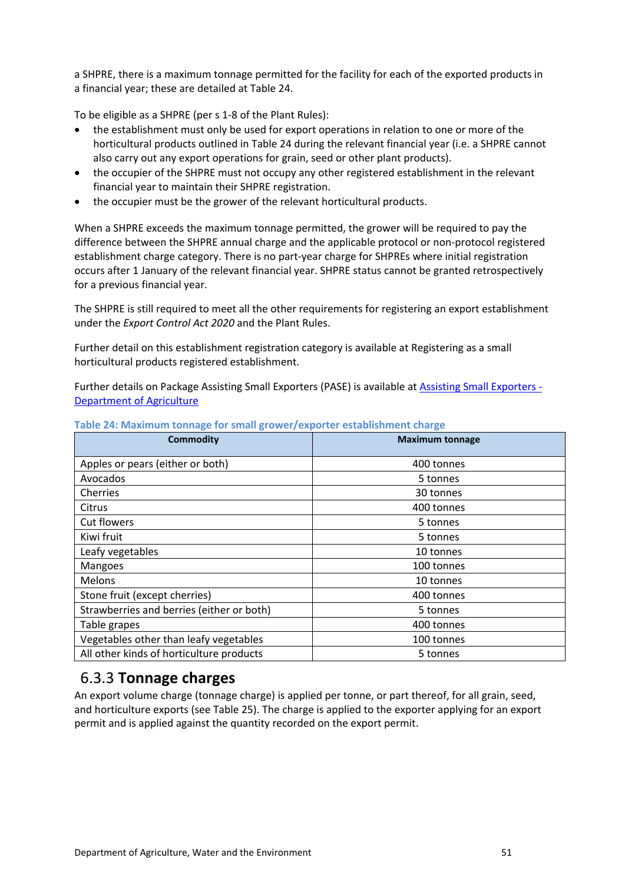a SHPRE, there is a maximum tonnage permitted for the facility for each of the exported products in a financial year; these are detailed at Table 24.

To be eligible as a SHPRE (per s 1-8 of the Plant Rules):

- the establishment must only be used for export operations in relation to one or more of the horticultural products outlined in Table 24 during the relevant financial year (i.e. a SHPRE cannot also carry out any export operations for grain, seed or other plant products).
- the occupier of the SHPRE must not occupy any other registered establishment in the relevant financial year to maintain their SHPRE registration.
- the occupier must be the grower of the relevant horticultural products.

When a SHPRE exceeds the maximum tonnage permitted, the grower will be required to pay the difference between the SHPRE annual charge and the applicable protocol or non-protocol registered establishment charge category. There is no part-year charge for SHPREs where initial registration occurs after 1 January of the relevant financial year. SHPRE status cannot be granted retrospectively for a previous financial year.

The SHPRE is still required to meet all the other requirements for registering an export establishment under the *Export Control Act 2020* and the Plant Rules.

Further detail on this establishment registration category is available at Registering as a small horticultural products registered establishment.

Further details on Package Assisting Small Exporters (PASE) is available at [Assisting Small Exporters - Department of Agriculture]

**Table 24: Maximum tonnage for small grower/exporter establishment charge**

| Commodity | Maximum tonnage |
|---|---|
| Apples or pears (either or both) | 400 tonnes |
| Avocados | 5 tonnes |
| Cherries | 30 tonnes |
| Citrus | 400 tonnes |
| Cut flowers | 5 tonnes |
| Kiwi fruit | 5 tonnes |
| Leafy vegetables | 10 tonnes |
| Mangoes | 100 tonnes |
| Melons | 10 tonnes |
| Stone fruit (except cherries) | 400 tonnes |
| Strawberries and berries (either or both) | 5 tonnes |
| Table grapes | 400 tonnes |
| Vegetables other than leafy vegetables | 100 tonnes |
| All other kinds of horticulture products | 5 tonnes |

### 6.3.3 Tonnage charges

An export volume charge (tonnage charge) is applied per tonne, or part thereof, for all grain, seed, and horticulture exports (see Table 25). The charge is applied to the exporter applying for an export permit and is applied against the quantity recorded on the export permit.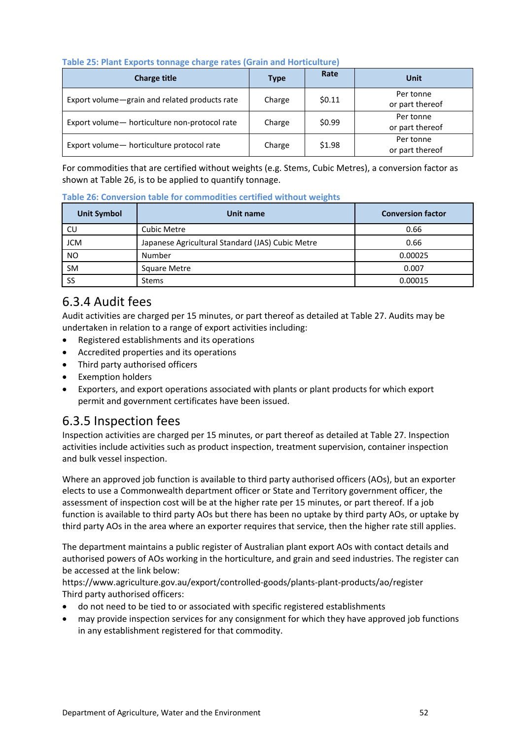**Table 25: Plant Exports tonnage charge rates (Grain and Horticulture)**

| Charge title | Type | Rate | Unit |
|---|---|---|---|
| Export volume—grain and related products rate | Charge | $0.11 | Per tonne or part thereof |
| Export volume— horticulture non-protocol rate | Charge | $0.99 | Per tonne or part thereof |
| Export volume— horticulture protocol rate | Charge | $1.98 | Per tonne or part thereof |

For commodities that are certified without weights (e.g. Stems, Cubic Metres), a conversion factor as shown at Table 26, is to be applied to quantify tonnage.

**Table 26: Conversion table for commodities certified without weights**

| Unit Symbol | Unit name | Conversion factor |
|---|---|---|
| CU | Cubic Metre | 0.66 |
| JCM | Japanese Agricultural Standard (JAS) Cubic Metre | 0.66 |
| NO | Number | 0.00025 |
| SM | Square Metre | 0.007 |
| SS | Stems | 0.00015 |

## 6.3.4 Audit fees

Audit activities are charged per 15 minutes, or part thereof as detailed at Table 27. Audits may be undertaken in relation to a range of export activities including:

- Registered establishments and its operations
- Accredited properties and its operations
- Third party authorised officers
- Exemption holders
- Exporters, and export operations associated with plants or plant products for which export permit and government certificates have been issued.

## 6.3.5 Inspection fees

Inspection activities are charged per 15 minutes, or part thereof as detailed at Table 27. Inspection activities include activities such as product inspection, treatment supervision, container inspection and bulk vessel inspection.

Where an approved job function is available to third party authorised officers (AOs), but an exporter elects to use a Commonwealth department officer or State and Territory government officer, the assessment of inspection cost will be at the higher rate per 15 minutes, or part thereof. If a job function is available to third party AOs but there has been no uptake by third party AOs, or uptake by third party AOs in the area where an exporter requires that service, then the higher rate still applies.

The department maintains a public register of Australian plant export AOs with contact details and authorised powers of AOs working in the horticulture, and grain and seed industries. The register can be accessed at the link below:
https://www.agriculture.gov.au/export/controlled-goods/plants-plant-products/ao/register
Third party authorised officers:

- do not need to be tied to or associated with specific registered establishments
- may provide inspection services for any consignment for which they have approved job functions in any establishment registered for that commodity.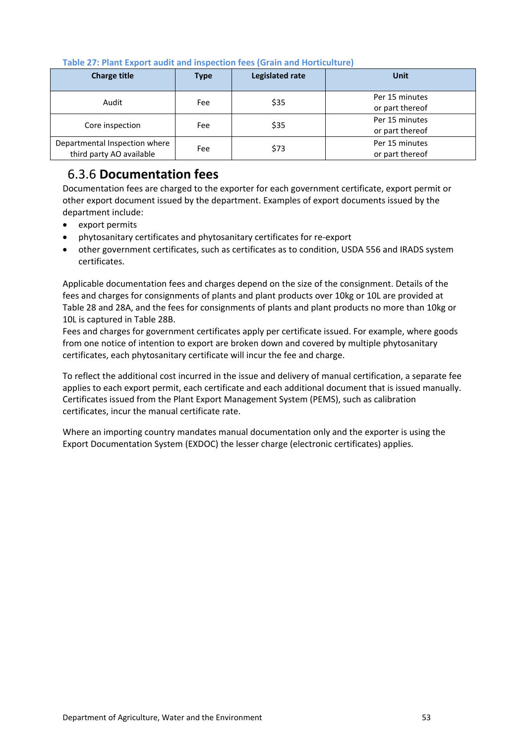Table 27: Plant Export audit and inspection fees (Grain and Horticulture)

| Charge title | Type | Legislated rate | Unit |
|---|---|---|---|
| Audit | Fee | $35 | Per 15 minutes or part thereof |
| Core inspection | Fee | $35 | Per 15 minutes or part thereof |
| Departmental Inspection where third party AO available | Fee | $73 | Per 15 minutes or part thereof |

### 6.3.6 Documentation fees

Documentation fees are charged to the exporter for each government certificate, export permit or other export document issued by the department. Examples of export documents issued by the department include:

- export permits
- phytosanitary certificates and phytosanitary certificates for re-export
- other government certificates, such as certificates as to condition, USDA 556 and IRADS system certificates.

Applicable documentation fees and charges depend on the size of the consignment. Details of the fees and charges for consignments of plants and plant products over 10kg or 10L are provided at Table 28 and 28A, and the fees for consignments of plants and plant products no more than 10kg or 10L is captured in Table 28B.

Fees and charges for government certificates apply per certificate issued. For example, where goods from one notice of intention to export are broken down and covered by multiple phytosanitary certificates, each phytosanitary certificate will incur the fee and charge.

To reflect the additional cost incurred in the issue and delivery of manual certification, a separate fee applies to each export permit, each certificate and each additional document that is issued manually. Certificates issued from the Plant Export Management System (PEMS), such as calibration certificates, incur the manual certificate rate.

Where an importing country mandates manual documentation only and the exporter is using the Export Documentation System (EXDOC) the lesser charge (electronic certificates) applies.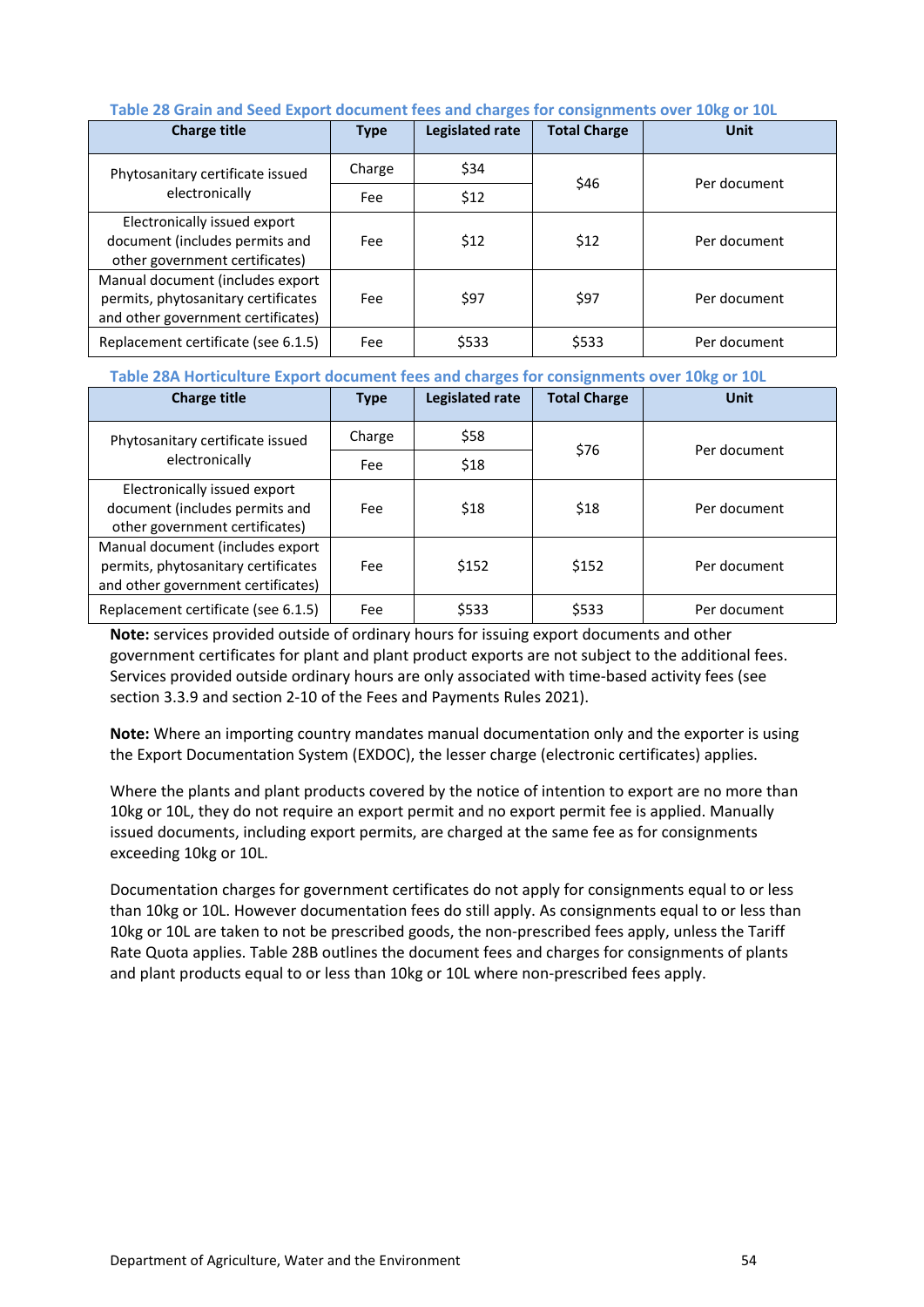**Table 28 Grain and Seed Export document fees and charges for consignments over 10kg or 10L**

| Charge title | Type | Legislated rate | Total Charge | Unit |
| --- | --- | --- | --- | --- |
| Phytosanitary certificate issued electronically | Charge | $34 | $46 | Per document |
| | Fee | $12 | | |
| Electronically issued export document (includes permits and other government certificates) | Fee | $12 | $12 | Per document |
| Manual document (includes export permits, phytosanitary certificates and other government certificates) | Fee | $97 | $97 | Per document |
| Replacement certificate (see 6.1.5) | Fee | $533 | $533 | Per document |

**Table 28A Horticulture Export document fees and charges for consignments over 10kg or 10L**

| Charge title | Type | Legislated rate | Total Charge | Unit |
| --- | --- | --- | --- | --- |
| Phytosanitary certificate issued electronically | Charge | $58 | $76 | Per document |
| | Fee | $18 | | |
| Electronically issued export document (includes permits and other government certificates) | Fee | $18 | $18 | Per document |
| Manual document (includes export permits, phytosanitary certificates and other government certificates) | Fee | $152 | $152 | Per document |
| Replacement certificate (see 6.1.5) | Fee | $533 | $533 | Per document |

**Note:** services provided outside of ordinary hours for issuing export documents and other government certificates for plant and plant product exports are not subject to the additional fees. Services provided outside ordinary hours are only associated with time-based activity fees (see section 3.3.9 and section 2-10 of the Fees and Payments Rules 2021).

**Note:** Where an importing country mandates manual documentation only and the exporter is using the Export Documentation System (EXDOC), the lesser charge (electronic certificates) applies.

Where the plants and plant products covered by the notice of intention to export are no more than 10kg or 10L, they do not require an export permit and no export permit fee is applied. Manually issued documents, including export permits, are charged at the same fee as for consignments exceeding 10kg or 10L.

Documentation charges for government certificates do not apply for consignments equal to or less than 10kg or 10L. However documentation fees do still apply. As consignments equal to or less than 10kg or 10L are taken to not be prescribed goods, the non-prescribed fees apply, unless the Tariff Rate Quota applies. Table 28B outlines the document fees and charges for consignments of plants and plant products equal to or less than 10kg or 10L where non-prescribed fees apply.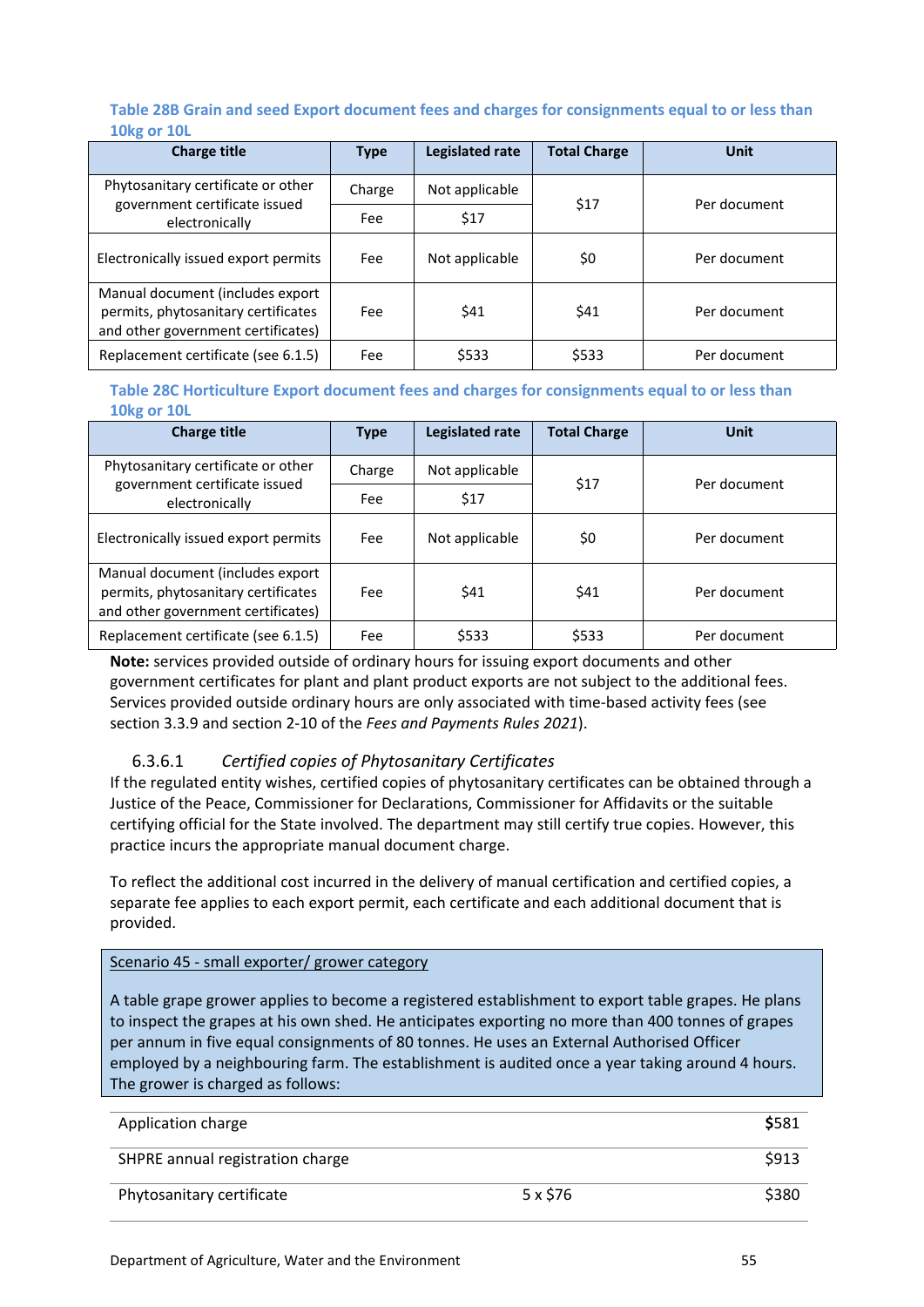### Table 28B Grain and seed Export document fees and charges for consignments equal to or less than 10kg or 10L

| Charge title | Type | Legislated rate | Total Charge | Unit |
|---|---|---|---|---|
| Phytosanitary certificate or other government certificate issued electronically | Charge | Not applicable | $17 | Per document |
| | Fee | $17 | | |
| Electronically issued export permits | Fee | Not applicable | $0 | Per document |
| Manual document (includes export permits, phytosanitary certificates and other government certificates) | Fee | $41 | $41 | Per document |
| Replacement certificate (see 6.1.5) | Fee | $533 | $533 | Per document |

### Table 28C Horticulture Export document fees and charges for consignments equal to or less than 10kg or 10L

| Charge title | Type | Legislated rate | Total Charge | Unit |
|---|---|---|---|---|
| Phytosanitary certificate or other government certificate issued electronically | Charge | Not applicable | $17 | Per document |
| | Fee | $17 | | |
| Electronically issued export permits | Fee | Not applicable | $0 | Per document |
| Manual document (includes export permits, phytosanitary certificates and other government certificates) | Fee | $41 | $41 | Per document |
| Replacement certificate (see 6.1.5) | Fee | $533 | $533 | Per document |

**Note:** services provided outside of ordinary hours for issuing export documents and other government certificates for plant and plant product exports are not subject to the additional fees. Services provided outside ordinary hours are only associated with time-based activity fees (see section 3.3.9 and section 2-10 of the *Fees and Payments Rules 2021*).

#### 6.3.6.1 *Certified copies of Phytosanitary Certificates*

If the regulated entity wishes, certified copies of phytosanitary certificates can be obtained through a Justice of the Peace, Commissioner for Declarations, Commissioner for Affidavits or the suitable certifying official for the State involved. The department may still certify true copies. However, this practice incurs the appropriate manual document charge.

To reflect the additional cost incurred in the delivery of manual certification and certified copies, a separate fee applies to each export permit, each certificate and each additional document that is provided.

Scenario 45 - small exporter/ grower category

A table grape grower applies to become a registered establishment to export table grapes. He plans to inspect the grapes at his own shed. He anticipates exporting no more than 400 tonnes of grapes per annum in five equal consignments of 80 tonnes. He uses an External Authorised Officer employed by a neighbouring farm. The establishment is audited once a year taking around 4 hours. The grower is charged as follows:

| | | |
|---|---|---|
| Application charge | | $581 |
| SHPRE annual registration charge | | $913 |
| Phytosanitary certificate | 5 x $76 | $380 |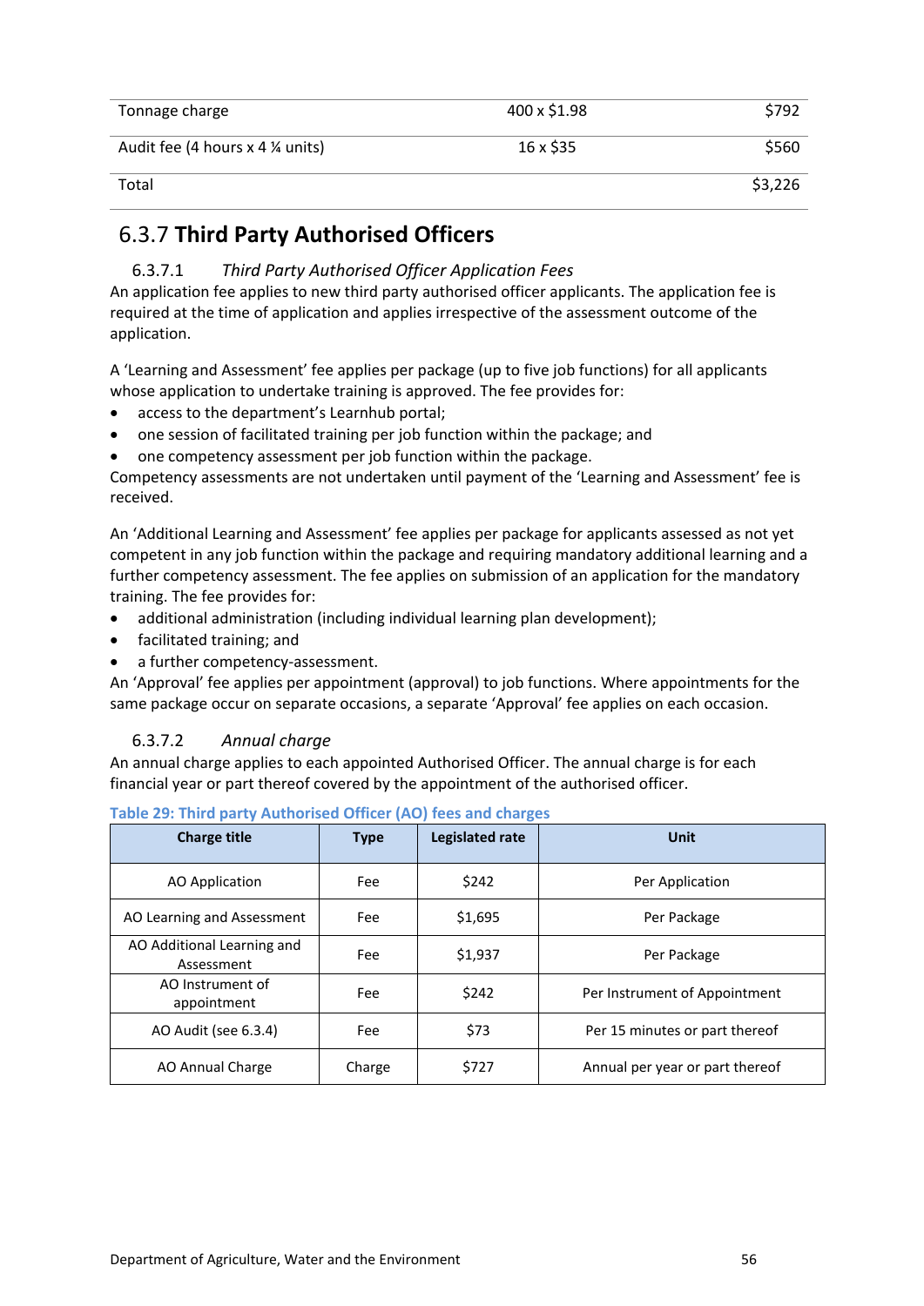| | | |
|---|---|---|
| Tonnage charge | 400 x $1.98 | $792 |
| Audit fee (4 hours x 4 ¼ units) | 16 x $35 | $560 |
| Total | | $3,226 |

## 6.3.7 Third Party Authorised Officers

### 6.3.7.1 *Third Party Authorised Officer Application Fees*

An application fee applies to new third party authorised officer applicants. The application fee is required at the time of application and applies irrespective of the assessment outcome of the application.

A 'Learning and Assessment' fee applies per package (up to five job functions) for all applicants whose application to undertake training is approved. The fee provides for:

- access to the department's Learnhub portal;
- one session of facilitated training per job function within the package; and
- one competency assessment per job function within the package.

Competency assessments are not undertaken until payment of the 'Learning and Assessment' fee is received.

An 'Additional Learning and Assessment' fee applies per package for applicants assessed as not yet competent in any job function within the package and requiring mandatory additional learning and a further competency assessment. The fee applies on submission of an application for the mandatory training. The fee provides for:

- additional administration (including individual learning plan development);
- facilitated training; and
- a further competency-assessment.

An 'Approval' fee applies per appointment (approval) to job functions. Where appointments for the same package occur on separate occasions, a separate 'Approval' fee applies on each occasion.

### 6.3.7.2 *Annual charge*

An annual charge applies to each appointed Authorised Officer. The annual charge is for each financial year or part thereof covered by the appointment of the authorised officer.

**Table 29: Third party Authorised Officer (AO) fees and charges**

| Charge title | Type | Legislated rate | Unit |
|---|---|---|---|
| AO Application | Fee | $242 | Per Application |
| AO Learning and Assessment | Fee | $1,695 | Per Package |
| AO Additional Learning and Assessment | Fee | $1,937 | Per Package |
| AO Instrument of appointment | Fee | $242 | Per Instrument of Appointment |
| AO Audit (see 6.3.4) | Fee | $73 | Per 15 minutes or part thereof |
| AO Annual Charge | Charge | $727 | Annual per year or part thereof |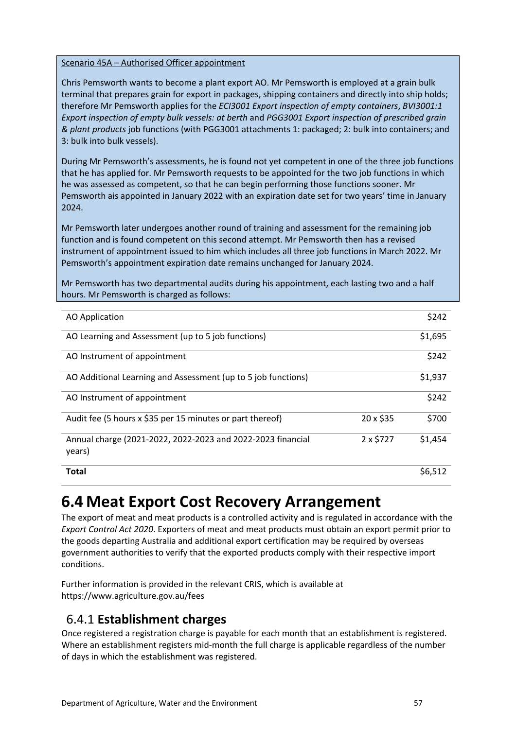Scenario 45A – Authorised Officer appointment

Chris Pemsworth wants to become a plant export AO. Mr Pemsworth is employed at a grain bulk terminal that prepares grain for export in packages, shipping containers and directly into ship holds; therefore Mr Pemsworth applies for the *ECI3001 Export inspection of empty containers*, *BVI3001:1 Export inspection of empty bulk vessels: at berth* and *PGG3001 Export inspection of prescribed grain & plant products* job functions (with PGG3001 attachments 1: packaged; 2: bulk into containers; and 3: bulk into bulk vessels).

During Mr Pemsworth's assessments, he is found not yet competent in one of the three job functions that he has applied for. Mr Pemsworth requests to be appointed for the two job functions in which he was assessed as competent, so that he can begin performing those functions sooner. Mr Pemsworth ais appointed in January 2022 with an expiration date set for two years' time in January 2024.

Mr Pemsworth later undergoes another round of training and assessment for the remaining job function and is found competent on this second attempt. Mr Pemsworth then has a revised instrument of appointment issued to him which includes all three job functions in March 2022. Mr Pemsworth's appointment expiration date remains unchanged for January 2024.

Mr Pemsworth has two departmental audits during his appointment, each lasting two and a half hours. Mr Pemsworth is charged as follows:

| | | |
|---|---|---|
| AO Application | | $242 |
| AO Learning and Assessment (up to 5 job functions) | | $1,695 |
| AO Instrument of appointment | | $242 |
| AO Additional Learning and Assessment (up to 5 job functions) | | $1,937 |
| AO Instrument of appointment | | $242 |
| Audit fee (5 hours x $35 per 15 minutes or part thereof) | 20 x $35 | $700 |
| Annual charge (2021-2022, 2022-2023 and 2022-2023 financial years) | 2 x $727 | $1,454 |
| **Total** | | $6,512 |

# 6.4 Meat Export Cost Recovery Arrangement

The export of meat and meat products is a controlled activity and is regulated in accordance with the *Export Control Act 2020*. Exporters of meat and meat products must obtain an export permit prior to the goods departing Australia and additional export certification may be required by overseas government authorities to verify that the exported products comply with their respective import conditions.

Further information is provided in the relevant CRIS, which is available at https://www.agriculture.gov.au/fees

## 6.4.1 Establishment charges

Once registered a registration charge is payable for each month that an establishment is registered. Where an establishment registers mid-month the full charge is applicable regardless of the number of days in which the establishment was registered.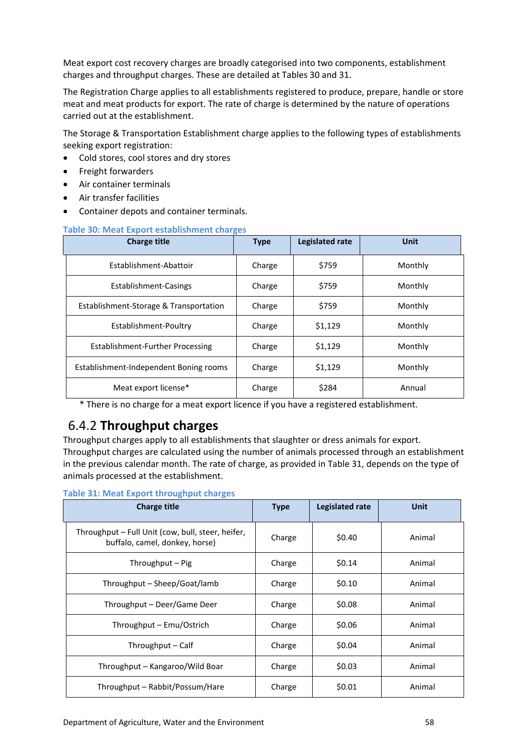Meat export cost recovery charges are broadly categorised into two components, establishment charges and throughput charges. These are detailed at Tables 30 and 31.

The Registration Charge applies to all establishments registered to produce, prepare, handle or store meat and meat products for export. The rate of charge is determined by the nature of operations carried out at the establishment.

The Storage & Transportation Establishment charge applies to the following types of establishments seeking export registration:

- Cold stores, cool stores and dry stores
- Freight forwarders
- Air container terminals
- Air transfer facilities
- Container depots and container terminals.

**Table 30: Meat Export establishment charges**

| Charge title | Type | Legislated rate | Unit |
|---|---|---|---|
| Establishment-Abattoir | Charge | $759 | Monthly |
| Establishment-Casings | Charge | $759 | Monthly |
| Establishment-Storage & Transportation | Charge | $759 | Monthly |
| Establishment-Poultry | Charge | $1,129 | Monthly |
| Establishment-Further Processing | Charge | $1,129 | Monthly |
| Establishment-Independent Boning rooms | Charge | $1,129 | Monthly |
| Meat export license* | Charge | $284 | Annual |

* There is no charge for a meat export licence if you have a registered establishment.

## 6.4.2 **Throughput charges**

Throughput charges apply to all establishments that slaughter or dress animals for export. Throughput charges are calculated using the number of animals processed through an establishment in the previous calendar month. The rate of charge, as provided in Table 31, depends on the type of animals processed at the establishment.

**Table 31: Meat Export throughput charges**

| Charge title | Type | Legislated rate | Unit |
|---|---|---|---|
| Throughput – Full Unit (cow, bull, steer, heifer, buffalo, camel, donkey, horse) | Charge | $0.40 | Animal |
| Throughput – Pig | Charge | $0.14 | Animal |
| Throughput – Sheep/Goat/lamb | Charge | $0.10 | Animal |
| Throughput – Deer/Game Deer | Charge | $0.08 | Animal |
| Throughput – Emu/Ostrich | Charge | $0.06 | Animal |
| Throughput – Calf | Charge | $0.04 | Animal |
| Throughput – Kangaroo/Wild Boar | Charge | $0.03 | Animal |
| Throughput – Rabbit/Possum/Hare | Charge | $0.01 | Animal |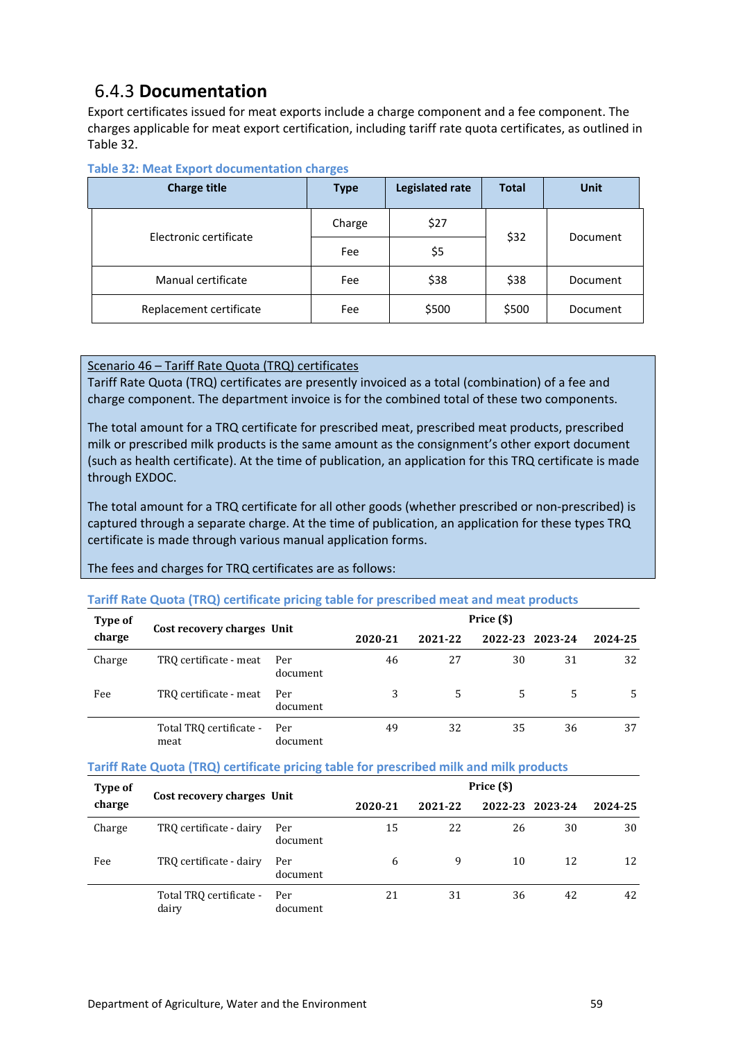## 6.4.3 Documentation

Export certificates issued for meat exports include a charge component and a fee component. The charges applicable for meat export certification, including tariff rate quota certificates, as outlined in Table 32.

**Table 32: Meat Export documentation charges**

| Charge title | Type | Legislated rate | Total | Unit |
|---|---|---|---|---|
| Electronic certificate | Charge | $27 | $32 | Document |
| | Fee | $5 | | |
| Manual certificate | Fee | $38 | $38 | Document |
| Replacement certificate | Fee | $500 | $500 | Document |

Scenario 46 – Tariff Rate Quota (TRQ) certificates

Tariff Rate Quota (TRQ) certificates are presently invoiced as a total (combination) of a fee and charge component. The department invoice is for the combined total of these two components.

The total amount for a TRQ certificate for prescribed meat, prescribed meat products, prescribed milk or prescribed milk products is the same amount as the consignment's other export document (such as health certificate). At the time of publication, an application for this TRQ certificate is made through EXDOC.

The total amount for a TRQ certificate for all other goods (whether prescribed or non-prescribed) is captured through a separate charge. At the time of publication, an application for these types TRQ certificate is made through various manual application forms.

The fees and charges for TRQ certificates are as follows:

**Tariff Rate Quota (TRQ) certificate pricing table for prescribed meat and meat products**

| Type of charge | Cost recovery charges | Unit | Price ($) | | | | |
|---|---|---|---|---|---|---|---|
| | | | 2020-21 | 2021-22 | 2022-23 | 2023-24 | 2024-25 |
| Charge | TRQ certificate - meat | Per document | 46 | 27 | 30 | 31 | 32 |
| Fee | TRQ certificate - meat | Per document | 3 | 5 | 5 | 5 | 5 |
| | Total TRQ certificate - meat | Per document | 49 | 32 | 35 | 36 | 37 |

**Tariff Rate Quota (TRQ) certificate pricing table for prescribed milk and milk products**

| Type of charge | Cost recovery charges | Unit | Price ($) | | | | |
|---|---|---|---|---|---|---|---|
| | | | 2020-21 | 2021-22 | 2022-23 | 2023-24 | 2024-25 |
| Charge | TRQ certificate - dairy | Per document | 15 | 22 | 26 | 30 | 30 |
| Fee | TRQ certificate - dairy | Per document | 6 | 9 | 10 | 12 | 12 |
| | Total TRQ certificate - dairy | Per document | 21 | 31 | 36 | 42 | 42 |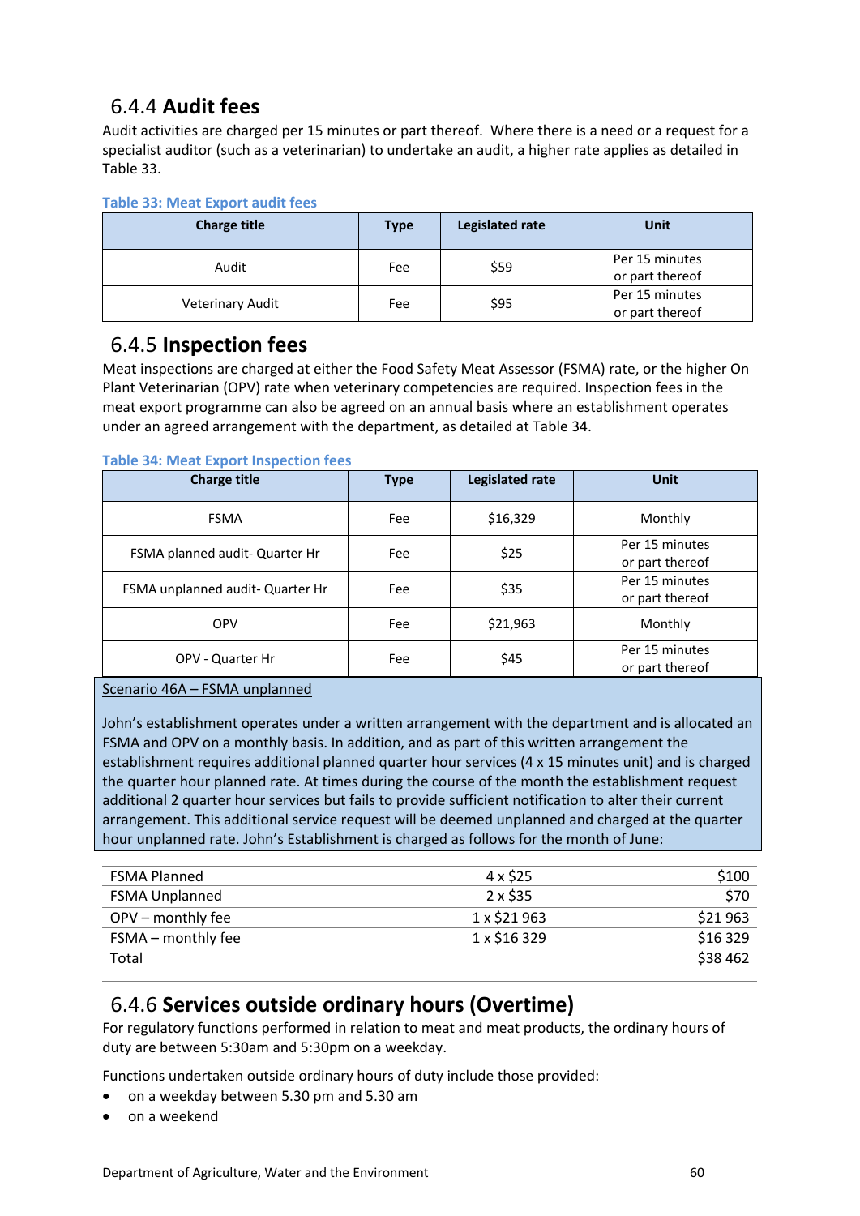### 6.4.4 **Audit fees**

Audit activities are charged per 15 minutes or part thereof. Where there is a need or a request for a specialist auditor (such as a veterinarian) to undertake an audit, a higher rate applies as detailed in Table 33.

**Table 33: Meat Export audit fees**

| Charge title | Type | Legislated rate | Unit |
|---|---|---|---|
| Audit | Fee | $59 | Per 15 minutes or part thereof |
| Veterinary Audit | Fee | $95 | Per 15 minutes or part thereof |

### 6.4.5 **Inspection fees**

Meat inspections are charged at either the Food Safety Meat Assessor (FSMA) rate, or the higher On Plant Veterinarian (OPV) rate when veterinary competencies are required. Inspection fees in the meat export programme can also be agreed on an annual basis where an establishment operates under an agreed arrangement with the department, as detailed at Table 34.

**Table 34: Meat Export Inspection fees**

| Charge title | Type | Legislated rate | Unit |
|---|---|---|---|
| FSMA | Fee | $16,329 | Monthly |
| FSMA planned audit- Quarter Hr | Fee | $25 | Per 15 minutes or part thereof |
| FSMA unplanned audit- Quarter Hr | Fee | $35 | Per 15 minutes or part thereof |
| OPV | Fee | $21,963 | Monthly |
| OPV - Quarter Hr | Fee | $45 | Per 15 minutes or part thereof |

Scenario 46A – FSMA unplanned

John's establishment operates under a written arrangement with the department and is allocated an FSMA and OPV on a monthly basis. In addition, and as part of this written arrangement the establishment requires additional planned quarter hour services (4 x 15 minutes unit) and is charged the quarter hour planned rate. At times during the course of the month the establishment request additional 2 quarter hour services but fails to provide sufficient notification to alter their current arrangement. This additional service request will be deemed unplanned and charged at the quarter hour unplanned rate. John's Establishment is charged as follows for the month of June:

| | | |
|---|---|---|
| FSMA Planned | 4 x $25 | $100 |
| FSMA Unplanned | 2 x $35 | $70 |
| OPV – monthly fee | 1 x $21 963 | $21 963 |
| FSMA – monthly fee | 1 x $16 329 | $16 329 |
| Total | | $38 462 |

### 6.4.6 **Services outside ordinary hours (Overtime)**

For regulatory functions performed in relation to meat and meat products, the ordinary hours of duty are between 5:30am and 5:30pm on a weekday.

Functions undertaken outside ordinary hours of duty include those provided:

- on a weekday between 5.30 pm and 5.30 am
- on a weekend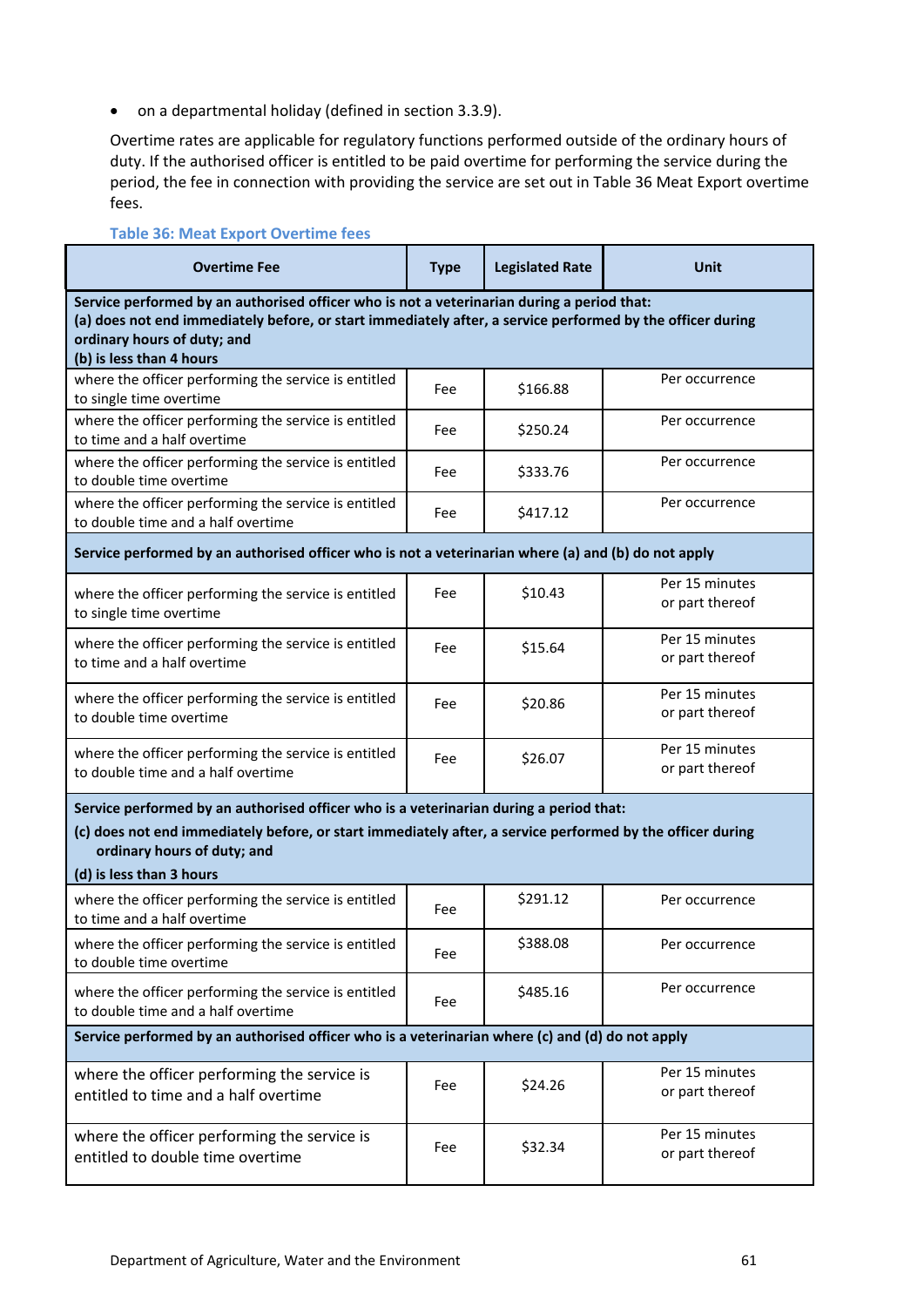- on a departmental holiday (defined in section 3.3.9).

Overtime rates are applicable for regulatory functions performed outside of the ordinary hours of duty. If the authorised officer is entitled to be paid overtime for performing the service during the period, the fee in connection with providing the service are set out in Table 36 Meat Export overtime fees.

**Table 36: Meat Export Overtime fees**

| Overtime Fee | Type | Legislated Rate | Unit |
|---|---|---|---|
| **Service performed by an authorised officer who is not a veterinarian during a period that: (a) does not end immediately before, or start immediately after, a service performed by the officer during ordinary hours of duty; and (b) is less than 4 hours** | | | |
| where the officer performing the service is entitled to single time overtime | Fee | $166.88 | Per occurrence |
| where the officer performing the service is entitled to time and a half overtime | Fee | $250.24 | Per occurrence |
| where the officer performing the service is entitled to double time overtime | Fee | $333.76 | Per occurrence |
| where the officer performing the service is entitled to double time and a half overtime | Fee | $417.12 | Per occurrence |
| **Service performed by an authorised officer who is not a veterinarian where (a) and (b) do not apply** | | | |
| where the officer performing the service is entitled to single time overtime | Fee | $10.43 | Per 15 minutes or part thereof |
| where the officer performing the service is entitled to time and a half overtime | Fee | $15.64 | Per 15 minutes or part thereof |
| where the officer performing the service is entitled to double time overtime | Fee | $20.86 | Per 15 minutes or part thereof |
| where the officer performing the service is entitled to double time and a half overtime | Fee | $26.07 | Per 15 minutes or part thereof |
| **Service performed by an authorised officer who is a veterinarian during a period that: (c) does not end immediately before, or start immediately after, a service performed by the officer during ordinary hours of duty; and (d) is less than 3 hours** | | | |
| where the officer performing the service is entitled to time and a half overtime | Fee | $291.12 | Per occurrence |
| where the officer performing the service is entitled to double time overtime | Fee | $388.08 | Per occurrence |
| where the officer performing the service is entitled to double time and a half overtime | Fee | $485.16 | Per occurrence |
| **Service performed by an authorised officer who is a veterinarian where (c) and (d) do not apply** | | | |
| where the officer performing the service is entitled to time and a half overtime | Fee | $24.26 | Per 15 minutes or part thereof |
| where the officer performing the service is entitled to double time overtime | Fee | $32.34 | Per 15 minutes or part thereof |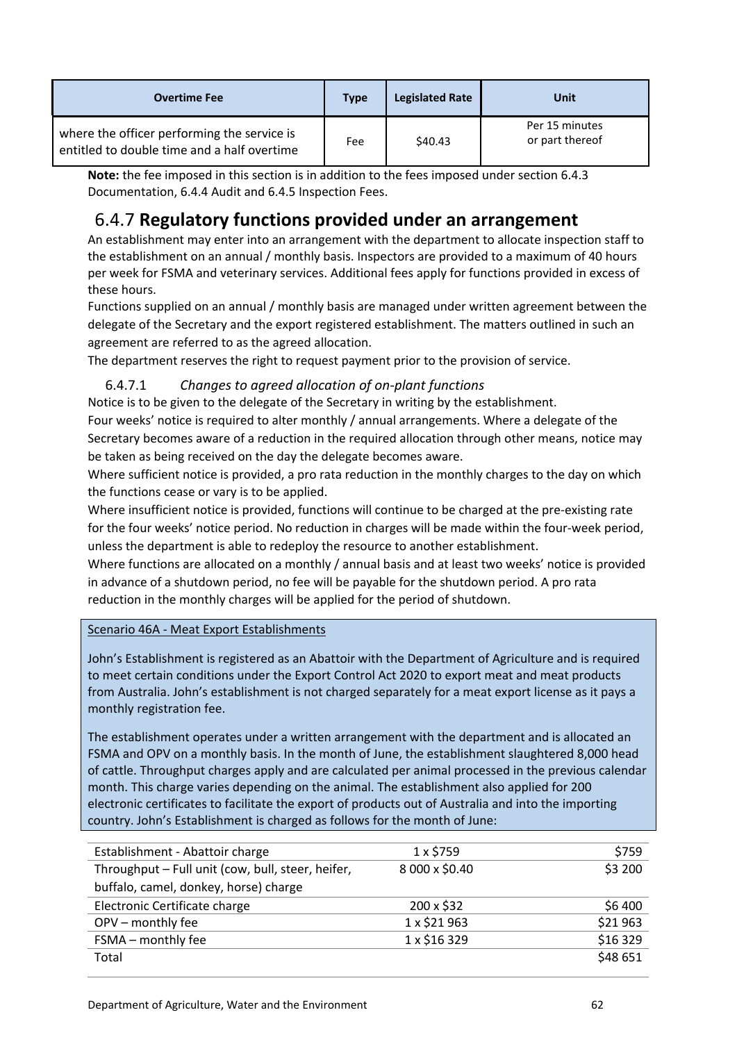| Overtime Fee | Type | Legislated Rate | Unit |
|---|---|---|---|
| where the officer performing the service is entitled to double time and a half overtime | Fee | $40.43 | Per 15 minutes or part thereof |

**Note:** the fee imposed in this section is in addition to the fees imposed under section 6.4.3 Documentation, 6.4.4 Audit and 6.4.5 Inspection Fees.

## 6.4.7 **Regulatory functions provided under an arrangement**

An establishment may enter into an arrangement with the department to allocate inspection staff to the establishment on an annual / monthly basis. Inspectors are provided to a maximum of 40 hours per week for FSMA and veterinary services. Additional fees apply for functions provided in excess of these hours.

Functions supplied on an annual / monthly basis are managed under written agreement between the delegate of the Secretary and the export registered establishment. The matters outlined in such an agreement are referred to as the agreed allocation.

The department reserves the right to request payment prior to the provision of service.

### 6.4.7.1 *Changes to agreed allocation of on-plant functions*

Notice is to be given to the delegate of the Secretary in writing by the establishment.

Four weeks' notice is required to alter monthly / annual arrangements. Where a delegate of the Secretary becomes aware of a reduction in the required allocation through other means, notice may be taken as being received on the day the delegate becomes aware.

Where sufficient notice is provided, a pro rata reduction in the monthly charges to the day on which the functions cease or vary is to be applied.

Where insufficient notice is provided, functions will continue to be charged at the pre-existing rate for the four weeks' notice period. No reduction in charges will be made within the four-week period, unless the department is able to redeploy the resource to another establishment.

Where functions are allocated on a monthly / annual basis and at least two weeks' notice is provided in advance of a shutdown period, no fee will be payable for the shutdown period. A pro rata reduction in the monthly charges will be applied for the period of shutdown.

Scenario 46A - Meat Export Establishments

John's Establishment is registered as an Abattoir with the Department of Agriculture and is required to meet certain conditions under the Export Control Act 2020 to export meat and meat products from Australia. John's establishment is not charged separately for a meat export license as it pays a monthly registration fee.

The establishment operates under a written arrangement with the department and is allocated an FSMA and OPV on a monthly basis. In the month of June, the establishment slaughtered 8,000 head of cattle. Throughput charges apply and are calculated per animal processed in the previous calendar month. This charge varies depending on the animal. The establishment also applied for 200 electronic certificates to facilitate the export of products out of Australia and into the importing country. John's Establishment is charged as follows for the month of June:

| | | |
|---|---|---|
| Establishment - Abattoir charge | 1 x $759 | $759 |
| Throughput – Full unit (cow, bull, steer, heifer, buffalo, camel, donkey, horse) charge | 8 000 x $0.40 | $3 200 |
| Electronic Certificate charge | 200 x $32 | $6 400 |
| OPV – monthly fee | 1 x $21 963 | $21 963 |
| FSMA – monthly fee | 1 x $16 329 | $16 329 |
| Total | | $48 651 |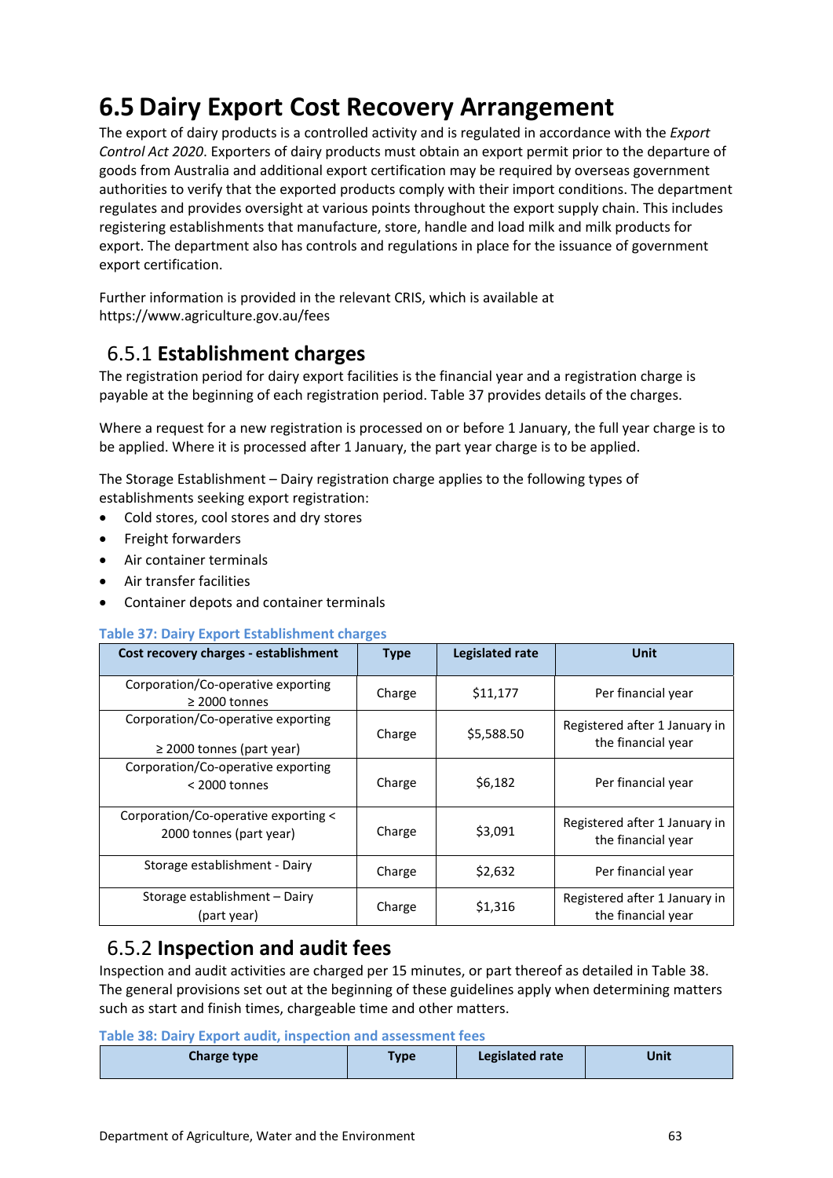# 6.5 Dairy Export Cost Recovery Arrangement

The export of dairy products is a controlled activity and is regulated in accordance with the *Export Control Act 2020*. Exporters of dairy products must obtain an export permit prior to the departure of goods from Australia and additional export certification may be required by overseas government authorities to verify that the exported products comply with their import conditions. The department regulates and provides oversight at various points throughout the export supply chain. This includes registering establishments that manufacture, store, handle and load milk and milk products for export. The department also has controls and regulations in place for the issuance of government export certification.

Further information is provided in the relevant CRIS, which is available at https://www.agriculture.gov.au/fees

## 6.5.1 Establishment charges

The registration period for dairy export facilities is the financial year and a registration charge is payable at the beginning of each registration period. Table 37 provides details of the charges.

Where a request for a new registration is processed on or before 1 January, the full year charge is to be applied. Where it is processed after 1 January, the part year charge is to be applied.

The Storage Establishment – Dairy registration charge applies to the following types of establishments seeking export registration:

- Cold stores, cool stores and dry stores
- Freight forwarders
- Air container terminals
- Air transfer facilities
- Container depots and container terminals

Table 37: Dairy Export Establishment charges

| Cost recovery charges - establishment | Type | Legislated rate | Unit |
|---|---|---|---|
| Corporation/Co-operative exporting ≥ 2000 tonnes | Charge | $11,177 | Per financial year |
| Corporation/Co-operative exporting ≥ 2000 tonnes (part year) | Charge | $5,588.50 | Registered after 1 January in the financial year |
| Corporation/Co-operative exporting < 2000 tonnes | Charge | $6,182 | Per financial year |
| Corporation/Co-operative exporting < 2000 tonnes (part year) | Charge | $3,091 | Registered after 1 January in the financial year |
| Storage establishment - Dairy | Charge | $2,632 | Per financial year |
| Storage establishment – Dairy (part year) | Charge | $1,316 | Registered after 1 January in the financial year |

## 6.5.2 Inspection and audit fees

Inspection and audit activities are charged per 15 minutes, or part thereof as detailed in Table 38. The general provisions set out at the beginning of these guidelines apply when determining matters such as start and finish times, chargeable time and other matters.

Table 38: Dairy Export audit, inspection and assessment fees

| Charge type | Type | Legislated rate | Unit |
|---|---|---|---|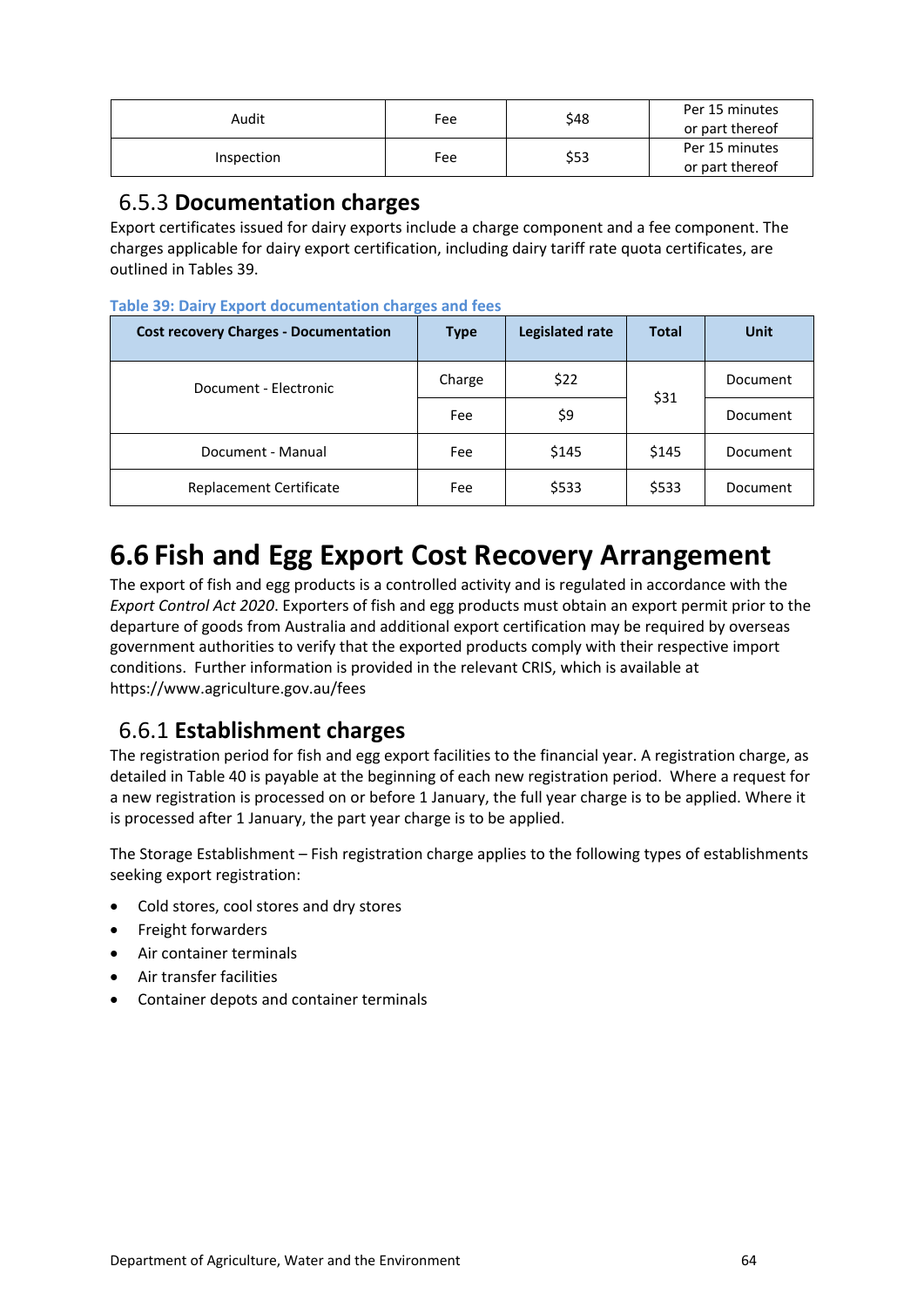| Audit | Fee | $48 | Per 15 minutes or part thereof |
|---|---|---|---|
| Inspection | Fee | $53 | Per 15 minutes or part thereof |

### 6.5.3 Documentation charges

Export certificates issued for dairy exports include a charge component and a fee component. The charges applicable for dairy export certification, including dairy tariff rate quota certificates, are outlined in Tables 39.

**Table 39: Dairy Export documentation charges and fees**

| Cost recovery Charges - Documentation | Type | Legislated rate | Total | Unit |
|---|---|---|---|---|
| Document - Electronic | Charge | $22 | $31 | Document |
| | Fee | $9 | | Document |
| Document - Manual | Fee | $145 | $145 | Document |
| Replacement Certificate | Fee | $533 | $533 | Document |

## 6.6 Fish and Egg Export Cost Recovery Arrangement

The export of fish and egg products is a controlled activity and is regulated in accordance with the *Export Control Act 2020*. Exporters of fish and egg products must obtain an export permit prior to the departure of goods from Australia and additional export certification may be required by overseas government authorities to verify that the exported products comply with their respective import conditions. Further information is provided in the relevant CRIS, which is available at https://www.agriculture.gov.au/fees

### 6.6.1 Establishment charges

The registration period for fish and egg export facilities to the financial year. A registration charge, as detailed in Table 40 is payable at the beginning of each new registration period. Where a request for a new registration is processed on or before 1 January, the full year charge is to be applied. Where it is processed after 1 January, the part year charge is to be applied.

The Storage Establishment – Fish registration charge applies to the following types of establishments seeking export registration:

- Cold stores, cool stores and dry stores
- Freight forwarders
- Air container terminals
- Air transfer facilities
- Container depots and container terminals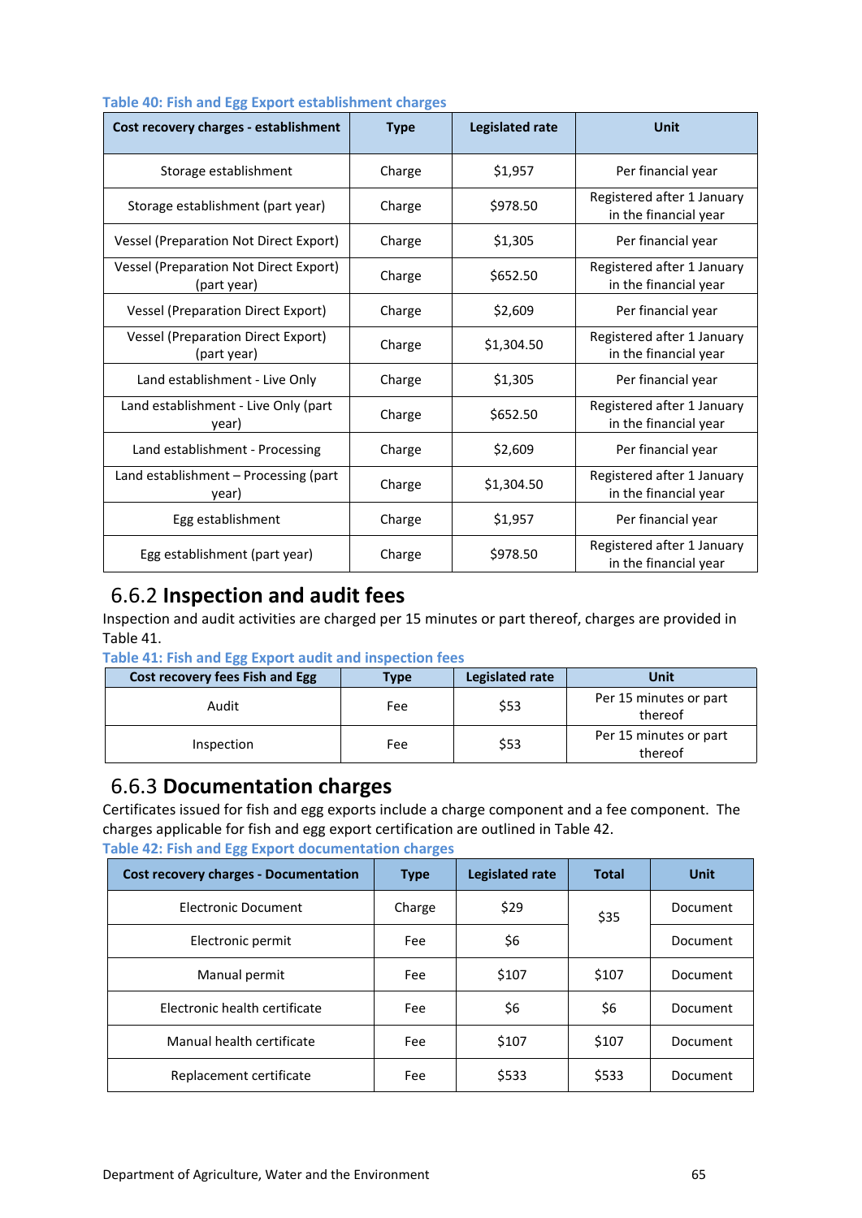Table 40: Fish and Egg Export establishment charges

| Cost recovery charges - establishment | Type | Legislated rate | Unit |
|---|---|---|---|
| Storage establishment | Charge | $1,957 | Per financial year |
| Storage establishment (part year) | Charge | $978.50 | Registered after 1 January in the financial year |
| Vessel (Preparation Not Direct Export) | Charge | $1,305 | Per financial year |
| Vessel (Preparation Not Direct Export) (part year) | Charge | $652.50 | Registered after 1 January in the financial year |
| Vessel (Preparation Direct Export) | Charge | $2,609 | Per financial year |
| Vessel (Preparation Direct Export) (part year) | Charge | $1,304.50 | Registered after 1 January in the financial year |
| Land establishment - Live Only | Charge | $1,305 | Per financial year |
| Land establishment - Live Only (part year) | Charge | $652.50 | Registered after 1 January in the financial year |
| Land establishment - Processing | Charge | $2,609 | Per financial year |
| Land establishment – Processing (part year) | Charge | $1,304.50 | Registered after 1 January in the financial year |
| Egg establishment | Charge | $1,957 | Per financial year |
| Egg establishment (part year) | Charge | $978.50 | Registered after 1 January in the financial year |

## 6.6.2 Inspection and audit fees

Inspection and audit activities are charged per 15 minutes or part thereof, charges are provided in Table 41.

Table 41: Fish and Egg Export audit and inspection fees

| Cost recovery fees Fish and Egg | Type | Legislated rate | Unit |
|---|---|---|---|
| Audit | Fee | $53 | Per 15 minutes or part thereof |
| Inspection | Fee | $53 | Per 15 minutes or part thereof |

## 6.6.3 Documentation charges

Certificates issued for fish and egg exports include a charge component and a fee component. The charges applicable for fish and egg export certification are outlined in Table 42.

Table 42: Fish and Egg Export documentation charges

| Cost recovery charges - Documentation | Type | Legislated rate | Total | Unit |
|---|---|---|---|---|
| Electronic Document | Charge | $29 | $35 | Document |
| Electronic permit | Fee | $6 | | Document |
| Manual permit | Fee | $107 | $107 | Document |
| Electronic health certificate | Fee | $6 | $6 | Document |
| Manual health certificate | Fee | $107 | $107 | Document |
| Replacement certificate | Fee | $533 | $533 | Document |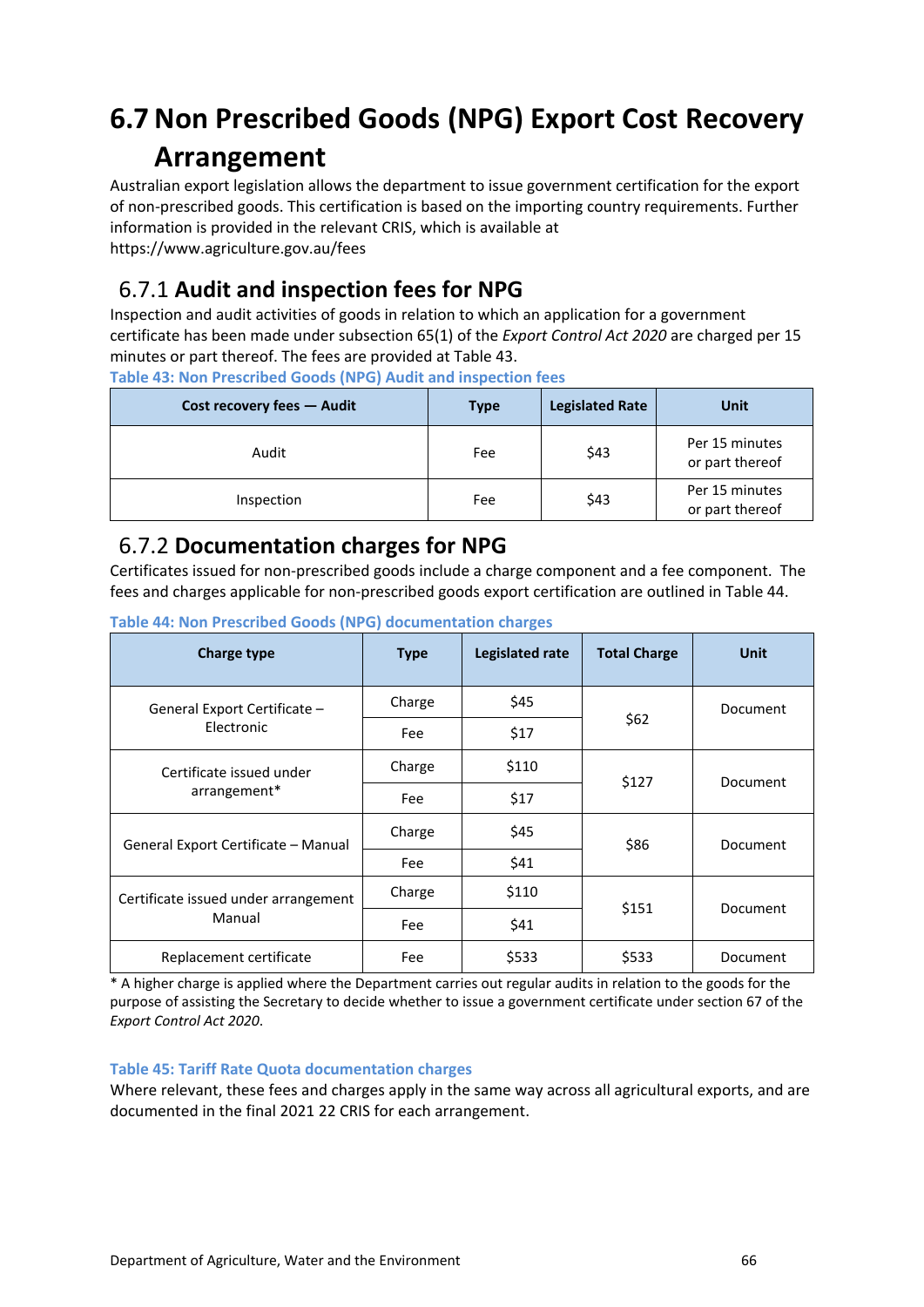# 6.7 Non Prescribed Goods (NPG) Export Cost Recovery Arrangement

Australian export legislation allows the department to issue government certification for the export of non-prescribed goods. This certification is based on the importing country requirements. Further information is provided in the relevant CRIS, which is available at https://www.agriculture.gov.au/fees

## 6.7.1 Audit and inspection fees for NPG

Inspection and audit activities of goods in relation to which an application for a government certificate has been made under subsection 65(1) of the *Export Control Act 2020* are charged per 15 minutes or part thereof. The fees are provided at Table 43.

**Table 43: Non Prescribed Goods (NPG) Audit and inspection fees**

| Cost recovery fees — Audit | Type | Legislated Rate | Unit |
|---|---|---|---|
| Audit | Fee | $43 | Per 15 minutes or part thereof |
| Inspection | Fee | $43 | Per 15 minutes or part thereof |

## 6.7.2 Documentation charges for NPG

Certificates issued for non-prescribed goods include a charge component and a fee component. The fees and charges applicable for non-prescribed goods export certification are outlined in Table 44.

**Table 44: Non Prescribed Goods (NPG) documentation charges**

| Charge type | Type | Legislated rate | Total Charge | Unit |
|---|---|---|---|---|
| General Export Certificate – Electronic | Charge | $45 | $62 | Document |
| | Fee | $17 | | |
| Certificate issued under arrangement* | Charge | $110 | $127 | Document |
| | Fee | $17 | | |
| General Export Certificate – Manual | Charge | $45 | $86 | Document |
| | Fee | $41 | | |
| Certificate issued under arrangement Manual | Charge | $110 | $151 | Document |
| | Fee | $41 | | |
| Replacement certificate | Fee | $533 | $533 | Document |

* A higher charge is applied where the Department carries out regular audits in relation to the goods for the purpose of assisting the Secretary to decide whether to issue a government certificate under section 67 of the *Export Control Act 2020*.

**Table 45: Tariff Rate Quota documentation charges**

Where relevant, these fees and charges apply in the same way across all agricultural exports, and are documented in the final 2021 22 CRIS for each arrangement.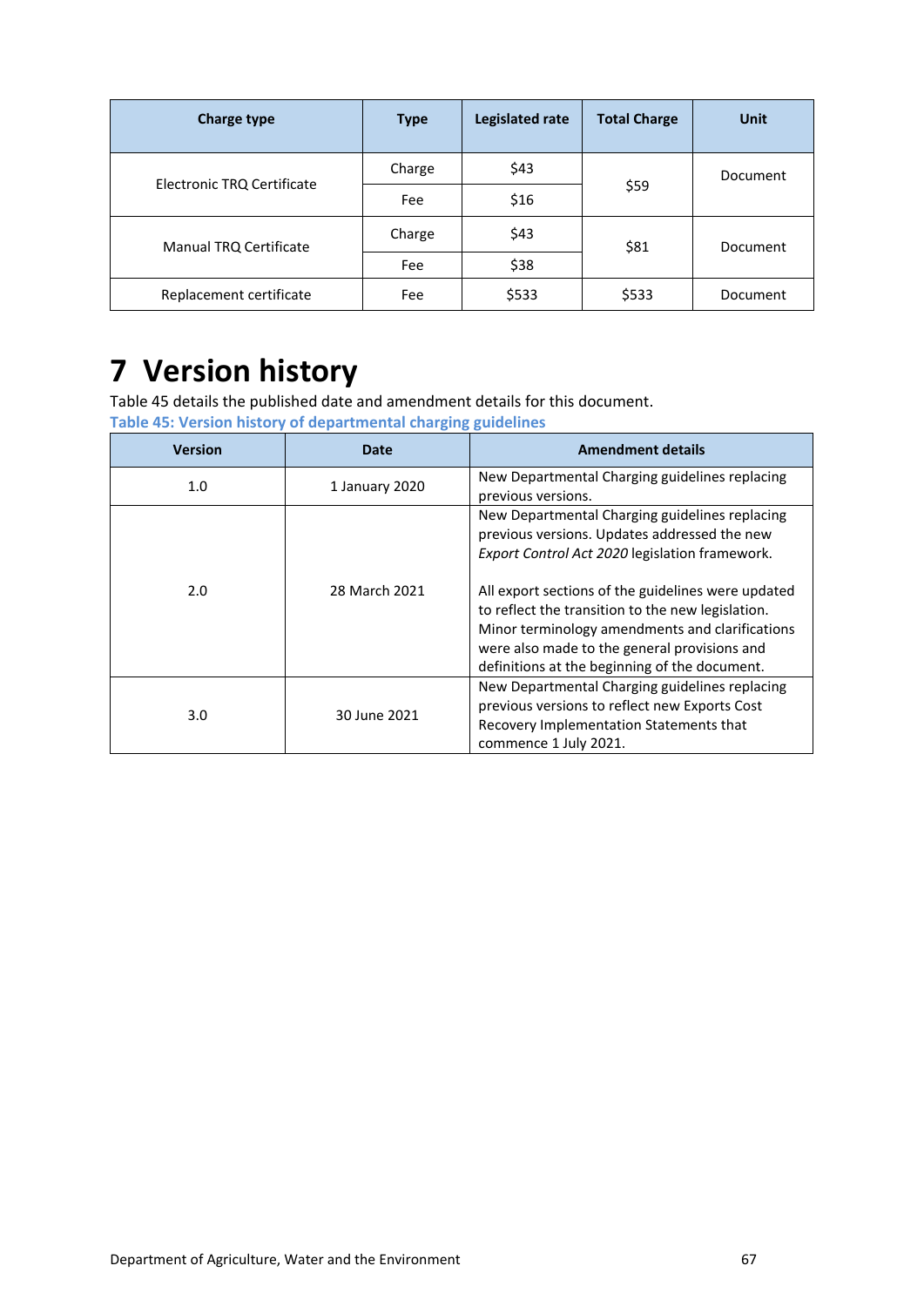| Charge type | Type | Legislated rate | Total Charge | Unit |
| --- | --- | --- | --- | --- |
| Electronic TRQ Certificate | Charge | $43 | $59 | Document |
| | Fee | $16 | | |
| Manual TRQ Certificate | Charge | $43 | $81 | Document |
| | Fee | $38 | | |
| Replacement certificate | Fee | $533 | $533 | Document |

# 7 Version history

Table 45 details the published date and amendment details for this document.

**Table 45: Version history of departmental charging guidelines**

| Version | Date | Amendment details |
| --- | --- | --- |
| 1.0 | 1 January 2020 | New Departmental Charging guidelines replacing previous versions. |
| 2.0 | 28 March 2021 | New Departmental Charging guidelines replacing previous versions. Updates addressed the new *Export Control Act 2020* legislation framework.<br><br>All export sections of the guidelines were updated to reflect the transition to the new legislation. Minor terminology amendments and clarifications were also made to the general provisions and definitions at the beginning of the document. |
| 3.0 | 30 June 2021 | New Departmental Charging guidelines replacing previous versions to reflect new Exports Cost Recovery Implementation Statements that commence 1 July 2021. |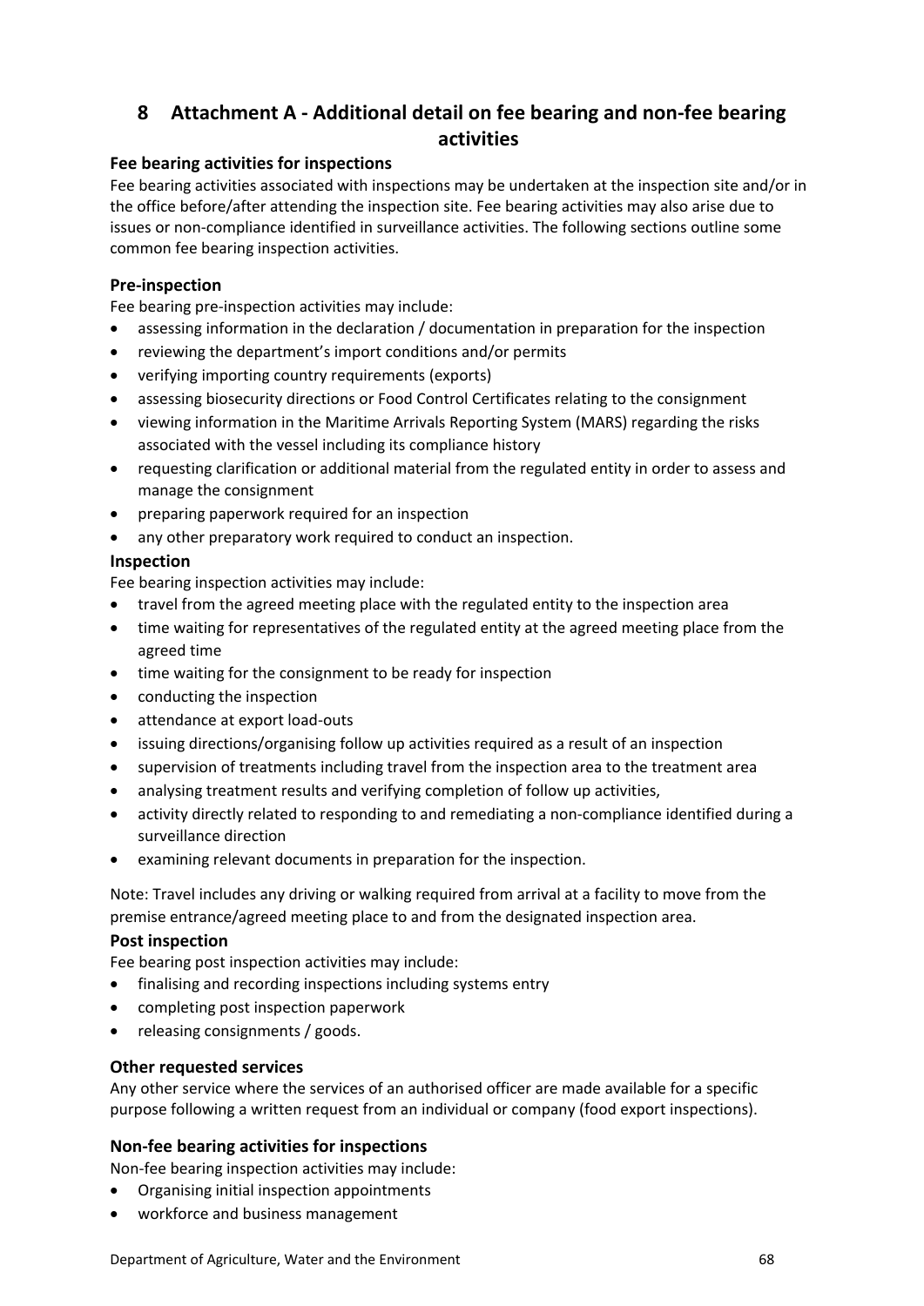# 8 Attachment A - Additional detail on fee bearing and non-fee bearing activities

### Fee bearing activities for inspections

Fee bearing activities associated with inspections may be undertaken at the inspection site and/or in the office before/after attending the inspection site. Fee bearing activities may also arise due to issues or non-compliance identified in surveillance activities. The following sections outline some common fee bearing inspection activities.

### Pre-inspection

Fee bearing pre-inspection activities may include:

- assessing information in the declaration / documentation in preparation for the inspection
- reviewing the department's import conditions and/or permits
- verifying importing country requirements (exports)
- assessing biosecurity directions or Food Control Certificates relating to the consignment
- viewing information in the Maritime Arrivals Reporting System (MARS) regarding the risks associated with the vessel including its compliance history
- requesting clarification or additional material from the regulated entity in order to assess and manage the consignment
- preparing paperwork required for an inspection
- any other preparatory work required to conduct an inspection.

### Inspection

Fee bearing inspection activities may include:

- travel from the agreed meeting place with the regulated entity to the inspection area
- time waiting for representatives of the regulated entity at the agreed meeting place from the agreed time
- time waiting for the consignment to be ready for inspection
- conducting the inspection
- attendance at export load-outs
- issuing directions/organising follow up activities required as a result of an inspection
- supervision of treatments including travel from the inspection area to the treatment area
- analysing treatment results and verifying completion of follow up activities,
- activity directly related to responding to and remediating a non-compliance identified during a surveillance direction
- examining relevant documents in preparation for the inspection.

Note: Travel includes any driving or walking required from arrival at a facility to move from the premise entrance/agreed meeting place to and from the designated inspection area.

### Post inspection

Fee bearing post inspection activities may include:

- finalising and recording inspections including systems entry
- completing post inspection paperwork
- releasing consignments / goods.

### Other requested services

Any other service where the services of an authorised officer are made available for a specific purpose following a written request from an individual or company (food export inspections).

### Non-fee bearing activities for inspections

Non-fee bearing inspection activities may include:

- Organising initial inspection appointments
- workforce and business management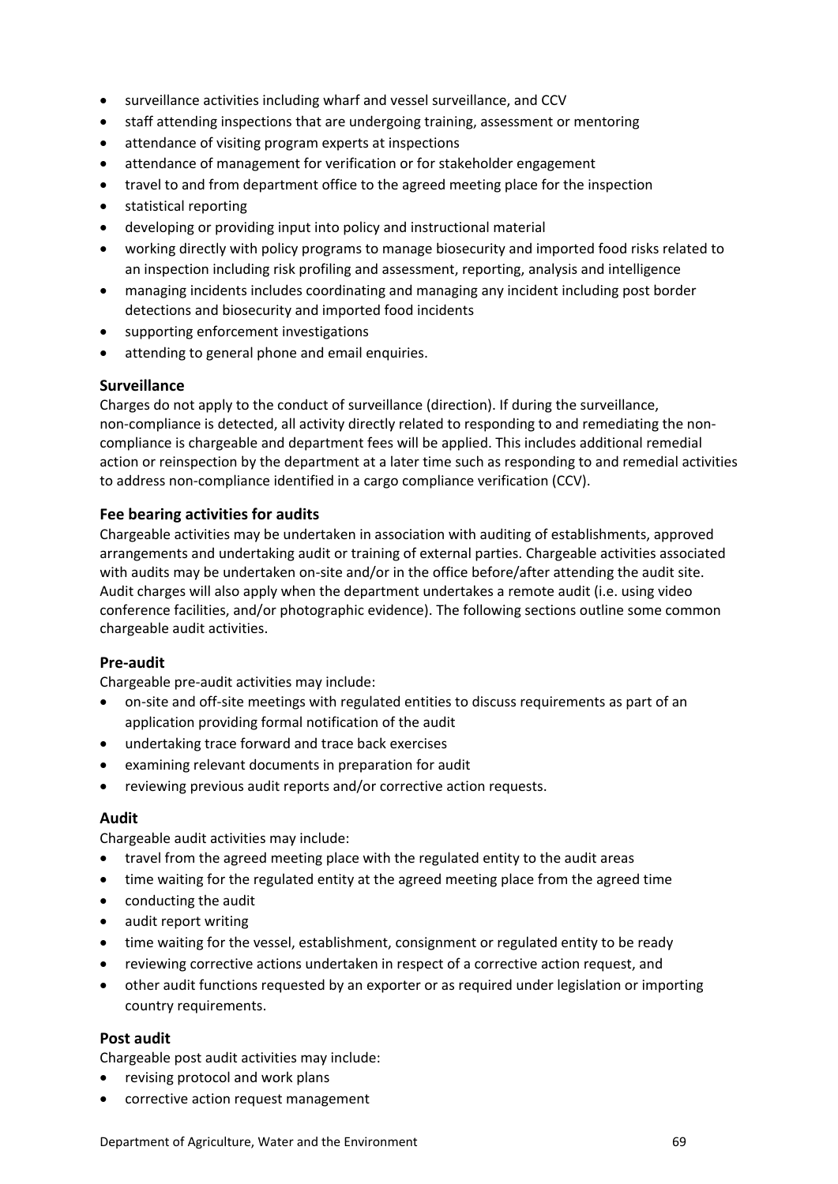- surveillance activities including wharf and vessel surveillance, and CCV
- staff attending inspections that are undergoing training, assessment or mentoring
- attendance of visiting program experts at inspections
- attendance of management for verification or for stakeholder engagement
- travel to and from department office to the agreed meeting place for the inspection
- statistical reporting
- developing or providing input into policy and instructional material
- working directly with policy programs to manage biosecurity and imported food risks related to an inspection including risk profiling and assessment, reporting, analysis and intelligence
- managing incidents includes coordinating and managing any incident including post border detections and biosecurity and imported food incidents
- supporting enforcement investigations
- attending to general phone and email enquiries.

### Surveillance

Charges do not apply to the conduct of surveillance (direction). If during the surveillance, non-compliance is detected, all activity directly related to responding to and remediating the non-compliance is chargeable and department fees will be applied. This includes additional remedial action or reinspection by the department at a later time such as responding to and remedial activities to address non-compliance identified in a cargo compliance verification (CCV).

### Fee bearing activities for audits

Chargeable activities may be undertaken in association with auditing of establishments, approved arrangements and undertaking audit or training of external parties. Chargeable activities associated with audits may be undertaken on-site and/or in the office before/after attending the audit site. Audit charges will also apply when the department undertakes a remote audit (i.e. using video conference facilities, and/or photographic evidence). The following sections outline some common chargeable audit activities.

### Pre-audit

Chargeable pre-audit activities may include:

- on-site and off-site meetings with regulated entities to discuss requirements as part of an application providing formal notification of the audit
- undertaking trace forward and trace back exercises
- examining relevant documents in preparation for audit
- reviewing previous audit reports and/or corrective action requests.

### Audit

Chargeable audit activities may include:

- travel from the agreed meeting place with the regulated entity to the audit areas
- time waiting for the regulated entity at the agreed meeting place from the agreed time
- conducting the audit
- audit report writing
- time waiting for the vessel, establishment, consignment or regulated entity to be ready
- reviewing corrective actions undertaken in respect of a corrective action request, and
- other audit functions requested by an exporter or as required under legislation or importing country requirements.

### Post audit

Chargeable post audit activities may include:

- revising protocol and work plans
- corrective action request management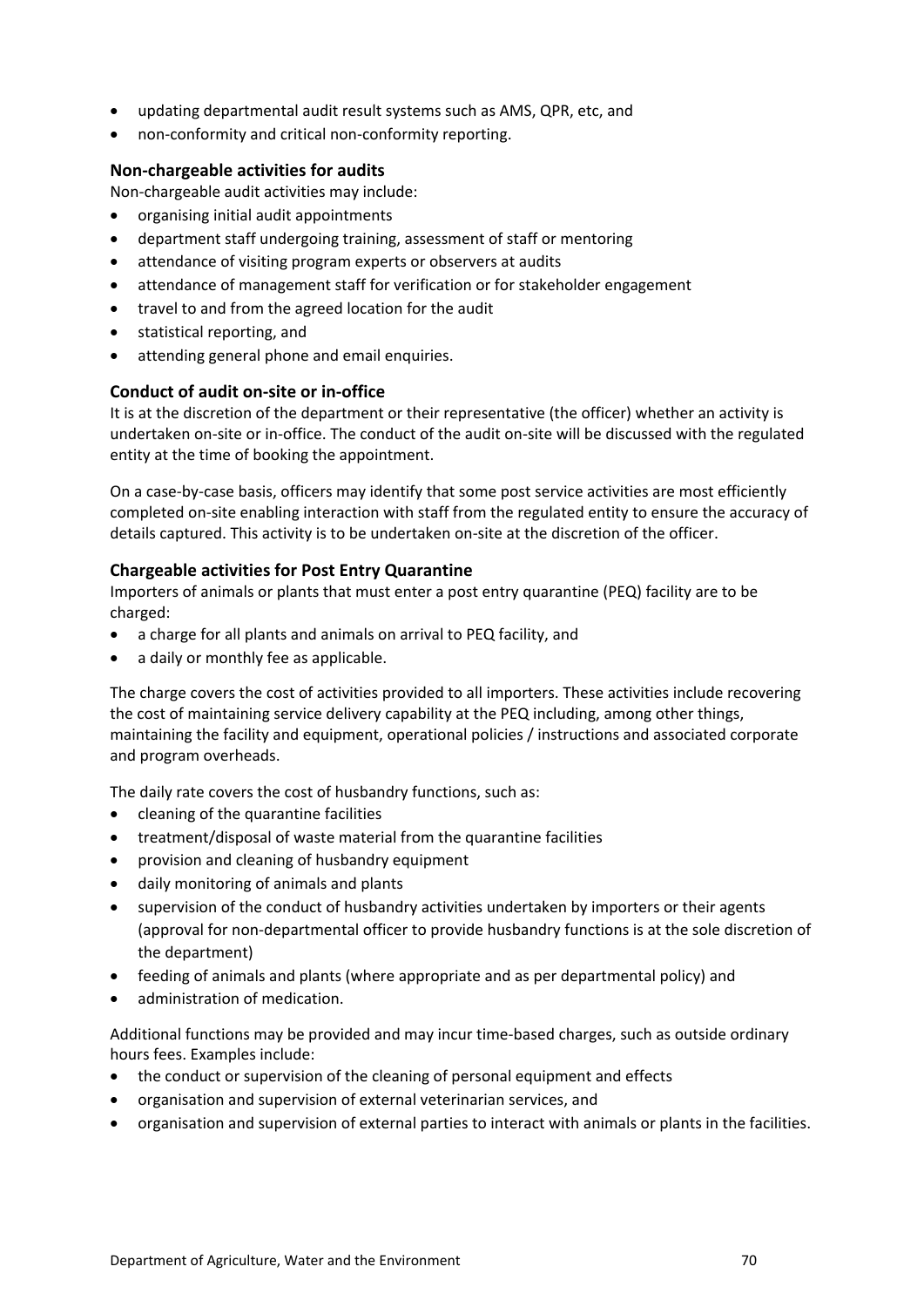- updating departmental audit result systems such as AMS, QPR, etc, and
- non-conformity and critical non-conformity reporting.

### Non-chargeable activities for audits

Non-chargeable audit activities may include:

- organising initial audit appointments
- department staff undergoing training, assessment of staff or mentoring
- attendance of visiting program experts or observers at audits
- attendance of management staff for verification or for stakeholder engagement
- travel to and from the agreed location for the audit
- statistical reporting, and
- attending general phone and email enquiries.

### Conduct of audit on-site or in-office

It is at the discretion of the department or their representative (the officer) whether an activity is undertaken on-site or in-office. The conduct of the audit on-site will be discussed with the regulated entity at the time of booking the appointment.

On a case-by-case basis, officers may identify that some post service activities are most efficiently completed on-site enabling interaction with staff from the regulated entity to ensure the accuracy of details captured. This activity is to be undertaken on-site at the discretion of the officer.

### Chargeable activities for Post Entry Quarantine

Importers of animals or plants that must enter a post entry quarantine (PEQ) facility are to be charged:

- a charge for all plants and animals on arrival to PEQ facility, and
- a daily or monthly fee as applicable.

The charge covers the cost of activities provided to all importers. These activities include recovering the cost of maintaining service delivery capability at the PEQ including, among other things, maintaining the facility and equipment, operational policies / instructions and associated corporate and program overheads.

The daily rate covers the cost of husbandry functions, such as:

- cleaning of the quarantine facilities
- treatment/disposal of waste material from the quarantine facilities
- provision and cleaning of husbandry equipment
- daily monitoring of animals and plants
- supervision of the conduct of husbandry activities undertaken by importers or their agents (approval for non-departmental officer to provide husbandry functions is at the sole discretion of the department)
- feeding of animals and plants (where appropriate and as per departmental policy) and
- administration of medication.

Additional functions may be provided and may incur time-based charges, such as outside ordinary hours fees. Examples include:

- the conduct or supervision of the cleaning of personal equipment and effects
- organisation and supervision of external veterinarian services, and
- organisation and supervision of external parties to interact with animals or plants in the facilities.